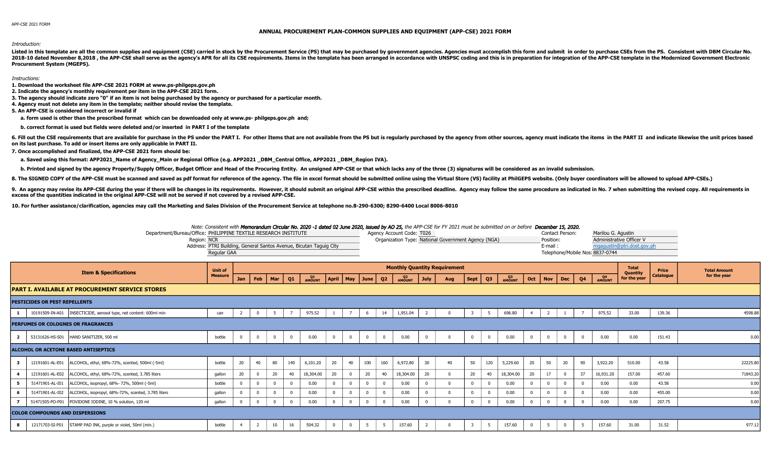APP-CSE 2021 FORM

# ANNUAL PROCUREMENT PLAN-COMMON SUPPLIES AND EQUIPMENT (APP-CSE) 2021 FORM

*Introduction:*

**Listed in this template are all the common supplies and equipment (CSE) carried in stock by the Procurement Service (PS) that may be purchased by government agencies. Agencies must accomplish this form and submit in order to purchase CSEs from the PS. Consistent with DBM Circular No. 2018-10 dated November 8,2018 , the APP-CSE shall serve as the agency's APR for all its CSE requirements. Items in the template has been arranged in accordance with UNSPSC coding and this is in preparation for integration of the APP-CSE template in the Modernized Government Electronic Procurement System (MGEPS).**

*Instructions:*

**1. Download the worksheet file APP-CSE 2021 FORM at www.ps-philgeps.gov.ph**

**2. Indicate the agency's monthly requirement per item in the APP-CSE 2021 form.**

**3. The agency should indicate zero "0" if an item is not being purchased by the agency or purchased for a particular month.**

**4. Agency must not delete any item in the template; neither should revise the template.**

**5. An APP-CSE is considered incorrect or invalid if**

**a. form used is other than the prescribed format which can be downloaded only at www.ps- philgeps.gov.ph and;**

**b. correct format is used but fields were deleted and/or inserted in PART I of the template**

**6. Fill out the CSE requirements that are available for purchase in the PS under the PART I. For other Items that are not available from the PS but is regularly purchased by the agency from other sources, agency must indicate the items in the PART II and indicate likewise the unit prices based on its last purchase. To add or insert items are only applicable in PART II.**

**7. Once accomplished and finalized, the APP-CSE 2021 form should be:**

**a. Saved using this format: APP2021_Name of Agency_Main or Regional Office (e.g. APP2021 _DBM_Central Office, APP2021 _DBM_Region IVA).**

**b. Printed and signed by the agency Property/Supply Officer, Budget Officer and Head of the Procuring Entity. An unsigned APP-CSE or that which lacks any of the three (3) signatures will be considered as an invalid submission.**

**8. The SIGNED COPY of the APP-CSE must be scanned and saved as pdf format for reference of the agency. The file in excel format should be submitted online using the Virtual Store (VS) facility at PhilGEPS website. (Only buyer coordinators will be allowed to upload APP-CSEs.)**

**9. An agency may revise its APP-CSE during the year if there will be changes in its requirements. However, it should submit an original APP-CSE within the prescribed deadline. Agency may follow the same procedure as indicated in No. 7 when submitting the revised copy. All requirements in excess of the quantities indicated in the original APP-CSE will not be served if not covered by a revised APP-CSE.**

**10. For further assistance/clarification, agencies may call the Marketing and Sales Division of the Procurement Service at telephone no.8-290-6300; 8290-6400 Local 8006-8010**

*Note: Consistent with **Memorandum Circular No. 2020 -1 dated 02 June 2020, issued by AO 25,** the APP-CSE for FY 2021 must be submitted on or before **December 15, 2020.***

Department/Bureau/Office: PHILIPPINE TEXTILE RESEARCH INSTITUTE
Region: NCR
Address: PTRI Building, General Santos Avenue, Bicutan Taguig City
Regular GAA

Agency Account Code: T026
Organization Type: National Government Agency (NGA)

Contact Person: Marilou G. Agustin
Position: Administrative Officer V
E-mail : mgagustin@ptri.dost.gov.ph
Telephone/Mobile Nos: 8837-0744

| | Item & Specifications | | Unit of Measure | Monthly Quantity Requirement | | | | | | | | | | | | | | | | | | | | Total Quantity for the year | Price Catalogue | Total Amount for the year |
|---|---|---|---|---|---|---|---|---|---|---|---|---|---|---|---|---|---|---|---|---|---|---|---|---|---|---|
| | | | | Jan | Feb | Mar | Q1 | Q1 AMOUNT | April | May | June | Q2 | Q2 AMOUNT | July | Aug | Sept | Q3 | Q3 AMOUNT | Oct | Nov | Dec | Q4 | Q4 AMOUNT | | | |
| **PART I. AVAILABLE AT PROCUREMENT SERVICE STORES** | | | | | | | | | | | | | | | | | | | | | | | | | | |
| **PESTICIDES OR PEST REPELLENTS** | | | | | | | | | | | | | | | | | | | | | | | | | | |
| 1 | 10191509-IN-A01 | INSECTICIDE, aerosol type, net content: 600ml min | can | 2 | 0 | 5 | 7 | 975.52 | 1 | 7 | 6 | 14 | 1,951.04 | 2 | 0 | 3 | 5 | 696.80 | 4 | 2 | 1 | 7 | 975.52 | 33.00 | 139.36 | 4598.88 |
| **PERFUMES OR COLOGNES OR FRAGRANCES** | | | | | | | | | | | | | | | | | | | | | | | | | | |
| 2 | 53131626-HS-S01 | HAND SANITIZER, 500 ml | bottle | 0 | 0 | 0 | 0 | 0.00 | 0 | 0 | 0 | 0 | 0.00 | 0 | 0 | 0 | 0 | 0.00 | 0 | 0 | 0 | 0 | 0.00 | 0.00 | 151.43 | 0.00 |
| **ALCOHOL OR ACETONE BASED ANTISEPTICS** | | | | | | | | | | | | | | | | | | | | | | | | | | |
| 3 | 12191601-AL-E01 | ALCOHOL, ethyl, 68%-72%, scented, 500ml (-5ml) | bottle | 20 | 40 | 80 | 140 | 6,101.20 | 20 | 40 | 100 | 160 | 6,972.80 | 30 | 40 | 50 | 120 | 5,229.60 | 20 | 50 | 20 | 90 | 3,922.20 | 510.00 | 43.58 | 22225.80 |
| 4 | 12191601-AL-E02 | ALCOHOL, ethyl, 68%-72%, scented, 3.785 liters | gallon | 20 | 0 | 20 | 40 | 18,304.00 | 20 | 0 | 20 | 40 | 18,304.00 | 20 | 0 | 20 | 40 | 18,304.00 | 20 | 17 | 0 | 37 | 16,931.20 | 157.00 | 457.60 | 71843.20 |
| 5 | 51471901-AL-I01 | ALCOHOL, isopropyl, 68%- 72%, 500ml (-5ml) | bottle | 0 | 0 | 0 | 0 | 0.00 | 0 | 0 | 0 | 0 | 0.00 | 0 | 0 | 0 | 0 | 0.00 | 0 | 0 | 0 | 0 | 0.00 | 0.00 | 43.58 | 0.00 |
| 6 | 51471901-AL-I02 | ALCOHOL, isopropyl, 68%-72%, scented, 3.785 liters | gallon | 0 | 0 | 0 | 0 | 0.00 | 0 | 0 | 0 | 0 | 0.00 | 0 | 0 | 0 | 0 | 0.00 | 0 | 0 | 0 | 0 | 0.00 | 0.00 | 455.00 | 0.00 |
| 7 | 51471505-PO-P01 | POVIDONE IODINE, 10 % solution, 120 ml | gallon | 0 | 0 | 0 | 0 | 0.00 | 0 | 0 | 0 | 0 | 0.00 | 0 | 0 | 0 | 0 | 0.00 | 0 | 0 | 0 | 0 | 0.00 | 0.00 | 207.75 | 0.00 |
| **COLOR COMPOUNDS AND DISPERSIONS** | | | | | | | | | | | | | | | | | | | | | | | | | | |
| 8 | 12171703-SI-P01 | STAMP PAD INK, purple or violet, 50ml (min.) | bottle | 4 | 2 | 10 | 16 | 504.32 | 0 | 0 | 5 | 5 | 157.60 | 2 | 0 | 3 | 5 | 157.60 | 0 | 5 | 0 | 5 | 157.60 | 31.00 | 31.52 | 977.12 |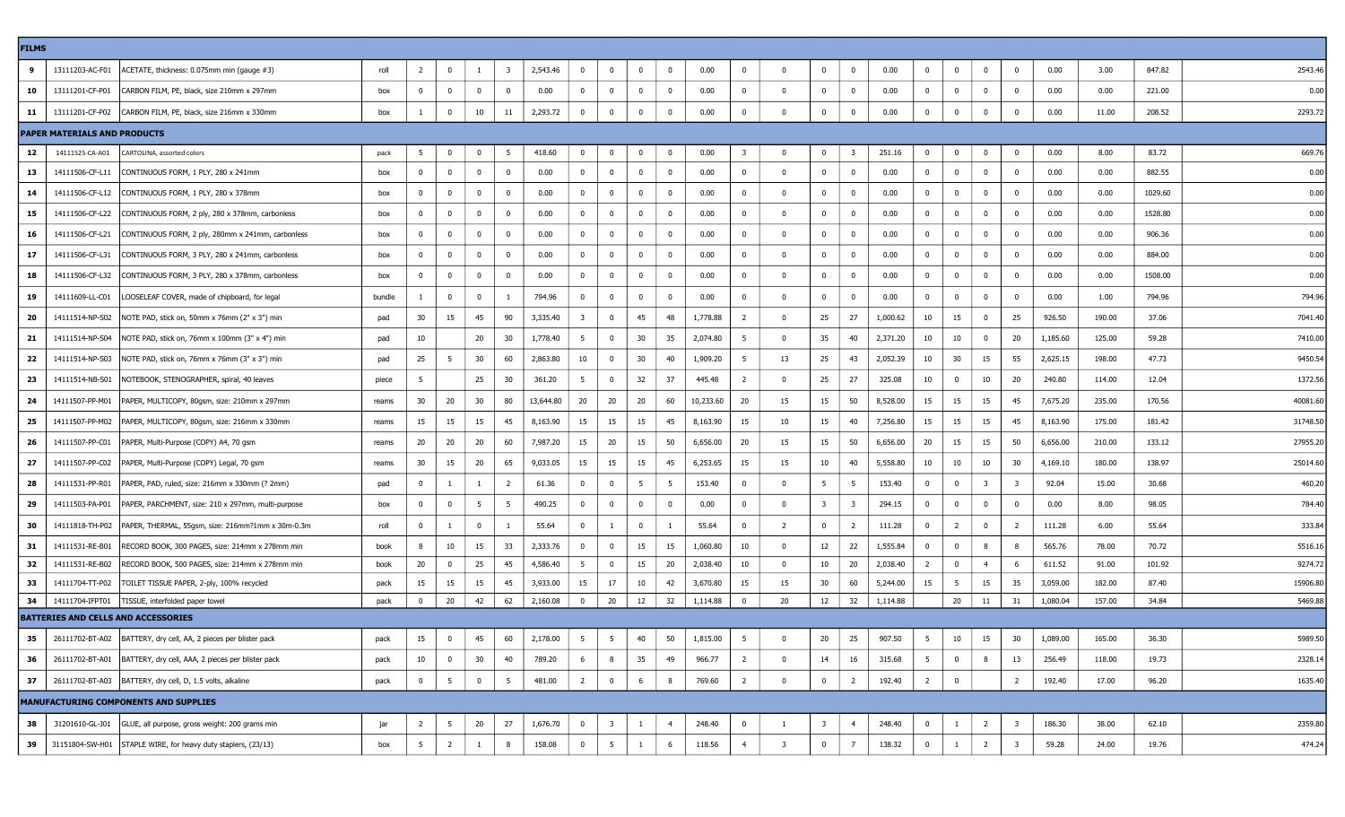| FILMS | | | | | | | | | | | | | | | | | | | | | | | | | | |
|---|---|---|---|---|---|---|---|---|---|---|---|---|---|---|---|---|---|---|---|---|---|---|---|---|---|---|
| 9 | 13111203-AC-F01 | ACETATE, thickness: 0.075mm min (gauge #3) | roll | 2 | 0 | 1 | 3 | 2,543.46 | 0 | 0 | 0 | 0 | 0.00 | 0 | 0 | 0 | 0 | 0.00 | 0 | 0 | 0 | 0 | 0.00 | 3.00 | 847.82 | 2543.46 |
| 10 | 13111201-CF-P01 | CARBON FILM, PE, black, size 210mm x 297mm | box | 0 | 0 | 0 | 0 | 0.00 | 0 | 0 | 0 | 0 | 0.00 | 0 | 0 | 0 | 0 | 0.00 | 0 | 0 | 0 | 0 | 0.00 | 0.00 | 221.00 | 0.00 |
| 11 | 13111201-CF-P02 | CARBON FILM, PE, black, size 216mm x 330mm | box | 1 | 0 | 10 | 11 | 2,293.72 | 0 | 0 | 0 | 0 | 0.00 | 0 | 0 | 0 | 0 | 0.00 | 0 | 0 | 0 | 0 | 0.00 | 11.00 | 208.52 | 2293.72 |
| PAPER MATERIALS AND PRODUCTS | | | | | | | | | | | | | | | | | | | | | | | | | | |
| 12 | 14111525-CA-A01 | CARTOLINA, assorted colors | pack | 5 | 0 | 0 | 5 | 418.60 | 0 | 0 | 0 | 0 | 0.00 | 3 | 0 | 0 | 3 | 251.16 | 0 | 0 | 0 | 0 | 0.00 | 8.00 | 83.72 | 669.76 |
| 13 | 14111506-CF-L11 | CONTINUOUS FORM, 1 PLY, 280 x 241mm | box | 0 | 0 | 0 | 0 | 0.00 | 0 | 0 | 0 | 0 | 0.00 | 0 | 0 | 0 | 0 | 0.00 | 0 | 0 | 0 | 0 | 0.00 | 0.00 | 882.55 | 0.00 |
| 14 | 14111506-CF-L12 | CONTINUOUS FORM, 1 PLY, 280 x 378mm | box | 0 | 0 | 0 | 0 | 0.00 | 0 | 0 | 0 | 0 | 0.00 | 0 | 0 | 0 | 0 | 0.00 | 0 | 0 | 0 | 0 | 0.00 | 0.00 | 1029.60 | 0.00 |
| 15 | 14111506-CF-L22 | CONTINUOUS FORM, 2 ply, 280 x 378mm, carbonless | box | 0 | 0 | 0 | 0 | 0.00 | 0 | 0 | 0 | 0 | 0.00 | 0 | 0 | 0 | 0 | 0.00 | 0 | 0 | 0 | 0 | 0.00 | 0.00 | 1528.80 | 0.00 |
| 16 | 14111506-CF-L21 | CONTINUOUS FORM, 2 ply, 280mm x 241mm, carbonless | box | 0 | 0 | 0 | 0 | 0.00 | 0 | 0 | 0 | 0 | 0.00 | 0 | 0 | 0 | 0 | 0.00 | 0 | 0 | 0 | 0 | 0.00 | 0.00 | 906.36 | 0.00 |
| 17 | 14111506-CF-L31 | CONTINUOUS FORM, 3 PLY, 280 x 241mm, carbonless | box | 0 | 0 | 0 | 0 | 0.00 | 0 | 0 | 0 | 0 | 0.00 | 0 | 0 | 0 | 0 | 0.00 | 0 | 0 | 0 | 0 | 0.00 | 0.00 | 884.00 | 0.00 |
| 18 | 14111506-CF-L32 | CONTINUOUS FORM, 3 PLY, 280 x 378mm, carbonless | box | 0 | 0 | 0 | 0 | 0.00 | 0 | 0 | 0 | 0 | 0.00 | 0 | 0 | 0 | 0 | 0.00 | 0 | 0 | 0 | 0 | 0.00 | 0.00 | 1508.00 | 0.00 |
| 19 | 14111609-LL-C01 | LOOSELEAF COVER, made of chipboard, for legal | bundle | 1 | 0 | 0 | 1 | 794.96 | 0 | 0 | 0 | 0 | 0.00 | 0 | 0 | 0 | 0 | 0.00 | 0 | 0 | 0 | 0 | 0.00 | 1.00 | 794.96 | 794.96 |
| 20 | 14111514-NP-S02 | NOTE PAD, stick on, 50mm x 76mm (2" x 3") min | pad | 30 | 15 | 45 | 90 | 3,335.40 | 3 | 0 | 45 | 48 | 1,778.88 | 2 | 0 | 25 | 27 | 1,000.62 | 10 | 15 | 0 | 25 | 926.50 | 190.00 | 37.06 | 7041.40 |
| 21 | 14111514-NP-S04 | NOTE PAD, stick on, 76mm x 100mm (3" x 4") min | pad | 10 | | 20 | 30 | 1,778.40 | 5 | 0 | 30 | 35 | 2,074.80 | 5 | 0 | 35 | 40 | 2,371.20 | 10 | 10 | 0 | 20 | 1,185.60 | 125.00 | 59.28 | 7410.00 |
| 22 | 14111514-NP-S03 | NOTE PAD, stick on, 76mm x 76mm (3" x 3") min | pad | 25 | 5 | 30 | 60 | 2,863.80 | 10 | 0 | 30 | 40 | 1,909.20 | 5 | 13 | 25 | 43 | 2,052.39 | 10 | 30 | 15 | 55 | 2,625.15 | 198.00 | 47.73 | 9450.54 |
| 23 | 14111514-NB-S01 | NOTEBOOK, STENOGRAPHER, spiral, 40 leaves | piece | 5 | | 25 | 30 | 361.20 | 5 | 0 | 32 | 37 | 445.48 | 2 | 0 | 25 | 27 | 325.08 | 10 | 0 | 10 | 20 | 240.80 | 114.00 | 12.04 | 1372.56 |
| 24 | 14111507-PP-M01 | PAPER, MULTICOPY, 80gsm, size: 210mm x 297mm | reams | 30 | 20 | 30 | 80 | 13,644.80 | 20 | 20 | 20 | 60 | 10,233.60 | 20 | 15 | 15 | 50 | 8,528.00 | 15 | 15 | 15 | 45 | 7,675.20 | 235.00 | 170.56 | 40081.60 |
| 25 | 14111507-PP-M02 | PAPER, MULTICOPY, 80gsm, size: 216mm x 330mm | reams | 15 | 15 | 15 | 45 | 8,163.90 | 15 | 15 | 15 | 45 | 8,163.90 | 15 | 10 | 15 | 40 | 7,256.80 | 15 | 15 | 15 | 45 | 8,163.90 | 175.00 | 181.42 | 31748.50 |
| 26 | 14111507-PP-C01 | PAPER, Multi-Purpose (COPY) A4, 70 gsm | reams | 20 | 20 | 20 | 60 | 7,987.20 | 15 | 20 | 15 | 50 | 6,656.00 | 20 | 15 | 15 | 50 | 6,656.00 | 20 | 15 | 15 | 50 | 6,656.00 | 210.00 | 133.12 | 27955.20 |
| 27 | 14111507-PP-C02 | PAPER, Multi-Purpose (COPY) Legal, 70 gsm | reams | 30 | 15 | 20 | 65 | 9,033.05 | 15 | 15 | 15 | 45 | 6,253.65 | 15 | 15 | 10 | 40 | 5,558.80 | 10 | 10 | 10 | 30 | 4,169.10 | 180.00 | 138.97 | 25014.60 |
| 28 | 14111531-PP-R01 | PAPER, PAD, ruled, size: 216mm x 330mm (? 2mm) | pad | 0 | 1 | 1 | 2 | 61.36 | 0 | 0 | 5 | 5 | 153.40 | 0 | 0 | 5 | 5 | 153.40 | 0 | 0 | 3 | 3 | 92.04 | 15.00 | 30.68 | 460.20 |
| 29 | 14111503-PA-P01 | PAPER, PARCHMENT, size: 210 x 297mm, multi-purpose | box | 0 | 0 | 5 | 5 | 490.25 | 0 | 0 | 0 | 0 | 0.00 | 0 | 3 | 0 | 3 | 294.15 | 0 | 0 | 0 | 0 | 0.00 | 8.00 | 98.05 | 784.40 |
| 30 | 14111818-TH-P02 | PAPER, THERMAL, 55gsm, size: 216mm?1mm x 30m-0.3m | roll | 0 | 1 | 0 | 1 | 55.64 | 0 | 1 | 0 | 1 | 55.64 | 0 | 2 | 0 | 2 | 111.28 | 0 | 2 | 0 | 2 | 111.28 | 6.00 | 55.64 | 333.84 |
| 31 | 14111531-RE-B01 | RECORD BOOK, 300 PAGES, size: 214mm x 278mm min | book | 8 | 10 | 15 | 33 | 2,333.76 | 0 | 0 | 15 | 15 | 1,060.80 | 10 | 0 | 12 | 22 | 1,555.84 | 0 | 0 | 8 | 8 | 565.76 | 78.00 | 70.72 | 5516.16 |
| 32 | 14111531-RE-B02 | RECORD BOOK, 500 PAGES, size: 214mm x 278mm min | book | 20 | 0 | 25 | 45 | 4,586.40 | 5 | 0 | 15 | 20 | 2,038.40 | 10 | 0 | 10 | 20 | 2,038.40 | 2 | 0 | 4 | 6 | 611.52 | 91.00 | 101.92 | 9274.72 |
| 33 | 14111704-TT-P02 | TOILET TISSUE PAPER, 2-ply, 100% recycled | pack | 15 | 15 | 15 | 45 | 3,933.00 | 15 | 17 | 10 | 42 | 3,670.80 | 15 | 15 | 30 | 60 | 5,244.00 | 15 | 5 | 15 | 35 | 3,059.00 | 182.00 | 87.40 | 15906.80 |
| 34 | 14111704-IFPT01 | TISSUE, interfolded paper towel | pack | 0 | 20 | 42 | 62 | 2,160.08 | 0 | 20 | 12 | 32 | 1,114.88 | 0 | 20 | 12 | 32 | 1,114.88 | | 20 | 11 | 31 | 1,080.04 | 157.00 | 34.84 | 5469.88 |
| BATTERIES AND CELLS AND ACCESSORIES | | | | | | | | | | | | | | | | | | | | | | | | | | |
| 35 | 26111702-BT-A02 | BATTERY, dry cell, AA, 2 pieces per blister pack | pack | 15 | 0 | 45 | 60 | 2,178.00 | 5 | 5 | 40 | 50 | 1,815.00 | 5 | 0 | 20 | 25 | 907.50 | 5 | 10 | 15 | 30 | 1,089.00 | 165.00 | 36.30 | 5989.50 |
| 36 | 26111702-BT-A01 | BATTERY, dry cell, AAA, 2 pieces per blister pack | pack | 10 | 0 | 30 | 40 | 789.20 | 6 | 8 | 35 | 49 | 966.77 | 2 | 0 | 14 | 16 | 315.68 | 5 | 0 | 8 | 13 | 256.49 | 118.00 | 19.73 | 2328.14 |
| 37 | 26111702-BT-A03 | BATTERY, dry cell, D, 1.5 volts, alkaline | pack | 0 | 5 | 0 | 5 | 481.00 | 2 | 0 | 6 | 8 | 769.60 | 2 | 0 | 0 | 2 | 192.40 | 2 | 0 | | 2 | 192.40 | 17.00 | 96.20 | 1635.40 |
| MANUFACTURING COMPONENTS AND SUPPLIES | | | | | | | | | | | | | | | | | | | | | | | | | | |
| 38 | 31201610-GL-J01 | GLUE, all purpose, gross weight: 200 grams min | jar | 2 | 5 | 20 | 27 | 1,676.70 | 0 | 3 | 1 | 4 | 248.40 | 0 | 1 | 3 | 4 | 248.40 | 0 | 1 | 2 | 3 | 186.30 | 38.00 | 62.10 | 2359.80 |
| 39 | 31151804-SW-H01 | STAPLE WIRE, for heavy duty staplers, (23/13) | box | 5 | 2 | 1 | 8 | 158.08 | 0 | 5 | 1 | 6 | 118.56 | 4 | 3 | 0 | 7 | 138.32 | 0 | 1 | 2 | 3 | 59.28 | 24.00 | 19.76 | 474.24 |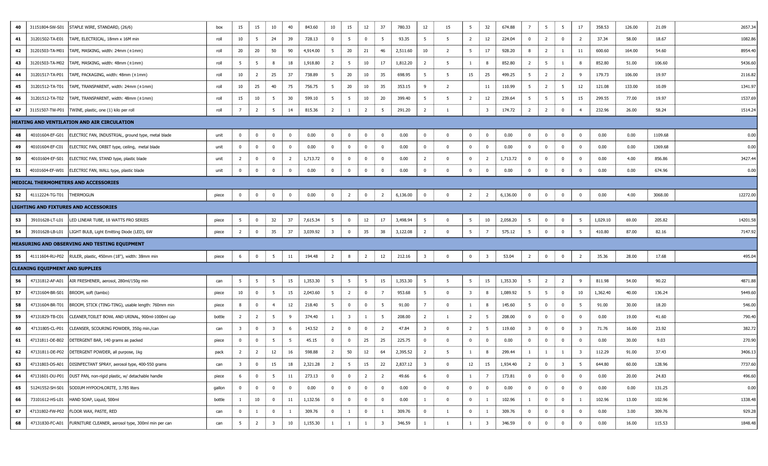| | | | | | | | | | | | | | | | | | | | | | | | | | | |
|---|---|---|---|---|---|---|---|---|---|---|---|---|---|---|---|---|---|---|---|---|---|---|---|---|---|---|
| 40 | 31151804-SW-S01 | STAPLE WIRE, STANDARD, (26/6) | box | 15 | 15 | 10 | 40 | 843.60 | 10 | 15 | 12 | 37 | 780.33 | 12 | 15 | 5 | 32 | 674.88 | 7 | 5 | 5 | 17 | 358.53 | 126.00 | 21.09 | 2657.34 |
| 41 | 31201502-TA-E01 | TAPE, ELECTRICAL, 18mm x 16M min | roll | 10 | 5 | 24 | 39 | 728.13 | 0 | 5 | 0 | 5 | 93.35 | 5 | 5 | 2 | 12 | 224.04 | 0 | 2 | 0 | 2 | 37.34 | 58.00 | 18.67 | 1082.86 |
| 42 | 31201503-TA-M01 | TAPE, MASKING, width: 24mm (±1mm) | roll | 20 | 20 | 50 | 90 | 4,914.00 | 5 | 20 | 21 | 46 | 2,511.60 | 10 | 2 | 5 | 17 | 928.20 | 8 | 2 | 1 | 11 | 600.60 | 164.00 | 54.60 | 8954.40 |
| 43 | 31201503-TA-M02 | TAPE, MASKING, width: 48mm (±1mm) | roll | 5 | 5 | 8 | 18 | 1,918.80 | 2 | 5 | 10 | 17 | 1,812.20 | 2 | 5 | 1 | 8 | 852.80 | 2 | 5 | 1 | 8 | 852.80 | 51.00 | 106.60 | 5436.60 |
| 44 | 31201517-TA-P01 | TAPE, PACKAGING, width: 48mm (±1mm) | roll | 10 | 2 | 25 | 37 | 738.89 | 5 | 20 | 10 | 35 | 698.95 | 5 | 5 | 15 | 25 | 499.25 | 5 | 2 | 2 | 9 | 179.73 | 106.00 | 19.97 | 2116.82 |
| 45 | 31201512-TA-T01 | TAPE, TRANSPARENT, width: 24mm (±1mm) | roll | 10 | 25 | 40 | 75 | 756.75 | 5 | 20 | 10 | 35 | 353.15 | 9 | 2 | | 11 | 110.99 | 5 | 2 | 5 | 12 | 121.08 | 133.00 | 10.09 | 1341.97 |
| 46 | 31201512-TA-T02 | TAPE, TRANSPARENT, width: 48mm (±1mm) | roll | 15 | 10 | 5 | 30 | 599.10 | 5 | 5 | 10 | 20 | 399.40 | 5 | 5 | 2 | 12 | 239.64 | 5 | 5 | 5 | 15 | 299.55 | 77.00 | 19.97 | 1537.69 |
| 47 | 31151507-TW-P01 | TWINE, plastic, one (1) kilo per roll | roll | 7 | 2 | 5 | 14 | 815.36 | 2 | 1 | 2 | 5 | 291.20 | 2 | 1 | | 3 | 174.72 | 2 | 2 | 0 | 4 | 232.96 | 26.00 | 58.24 | 1514.24 |
| **HEATING AND VENTILATION AND AIR CIRCULATION** | | | | | | | | | | | | | | | | | | | | | | | | | | |
| 48 | 40101604-EF-G01 | ELECTRIC FAN, INDUSTRIAL, ground type, metal blade | unit | 0 | 0 | 0 | 0 | 0.00 | 0 | 0 | 0 | 0 | 0.00 | 0 | 0 | 0 | 0 | 0.00 | 0 | 0 | 0 | 0 | 0.00 | 0.00 | 1109.68 | 0.00 |
| 49 | 40101604-EF-C01 | ELECTRIC FAN, ORBIT type, ceiling, metal blade | unit | 0 | 0 | 0 | 0 | 0.00 | 0 | 0 | 0 | 0 | 0.00 | 0 | 0 | 0 | 0 | 0.00 | 0 | 0 | 0 | 0 | 0.00 | 0.00 | 1369.68 | 0.00 |
| 50 | 40101604-EF-S01 | ELECTRIC FAN, STAND type, plastic blade | unit | 2 | 0 | 0 | 2 | 1,713.72 | 0 | 0 | 0 | 0 | 0.00 | 2 | 0 | 0 | 2 | 1,713.72 | 0 | 0 | 0 | 0 | 0.00 | 4.00 | 856.86 | 3427.44 |
| 51 | 40101604-EF-W01 | ELECTRIC FAN, WALL type, plastic blade | unit | 0 | 0 | 0 | 0 | 0.00 | 0 | 0 | 0 | 0 | 0.00 | 0 | 0 | 0 | 0 | 0.00 | 0 | 0 | 0 | 0 | 0.00 | 0.00 | 674.96 | 0.00 |
| **MEDICAL THERMOMETERS AND ACCESSORIES** | | | | | | | | | | | | | | | | | | | | | | | | | | |
| 52 | 41112224-TG-T01 | THERMOGUN | piece | 0 | 0 | 0 | 0 | 0.00 | 0 | 2 | 0 | 2 | 6,136.00 | 0 | 0 | 2 | 2 | 6,136.00 | 0 | 0 | 0 | 0 | 0.00 | 4.00 | 3068.00 | 12272.00 |
| **LIGHTING AND FIXTURES AND ACCESSORIES** | | | | | | | | | | | | | | | | | | | | | | | | | | |
| 53 | 39101628-LT-L01 | LED LINEAR TUBE, 18 WATTS FRO SERIES | piece | 5 | 0 | 32 | 37 | 7,615.34 | 5 | 0 | 12 | 17 | 3,498.94 | 5 | 0 | 5 | 10 | 2,058.20 | 5 | 0 | 0 | 5 | 1,029.10 | 69.00 | 205.82 | 14201.58 |
| 54 | 39101628-LB-L01 | LIGHT BULB, Light Emitting Diode (LED), 6W | piece | 2 | 0 | 35 | 37 | 3,039.92 | 3 | 0 | 35 | 38 | 3,122.08 | 2 | 0 | 5 | 7 | 575.12 | 5 | 0 | 0 | 5 | 410.80 | 87.00 | 82.16 | 7147.92 |
| **MEASURING AND OBSERVING AND TESTING EQUIPMENT** | | | | | | | | | | | | | | | | | | | | | | | | | | |
| 55 | 41111604-RU-P02 | RULER, plastic, 450mm (18"), width: 38mm min | piece | 6 | 0 | 5 | 11 | 194.48 | 2 | 8 | 2 | 12 | 212.16 | 3 | 0 | 0 | 3 | 53.04 | 2 | 0 | 0 | 2 | 35.36 | 28.00 | 17.68 | 495.04 |
| **CLEANING EQUIPMENT AND SUPPLIES** | | | | | | | | | | | | | | | | | | | | | | | | | | |
| 56 | 47131812-AF-A01 | AIR FRESHENER, aerosol, 280ml/150g min | can | 5 | 5 | 5 | 15 | 1,353.30 | 5 | 5 | 5 | 15 | 1,353.30 | 5 | 5 | 5 | 15 | 1,353.30 | 5 | 2 | 2 | 9 | 811.98 | 54.00 | 90.22 | 4871.88 |
| 57 | 47131604-BR-S01 | BROOM, soft (tambo) | piece | 10 | 0 | 5 | 15 | 2,043.60 | 5 | 2 | 0 | 7 | 953.68 | 5 | 0 | 3 | 8 | 1,089.92 | 5 | 5 | 0 | 10 | 1,362.40 | 40.00 | 136.24 | 5449.60 |
| 58 | 47131604-BR-T01 | BROOM, STICK (TING-TING), usable length: 760mm min | piece | 8 | 0 | 4 | 12 | 218.40 | 5 | 0 | 0 | 5 | 91.00 | 7 | 0 | 1 | 8 | 145.60 | 5 | 0 | 0 | 5 | 91.00 | 30.00 | 18.20 | 546.00 |
| 59 | 47131829-TB-C01 | CLEANER,TOILET BOWL AND URINAL, 900ml-1000ml cap | bottle | 2 | 2 | 5 | 9 | 374.40 | 1 | 3 | 1 | 5 | 208.00 | 2 | 1 | 2 | 5 | 208.00 | 0 | 0 | 0 | 0 | 0.00 | 19.00 | 41.60 | 790.40 |
| 60 | 47131805-CL-P01 | CLEANSER, SCOURING POWDER, 350g min./can | can | 3 | 0 | 3 | 6 | 143.52 | 2 | 0 | 0 | 2 | 47.84 | 3 | 0 | 2 | 5 | 119.60 | 3 | 0 | 0 | 3 | 71.76 | 16.00 | 23.92 | 382.72 |
| 61 | 47131811-DE-B02 | DETERGENT BAR, 140 grams as packed | piece | 0 | 0 | 5 | 5 | 45.15 | 0 | 0 | 25 | 25 | 225.75 | 0 | 0 | 0 | 0 | 0.00 | 0 | 0 | 0 | 0 | 0.00 | 30.00 | 9.03 | 270.90 |
| 62 | 47131811-DE-P02 | DETERGENT POWDER, all purpose, 1kg | pack | 2 | 2 | 12 | 16 | 598.88 | 2 | 50 | 12 | 64 | 2,395.52 | 2 | 5 | 1 | 8 | 299.44 | 1 | 1 | 1 | 3 | 112.29 | 91.00 | 37.43 | 3406.13 |
| 63 | 47131803-DS-A01 | DISINFECTANT SPRAY, aerosol type, 400-550 grams | can | 3 | 0 | 15 | 18 | 2,321.28 | 2 | 5 | 15 | 22 | 2,837.12 | 3 | 0 | 12 | 15 | 1,934.40 | 2 | 0 | 3 | 5 | 644.80 | 60.00 | 128.96 | 7737.60 |
| 64 | 47131601-DU-P01 | DUST PAN, non-rigid plastic, w/ detachable handle | piece | 6 | 0 | 5 | 11 | 273.13 | 0 | 0 | 2 | 2 | 49.66 | 6 | 0 | 1 | 7 | 173.81 | 0 | 0 | 0 | 0 | 0.00 | 20.00 | 24.83 | 496.60 |
| 65 | 51241552-SH-S01 | SODIUM HYPOCHLORITE, 3.785 liters | gallon | 0 | 0 | 0 | 0 | 0.00 | 0 | 0 | 0 | 0 | 0.00 | 0 | 0 | 0 | 0 | 0.00 | 0 | 0 | 0 | 0 | 0.00 | 0.00 | 131.25 | 0.00 |
| 66 | 73101612-HS-L01 | HAND SOAP, Liquid, 500ml | bottle | 1 | 10 | 0 | 11 | 1,132.56 | 0 | 0 | 0 | 0 | 0.00 | 1 | 0 | 0 | 1 | 102.96 | 1 | 0 | 0 | 1 | 102.96 | 13.00 | 102.96 | 1338.48 |
| 67 | 47131802-FW-P02 | FLOOR WAX, PASTE, RED | can | 0 | 1 | 0 | 1 | 309.76 | 0 | 1 | 0 | 1 | 309.76 | 0 | 1 | 0 | 1 | 309.76 | 0 | 0 | 0 | 0 | 0.00 | 3.00 | 309.76 | 929.28 |
| 68 | 47131830-FC-A01 | FURNITURE CLEANER, aerosol type, 300ml min per can | can | 5 | 2 | 3 | 10 | 1,155.30 | 1 | 1 | 1 | 3 | 346.59 | 1 | 1 | 1 | 3 | 346.59 | 0 | 0 | 0 | 0 | 0.00 | 16.00 | 115.53 | 1848.48 |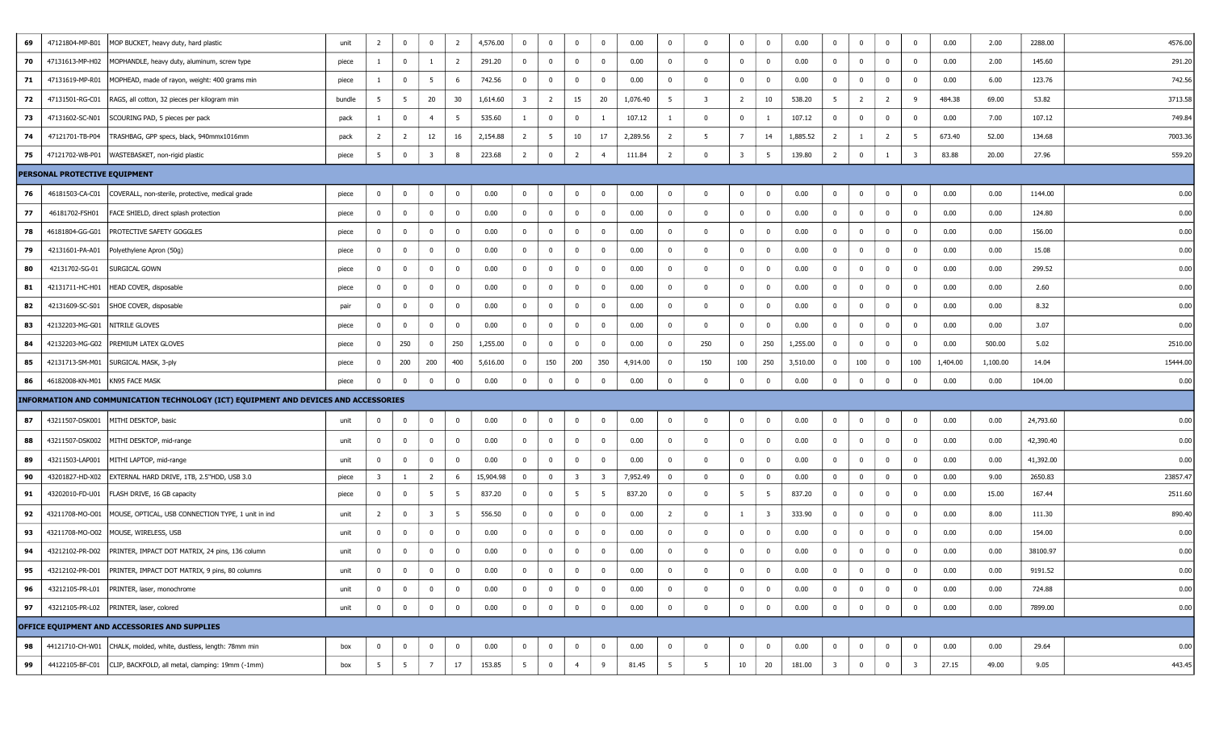| | | | | | | | | | | | | | | | | | | | | | | | | | | |
|---|---|---|---|---|---|---|---|---|---|---|---|---|---|---|---|---|---|---|---|---|---|---|---|---|---|---|
| 69 | 47121804-MP-B01 | MOP BUCKET, heavy duty, hard plastic | unit | 2 | 0 | 0 | 2 | 4,576.00 | 0 | 0 | 0 | 0 | 0.00 | 0 | 0 | 0 | 0 | 0.00 | 0 | 0 | 0 | 0 | 0.00 | 2.00 | 2288.00 | 4576.00 |
| 70 | 47131613-MP-H02 | MOPHANDLE, heavy duty, aluminum, screw type | piece | 1 | 0 | 1 | 2 | 291.20 | 0 | 0 | 0 | 0 | 0.00 | 0 | 0 | 0 | 0 | 0.00 | 0 | 0 | 0 | 0 | 0.00 | 2.00 | 145.60 | 291.20 |
| 71 | 47131619-MP-R01 | MOPHEAD, made of rayon, weight: 400 grams min | piece | 1 | 0 | 5 | 6 | 742.56 | 0 | 0 | 0 | 0 | 0.00 | 0 | 0 | 0 | 0 | 0.00 | 0 | 0 | 0 | 0 | 0.00 | 6.00 | 123.76 | 742.56 |
| 72 | 47131501-RG-C01 | RAGS, all cotton, 32 pieces per kilogram min | bundle | 5 | 5 | 20 | 30 | 1,614.60 | 3 | 2 | 15 | 20 | 1,076.40 | 5 | 3 | 2 | 10 | 538.20 | 5 | 2 | 2 | 9 | 484.38 | 69.00 | 53.82 | 3713.58 |
| 73 | 47131602-SC-N01 | SCOURING PAD, 5 pieces per pack | pack | 1 | 0 | 4 | 5 | 535.60 | 1 | 0 | 0 | 1 | 107.12 | 1 | 0 | 0 | 1 | 107.12 | 0 | 0 | 0 | 0 | 0.00 | 7.00 | 107.12 | 749.84 |
| 74 | 47121701-TB-P04 | TRASHBAG, GPP specs, black, 940mmx1016mm | pack | 2 | 2 | 12 | 16 | 2,154.88 | 2 | 5 | 10 | 17 | 2,289.56 | 2 | 5 | 7 | 14 | 1,885.52 | 2 | 1 | 2 | 5 | 673.40 | 52.00 | 134.68 | 7003.36 |
| 75 | 47121702-WB-P01 | WASTEBASKET, non-rigid plastic | piece | 5 | 0 | 3 | 8 | 223.68 | 2 | 0 | 2 | 4 | 111.84 | 2 | 0 | 3 | 5 | 139.80 | 2 | 0 | 1 | 3 | 83.88 | 20.00 | 27.96 | 559.20 |
| **PERSONAL PROTECTIVE EQUIPMENT** | | | | | | | | | | | | | | | | | | | | | | | | | | |
| 76 | 46181503-CA-C01 | COVERALL, non-sterile, protective, medical grade | piece | 0 | 0 | 0 | 0 | 0.00 | 0 | 0 | 0 | 0 | 0.00 | 0 | 0 | 0 | 0 | 0.00 | 0 | 0 | 0 | 0 | 0.00 | 0.00 | 1144.00 | 0.00 |
| 77 | 46181702-FSH01 | FACE SHIELD, direct splash protection | piece | 0 | 0 | 0 | 0 | 0.00 | 0 | 0 | 0 | 0 | 0.00 | 0 | 0 | 0 | 0 | 0.00 | 0 | 0 | 0 | 0 | 0.00 | 0.00 | 124.80 | 0.00 |
| 78 | 46181804-GG-G01 | PROTECTIVE SAFETY GOGGLES | piece | 0 | 0 | 0 | 0 | 0.00 | 0 | 0 | 0 | 0 | 0.00 | 0 | 0 | 0 | 0 | 0.00 | 0 | 0 | 0 | 0 | 0.00 | 0.00 | 156.00 | 0.00 |
| 79 | 42131601-PA-A01 | Polyethylene Apron (50g) | piece | 0 | 0 | 0 | 0 | 0.00 | 0 | 0 | 0 | 0 | 0.00 | 0 | 0 | 0 | 0 | 0.00 | 0 | 0 | 0 | 0 | 0.00 | 0.00 | 15.08 | 0.00 |
| 80 | 42131702-SG-01 | SURGICAL GOWN | piece | 0 | 0 | 0 | 0 | 0.00 | 0 | 0 | 0 | 0 | 0.00 | 0 | 0 | 0 | 0 | 0.00 | 0 | 0 | 0 | 0 | 0.00 | 0.00 | 299.52 | 0.00 |
| 81 | 42131711-HC-H01 | HEAD COVER, disposable | piece | 0 | 0 | 0 | 0 | 0.00 | 0 | 0 | 0 | 0 | 0.00 | 0 | 0 | 0 | 0 | 0.00 | 0 | 0 | 0 | 0 | 0.00 | 0.00 | 2.60 | 0.00 |
| 82 | 42131609-SC-S01 | SHOE COVER, disposable | pair | 0 | 0 | 0 | 0 | 0.00 | 0 | 0 | 0 | 0 | 0.00 | 0 | 0 | 0 | 0 | 0.00 | 0 | 0 | 0 | 0 | 0.00 | 0.00 | 8.32 | 0.00 |
| 83 | 42132203-MG-G01 | NITRILE GLOVES | piece | 0 | 0 | 0 | 0 | 0.00 | 0 | 0 | 0 | 0 | 0.00 | 0 | 0 | 0 | 0 | 0.00 | 0 | 0 | 0 | 0 | 0.00 | 0.00 | 3.07 | 0.00 |
| 84 | 42132203-MG-G02 | PREMIUM LATEX GLOVES | piece | 0 | 250 | 0 | 250 | 1,255.00 | 0 | 0 | 0 | 0 | 0.00 | 0 | 250 | 0 | 250 | 1,255.00 | 0 | 0 | 0 | 0 | 0.00 | 500.00 | 5.02 | 2510.00 |
| 85 | 42131713-SM-M01 | SURGICAL MASK, 3-ply | piece | 0 | 200 | 200 | 400 | 5,616.00 | 0 | 150 | 200 | 350 | 4,914.00 | 0 | 150 | 100 | 250 | 3,510.00 | 0 | 100 | 0 | 100 | 1,404.00 | 1,100.00 | 14.04 | 15444.00 |
| 86 | 46182008-KN-M01 | KN95 FACE MASK | piece | 0 | 0 | 0 | 0 | 0.00 | 0 | 0 | 0 | 0 | 0.00 | 0 | 0 | 0 | 0 | 0.00 | 0 | 0 | 0 | 0 | 0.00 | 0.00 | 104.00 | 0.00 |
| **INFORMATION AND COMMUNICATION TECHNOLOGY (ICT) EQUIPMENT AND DEVICES AND ACCESSORIES** | | | | | | | | | | | | | | | | | | | | | | | | | | |
| 87 | 43211507-DSK001 | MITHI DESKTOP, basic | unit | 0 | 0 | 0 | 0 | 0.00 | 0 | 0 | 0 | 0 | 0.00 | 0 | 0 | 0 | 0 | 0.00 | 0 | 0 | 0 | 0 | 0.00 | 0.00 | 24,793.60 | 0.00 |
| 88 | 43211507-DSK002 | MITHI DESKTOP, mid-range | unit | 0 | 0 | 0 | 0 | 0.00 | 0 | 0 | 0 | 0 | 0.00 | 0 | 0 | 0 | 0 | 0.00 | 0 | 0 | 0 | 0 | 0.00 | 0.00 | 42,390.40 | 0.00 |
| 89 | 43211503-LAP001 | MITHI LAPTOP, mid-range | unit | 0 | 0 | 0 | 0 | 0.00 | 0 | 0 | 0 | 0 | 0.00 | 0 | 0 | 0 | 0 | 0.00 | 0 | 0 | 0 | 0 | 0.00 | 0.00 | 41,392.00 | 0.00 |
| 90 | 43201827-HD-X02 | EXTERNAL HARD DRIVE, 1TB, 2.5"HDD, USB 3.0 | piece | 3 | 1 | 2 | 6 | 15,904.98 | 0 | 0 | 3 | 3 | 7,952.49 | 0 | 0 | 0 | 0 | 0.00 | 0 | 0 | 0 | 0 | 0.00 | 9.00 | 2650.83 | 23857.47 |
| 91 | 43202010-FD-U01 | FLASH DRIVE, 16 GB capacity | piece | 0 | 0 | 5 | 5 | 837.20 | 0 | 0 | 5 | 5 | 837.20 | 0 | 0 | 5 | 5 | 837.20 | 0 | 0 | 0 | 0 | 0.00 | 15.00 | 167.44 | 2511.60 |
| 92 | 43211708-MO-O01 | MOUSE, OPTICAL, USB CONNECTION TYPE, 1 unit in ind | unit | 2 | 0 | 3 | 5 | 556.50 | 0 | 0 | 0 | 0 | 0.00 | 2 | 0 | 1 | 3 | 333.90 | 0 | 0 | 0 | 0 | 0.00 | 8.00 | 111.30 | 890.40 |
| 93 | 43211708-MO-O02 | MOUSE, WIRELESS, USB | unit | 0 | 0 | 0 | 0 | 0.00 | 0 | 0 | 0 | 0 | 0.00 | 0 | 0 | 0 | 0 | 0.00 | 0 | 0 | 0 | 0 | 0.00 | 0.00 | 154.00 | 0.00 |
| 94 | 43212102-PR-D02 | PRINTER, IMPACT DOT MATRIX, 24 pins, 136 column | unit | 0 | 0 | 0 | 0 | 0.00 | 0 | 0 | 0 | 0 | 0.00 | 0 | 0 | 0 | 0 | 0.00 | 0 | 0 | 0 | 0 | 0.00 | 0.00 | 38100.97 | 0.00 |
| 95 | 43212102-PR-D01 | PRINTER, IMPACT DOT MATRIX, 9 pins, 80 columns | unit | 0 | 0 | 0 | 0 | 0.00 | 0 | 0 | 0 | 0 | 0.00 | 0 | 0 | 0 | 0 | 0.00 | 0 | 0 | 0 | 0 | 0.00 | 0.00 | 9191.52 | 0.00 |
| 96 | 43212105-PR-L01 | PRINTER, laser, monochrome | unit | 0 | 0 | 0 | 0 | 0.00 | 0 | 0 | 0 | 0 | 0.00 | 0 | 0 | 0 | 0 | 0.00 | 0 | 0 | 0 | 0 | 0.00 | 0.00 | 724.88 | 0.00 |
| 97 | 43212105-PR-L02 | PRINTER, laser, colored | unit | 0 | 0 | 0 | 0 | 0.00 | 0 | 0 | 0 | 0 | 0.00 | 0 | 0 | 0 | 0 | 0.00 | 0 | 0 | 0 | 0 | 0.00 | 0.00 | 7899.00 | 0.00 |
| **OFFICE EQUIPMENT AND ACCESSORIES AND SUPPLIES** | | | | | | | | | | | | | | | | | | | | | | | | | | |
| 98 | 44121710-CH-W01 | CHALK, molded, white, dustless, length: 78mm min | box | 0 | 0 | 0 | 0 | 0.00 | 0 | 0 | 0 | 0 | 0.00 | 0 | 0 | 0 | 0 | 0.00 | 0 | 0 | 0 | 0 | 0.00 | 0.00 | 29.64 | 0.00 |
| 99 | 44122105-BF-C01 | CLIP, BACKFOLD, all metal, clamping: 19mm (-1mm) | box | 5 | 5 | 7 | 17 | 153.85 | 5 | 0 | 4 | 9 | 81.45 | 5 | 5 | 10 | 20 | 181.00 | 3 | 0 | 0 | 3 | 27.15 | 49.00 | 9.05 | 443.45 |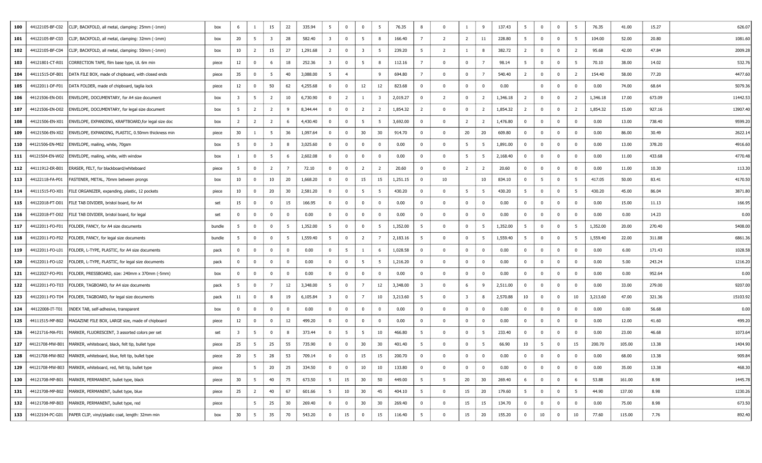| | | | | | | | | | | | | | | | | | | | | | | | | | | |
|---|---|---|---|---|---|---|---|---|---|---|---|---|---|---|---|---|---|---|---|---|---|---|---|---|---|---|
| **100** | 44122105-BF-C02 | CLIP, BACKFOLD, all metal, clamping: 25mm (-1mm) | box | 6 | 1 | 15 | 22 | 335.94 | 5 | 0 | 0 | 5 | 76.35 | 8 | 0 | 1 | 9 | 137.43 | 5 | 0 | 0 | 5 | 76.35 | 41.00 | 15.27 | 626.07 |
| **101** | 44122105-BF-C03 | CLIP, BACKFOLD, all metal, clamping: 32mm (-1mm) | box | 20 | 5 | 3 | 28 | 582.40 | 3 | 0 | 5 | 8 | 166.40 | 7 | 2 | 2 | 11 | 228.80 | 5 | 0 | 0 | 5 | 104.00 | 52.00 | 20.80 | 1081.60 |
| **102** | 44122105-BF-C04 | CLIP, BACKFOLD, all metal, clamping: 50mm (-1mm) | box | 10 | 2 | 15 | 27 | 1,291.68 | 2 | 0 | 3 | 5 | 239.20 | 5 | 2 | 1 | 8 | 382.72 | 2 | 0 | 0 | 2 | 95.68 | 42.00 | 47.84 | 2009.28 |
| **103** | 44121801-CT-R01 | CORRECTION TAPE, film base type, UL 6m min | piece | 12 | 0 | 6 | 18 | 252.36 | 3 | 0 | 5 | 8 | 112.16 | 7 | 0 | 0 | 7 | 98.14 | 5 | 0 | 0 | 5 | 70.10 | 38.00 | 14.02 | 532.76 |
| **104** | 44111515-DF-B01 | DATA FILE BOX, made of chipboard, with closed ends | piece | 35 | 0 | 5 | 40 | 3,088.00 | 5 | 4 | | 9 | 694.80 | 7 | 0 | 0 | 7 | 540.40 | 2 | 0 | 0 | 2 | 154.40 | 58.00 | 77.20 | 4477.60 |
| **105** | 44122011-DF-F01 | DATA FOLDER, made of chipboard, taglia lock | piece | 12 | 0 | 50 | 62 | 4,255.68 | 0 | 0 | 12 | 12 | 823.68 | 0 | 0 | 0 | 0 | 0.00 | | 0 | 0 | 0 | 0.00 | 74.00 | 68.64 | 5079.36 |
| **106** | 44121506-EN-D01 | ENVELOPE, DOCUMENTARY, for A4 size document | box | 3 | 5 | 2 | 10 | 6,730.90 | 0 | 2 | 1 | 3 | 2,019.27 | 0 | 2 | 0 | 2 | 1,346.18 | 2 | 0 | 0 | 2 | 1,346.18 | 17.00 | 673.09 | 11442.53 |
| **107** | 44121506-EN-D02 | ENVELOPE, DOCUMENTARY, for legal size document | box | 5 | 2 | 2 | 9 | 8,344.44 | 0 | 0 | 2 | 2 | 1,854.32 | 2 | 0 | 0 | 2 | 1,854.32 | 2 | 0 | 0 | 2 | 1,854.32 | 15.00 | 927.16 | 13907.40 |
| **108** | 44121506-EN-X01 | ENVELOPE, EXPANDING, KRAFTBOARD,for legal size doc | box | 2 | 2 | 2 | 6 | 4,430.40 | 0 | 0 | 5 | 5 | 3,692.00 | 0 | 0 | 2 | 2 | 1,476.80 | 0 | 0 | 0 | 0 | 0.00 | 13.00 | 738.40 | 9599.20 |
| **109** | 44121506-EN-X02 | ENVELOPE, EXPANDING, PLASTIC, 0.50mm thickness min | piece | 30 | 1 | 5 | 36 | 1,097.64 | 0 | 0 | 30 | 30 | 914.70 | 0 | 0 | 20 | 20 | 609.80 | 0 | 0 | 0 | 0 | 0.00 | 86.00 | 30.49 | 2622.14 |
| **110** | 44121506-EN-M02 | ENVELOPE, mailing, white, 70gsm | box | 5 | 0 | 3 | 8 | 3,025.60 | 0 | 0 | 0 | 0 | 0.00 | 0 | 0 | 5 | 5 | 1,891.00 | 0 | 0 | 0 | 0 | 0.00 | 13.00 | 378.20 | 4916.60 |
| **111** | 44121504-EN-W02 | ENVELOPE, mailing, white, with window | box | 1 | 0 | 5 | 6 | 2,602.08 | 0 | 0 | 0 | 0 | 0.00 | 0 | 0 | 5 | 5 | 2,168.40 | 0 | 0 | 0 | 0 | 0.00 | 11.00 | 433.68 | 4770.48 |
| **112** | 44111912-ER-B01 | ERASER, FELT, for blackboard/whiteboard | piece | 5 | 0 | 2 | 7 | 72.10 | 0 | 0 | 2 | 2 | 20.60 | 0 | 0 | 2 | 2 | 20.60 | 0 | 0 | 0 | 0 | 0.00 | 11.00 | 10.30 | 113.30 |
| **113** | 44122118-FA-P01 | FASTENER, METAL, 70mm between prongs | box | 10 | 0 | 10 | 20 | 1,668.20 | 0 | 0 | 15 | 15 | 1,251.15 | 0 | 10 | | 10 | 834.10 | 0 | 5 | 0 | 5 | 417.05 | 50.00 | 83.41 | 4170.50 |
| **114** | 44111515-FO-X01 | FILE ORGANIZER, expanding, plastic, 12 pockets | piece | 10 | 0 | 20 | 30 | 2,581.20 | 0 | 0 | 5 | 5 | 430.20 | 0 | 0 | 5 | 5 | 430.20 | 5 | 0 | 0 | 5 | 430.20 | 45.00 | 86.04 | 3871.80 |
| **115** | 44122018-FT-D01 | FILE TAB DIVIDER, bristol board, for A4 | set | 15 | 0 | 0 | 15 | 166.95 | 0 | 0 | 0 | 0 | 0.00 | 0 | 0 | 0 | 0 | 0.00 | 0 | 0 | 0 | 0 | 0.00 | 15.00 | 11.13 | 166.95 |
| **116** | 44122018-FT-D02 | FILE TAB DIVIDER, bristol board, for legal | set | 0 | 0 | 0 | 0 | 0.00 | 0 | 0 | 0 | 0 | 0.00 | 0 | 0 | 0 | 0 | 0.00 | 0 | 0 | 0 | 0 | 0.00 | 0.00 | 14.23 | 0.00 |
| **117** | 44122011-FO-F01 | FOLDER, FANCY, for A4 size documents | bundle | 5 | 0 | 0 | 5 | 1,352.00 | 5 | 0 | 0 | 5 | 1,352.00 | 5 | 0 | 0 | 5 | 1,352.00 | 5 | 0 | 0 | 5 | 1,352.00 | 20.00 | 270.40 | 5408.00 |
| **118** | 44122011-FO-F02 | FOLDER, FANCY, for legal size documents | bundle | 5 | 0 | 0 | 5 | 1,559.40 | 5 | 0 | 2 | 7 | 2,183.16 | 5 | 0 | 0 | 5 | 1,559.40 | 5 | 0 | 0 | 5 | 1,559.40 | 22.00 | 311.88 | 6861.36 |
| **119** | 44122011-FO-L01 | FOLDER, L-TYPE, PLASTIC, for A4 size documents | pack | 0 | 0 | 0 | 0 | 0.00 | 0 | 5 | 1 | 6 | 1,028.58 | 0 | 0 | 0 | 0 | 0.00 | 0 | 0 | 0 | 0 | 0.00 | 6.00 | 171.43 | 1028.58 |
| **120** | 44122011-FO-L02 | FOLDER, L-TYPE, PLASTIC, for legal size documents | pack | 0 | 0 | 0 | 0 | 0.00 | 0 | 0 | 5 | 5 | 1,216.20 | 0 | 0 | 0 | 0 | 0.00 | 0 | 0 | 0 | 0 | 0.00 | 5.00 | 243.24 | 1216.20 |
| **121** | 44122027-FO-P01 | FOLDER, PRESSBOARD, size: 240mm x 370mm (-5mm) | box | 0 | 0 | 0 | 0 | 0.00 | 0 | 0 | 0 | 0 | 0.00 | 0 | 0 | 0 | 0 | 0.00 | 0 | 0 | 0 | 0 | 0.00 | 0.00 | 952.64 | 0.00 |
| **122** | 44122011-FO-T03 | FOLDER, TAGBOARD, for A4 size documents | pack | 5 | 0 | 7 | 12 | 3,348.00 | 5 | 0 | 7 | 12 | 3,348.00 | 3 | 0 | 6 | 9 | 2,511.00 | 0 | 0 | 0 | 0 | 0.00 | 33.00 | 279.00 | 9207.00 |
| **123** | 44122011-FO-T04 | FOLDER, TAGBOARD, for legal size documents | pack | 11 | 0 | 8 | 19 | 6,105.84 | 3 | 0 | 7 | 10 | 3,213.60 | 5 | 0 | 3 | 8 | 2,570.88 | 10 | 0 | 0 | 10 | 3,213.60 | 47.00 | 321.36 | 15103.92 |
| **124** | 44122008-IT-T01 | INDEX TAB, self-adhesive, transparent | box | 0 | 0 | 0 | 0 | 0.00 | 0 | 0 | 0 | 0 | 0.00 | 0 | 0 | 0 | 0 | 0.00 | 0 | 0 | 0 | 0 | 0.00 | 0.00 | 56.68 | 0.00 |
| **125** | 44111515-MF-B02 | MAGAZINE FILE BOX, LARGE size, made of chipboard | piece | 12 | 0 | 0 | 12 | 499.20 | 0 | 0 | 0 | 0 | 0.00 | 0 | 0 | 0 | 0 | 0.00 | 0 | 0 | 0 | 0 | 0.00 | 12.00 | 41.60 | 499.20 |
| **126** | 44121716-MA-F01 | MARKER, FLUORESCENT, 3 assorted colors per set | set | 3 | 5 | 0 | 8 | 373.44 | 0 | 5 | 5 | 10 | 466.80 | 5 | 0 | 0 | 5 | 233.40 | 0 | 0 | 0 | 0 | 0.00 | 23.00 | 46.68 | 1073.64 |
| **127** | 44121708-MW-B01 | MARKER, whiteboard, black, felt tip, bullet type | piece | 25 | 5 | 25 | 55 | 735.90 | 0 | 0 | 30 | 30 | 401.40 | 5 | 0 | 0 | 5 | 66.90 | 10 | 5 | 0 | 15 | 200.70 | 105.00 | 13.38 | 1404.90 |
| **128** | 44121708-MW-B02 | MARKER, whiteboard, blue, felt tip, bullet type | piece | 20 | 5 | 28 | 53 | 709.14 | 0 | 0 | 15 | 15 | 200.70 | 0 | 0 | 0 | 0 | 0.00 | 0 | 0 | 0 | 0 | 0.00 | 68.00 | 13.38 | 909.84 |
| **129** | 44121708-MW-B03 | MARKER, whiteboard, red, felt tip, bullet type | piece | | 5 | 20 | 25 | 334.50 | 0 | 0 | 10 | 10 | 133.80 | 0 | 0 | 0 | 0 | 0.00 | 0 | 0 | 0 | 0 | 0.00 | 35.00 | 13.38 | 468.30 |
| **130** | 44121708-MP-B01 | MARKER, PERMANENT, bullet type, black | piece | 30 | 5 | 40 | 75 | 673.50 | 5 | 15 | 30 | 50 | 449.00 | 5 | 5 | 20 | 30 | 269.40 | 6 | 0 | 0 | 6 | 53.88 | 161.00 | 8.98 | 1445.78 |
| **131** | 44121708-MP-B02 | MARKER, PERMANENT, bullet type, blue | piece | 25 | 2 | 40 | 67 | 601.66 | 5 | 10 | 30 | 45 | 404.10 | 5 | 0 | 15 | 20 | 179.60 | 5 | 0 | 0 | 5 | 44.90 | 137.00 | 8.98 | 1230.26 |
| **132** | 44121708-MP-B03 | MARKER, PERMANENT, bullet type, red | piece | | 5 | 25 | 30 | 269.40 | 0 | 0 | 30 | 30 | 269.40 | 0 | 0 | 15 | 15 | 134.70 | 0 | 0 | 0 | 0 | 0.00 | 75.00 | 8.98 | 673.50 |
| **133** | 44122104-PC-G01 | PAPER CLIP, vinyl/plastic coat, length: 32mm min | box | 30 | 5 | 35 | 70 | 543.20 | 0 | 15 | 0 | 15 | 116.40 | 5 | 0 | 15 | 20 | 155.20 | 0 | 10 | 0 | 10 | 77.60 | 115.00 | 7.76 | 892.40 |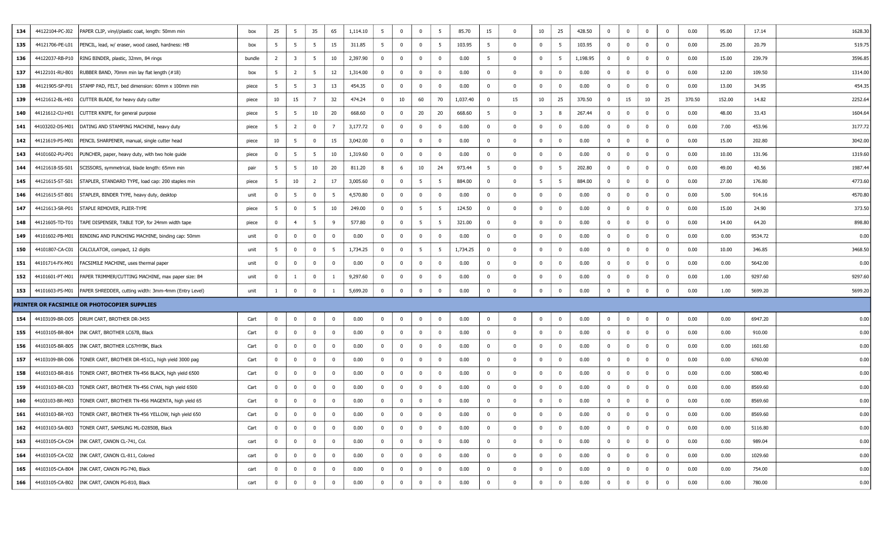| 134 | 44122104-PC-J02 | PAPER CLIP, vinyl/plastic coat, length: 50mm min | box | 25 | 5 | 35 | 65 | 1,114.10 | 5 | 0 | 0 | 5 | 85.70 | 15 | 0 | 10 | 25 | 428.50 | 0 | 0 | 0 | 0 | 0.00 | 95.00 | 17.14 | 1628.30 |
|---|---|---|---|---|---|---|---|---|---|---|---|---|---|---|---|---|---|---|---|---|---|---|---|---|---|---|
| 135 | 44121706-PE-L01 | PENCIL, lead, w/ eraser, wood cased, hardness: HB | box | 5 | 5 | 5 | 15 | 311.85 | 5 | 0 | 0 | 5 | 103.95 | 5 | 0 | 0 | 5 | 103.95 | 0 | 0 | 0 | 0 | 0.00 | 25.00 | 20.79 | 519.75 |
| 136 | 44122037-RB-P10 | RING BINDER, plastic, 32mm, 84 rings | bundle | 2 | 3 | 5 | 10 | 2,397.90 | 0 | 0 | 0 | 0 | 0.00 | 5 | 0 | 0 | 5 | 1,198.95 | 0 | 0 | 0 | 0 | 0.00 | 15.00 | 239.79 | 3596.85 |
| 137 | 44122101-RU-B01 | RUBBER BAND, 70mm min lay flat length (#18) | box | 5 | 2 | 5 | 12 | 1,314.00 | 0 | 0 | 0 | 0 | 0.00 | 0 | 0 | 0 | 0 | 0.00 | 0 | 0 | 0 | 0 | 0.00 | 12.00 | 109.50 | 1314.00 |
| 138 | 44121905-SP-F01 | STAMP PAD, FELT, bed dimension: 60mm x 100mm min | piece | 5 | 5 | 3 | 13 | 454.35 | 0 | 0 | 0 | 0 | 0.00 | 0 | 0 | 0 | 0 | 0.00 | 0 | 0 | 0 | 0 | 0.00 | 13.00 | 34.95 | 454.35 |
| 139 | 44121612-BL-H01 | CUTTER BLADE, for heavy duty cutter | piece | 10 | 15 | 7 | 32 | 474.24 | 0 | 10 | 60 | 70 | 1,037.40 | 0 | 15 | 10 | 25 | 370.50 | 0 | 15 | 10 | 25 | 370.50 | 152.00 | 14.82 | 2252.64 |
| 140 | 44121612-CU-H01 | CUTTER KNIFE, for general purpose | piece | 5 | 5 | 10 | 20 | 668.60 | 0 | 0 | 20 | 20 | 668.60 | 5 | 0 | 3 | 8 | 267.44 | 0 | 0 | 0 | 0 | 0.00 | 48.00 | 33.43 | 1604.64 |
| 141 | 44103202-DS-M01 | DATING AND STAMPING MACHINE, heavy duty | piece | 5 | 2 | 0 | 7 | 3,177.72 | 0 | 0 | 0 | 0 | 0.00 | 0 | 0 | 0 | 0 | 0.00 | 0 | 0 | 0 | 0 | 0.00 | 7.00 | 453.96 | 3177.72 |
| 142 | 44121619-PS-M01 | PENCIL SHARPENER, manual, single cutter head | piece | 10 | 5 | 0 | 15 | 3,042.00 | 0 | 0 | 0 | 0 | 0.00 | 0 | 0 | 0 | 0 | 0.00 | 0 | 0 | 0 | 0 | 0.00 | 15.00 | 202.80 | 3042.00 |
| 143 | 44101602-PU-P01 | PUNCHER, paper, heavy duty, with two hole guide | piece | 0 | 5 | 5 | 10 | 1,319.60 | 0 | 0 | 0 | 0 | 0.00 | 0 | 0 | 0 | 0 | 0.00 | 0 | 0 | 0 | 0 | 0.00 | 10.00 | 131.96 | 1319.60 |
| 144 | 44121618-SS-S01 | SCISSORS, symmetrical, blade length: 65mm min | pair | 5 | 5 | 10 | 20 | 811.20 | 8 | 6 | 10 | 24 | 973.44 | 5 | 0 | 0 | 5 | 202.80 | 0 | 0 | 0 | 0 | 0.00 | 49.00 | 40.56 | 1987.44 |
| 145 | 44121615-ST-S01 | STAPLER, STANDARD TYPE, load cap: 200 staples min | piece | 5 | 10 | 2 | 17 | 3,005.60 | 0 | 0 | 5 | 5 | 884.00 | 0 | 0 | 5 | 5 | 884.00 | 0 | 0 | 0 | 0 | 0.00 | 27.00 | 176.80 | 4773.60 |
| 146 | 44121615-ST-B01 | STAPLER, BINDER TYPE, heavy duty, desktop | unit | 0 | 5 | 0 | 5 | 4,570.80 | 0 | 0 | 0 | 0 | 0.00 | 0 | 0 | 0 | 0 | 0.00 | 0 | 0 | 0 | 0 | 0.00 | 5.00 | 914.16 | 4570.80 |
| 147 | 44121613-SR-P01 | STAPLE REMOVER, PLIER-TYPE | piece | 5 | 0 | 5 | 10 | 249.00 | 0 | 0 | 5 | 5 | 124.50 | 0 | 0 | 0 | 0 | 0.00 | 0 | 0 | 0 | 0 | 0.00 | 15.00 | 24.90 | 373.50 |
| 148 | 44121605-TD-T01 | TAPE DISPENSER, TABLE TOP, for 24mm width tape | piece | 0 | 4 | 5 | 9 | 577.80 | 0 | 0 | 5 | 5 | 321.00 | 0 | 0 | 0 | 0 | 0.00 | 0 | 0 | 0 | 0 | 0.00 | 14.00 | 64.20 | 898.80 |
| 149 | 44101602-PB-M01 | BINDING AND PUNCHING MACHINE, binding cap: 50mm | unit | 0 | 0 | 0 | 0 | 0.00 | 0 | 0 | 0 | 0 | 0.00 | 0 | 0 | 0 | 0 | 0.00 | 0 | 0 | 0 | 0 | 0.00 | 0.00 | 9534.72 | 0.00 |
| 150 | 44101807-CA-C01 | CALCULATOR, compact, 12 digits | unit | 5 | 0 | 0 | 5 | 1,734.25 | 0 | 0 | 5 | 5 | 1,734.25 | 0 | 0 | 0 | 0 | 0.00 | 0 | 0 | 0 | 0 | 0.00 | 10.00 | 346.85 | 3468.50 |
| 151 | 44101714-FX-M01 | FACSIMILE MACHINE, uses thermal paper | unit | 0 | 0 | 0 | 0 | 0.00 | 0 | 0 | 0 | 0 | 0.00 | 0 | 0 | 0 | 0 | 0.00 | 0 | 0 | 0 | 0 | 0.00 | 0.00 | 5642.00 | 0.00 |
| 152 | 44101601-PT-M01 | PAPER TRIMMER/CUTTING MACHINE, max paper size: B4 | unit | 0 | 1 | 0 | 1 | 9,297.60 | 0 | 0 | 0 | 0 | 0.00 | 0 | 0 | 0 | 0 | 0.00 | 0 | 0 | 0 | 0 | 0.00 | 1.00 | 9297.60 | 9297.60 |
| 153 | 44101603-PS-M01 | PAPER SHREDDER, cutting width: 3mm-4mm (Entry Level) | unit | 1 | 0 | 0 | 1 | 5,699.20 | 0 | 0 | 0 | 0 | 0.00 | 0 | 0 | 0 | 0 | 0.00 | 0 | 0 | 0 | 0 | 0.00 | 1.00 | 5699.20 | 5699.20 |
| **PRINTER OR FACSIMILE OR PHOTOCOPIER SUPPLIES** | | | | | | | | | | | | | | | | | | | | | | | | | | |
| 154 | 44103109-BR-D05 | DRUM CART, BROTHER DR-3455 | Cart | 0 | 0 | 0 | 0 | 0.00 | 0 | 0 | 0 | 0 | 0.00 | 0 | 0 | 0 | 0 | 0.00 | 0 | 0 | 0 | 0 | 0.00 | 0.00 | 6947.20 | 0.00 |
| 155 | 44103105-BR-B04 | INK CART, BROTHER LC67B, Black | Cart | 0 | 0 | 0 | 0 | 0.00 | 0 | 0 | 0 | 0 | 0.00 | 0 | 0 | 0 | 0 | 0.00 | 0 | 0 | 0 | 0 | 0.00 | 0.00 | 910.00 | 0.00 |
| 156 | 44103105-BR-B05 | INK CART, BROTHER LC67HYBK, Black | Cart | 0 | 0 | 0 | 0 | 0.00 | 0 | 0 | 0 | 0 | 0.00 | 0 | 0 | 0 | 0 | 0.00 | 0 | 0 | 0 | 0 | 0.00 | 0.00 | 1601.60 | 0.00 |
| 157 | 44103109-BR-D06 | TONER CART, BROTHER DR-451CL, high yield 3000 pag | Cart | 0 | 0 | 0 | 0 | 0.00 | 0 | 0 | 0 | 0 | 0.00 | 0 | 0 | 0 | 0 | 0.00 | 0 | 0 | 0 | 0 | 0.00 | 0.00 | 6760.00 | 0.00 |
| 158 | 44103103-BR-B16 | TONER CART, BROTHER TN-456 BLACK, high yield 6500 | Cart | 0 | 0 | 0 | 0 | 0.00 | 0 | 0 | 0 | 0 | 0.00 | 0 | 0 | 0 | 0 | 0.00 | 0 | 0 | 0 | 0 | 0.00 | 0.00 | 5080.40 | 0.00 |
| 159 | 44103103-BR-C03 | TONER CART, BROTHER TN-456 CYAN, high yield 6500 | Cart | 0 | 0 | 0 | 0 | 0.00 | 0 | 0 | 0 | 0 | 0.00 | 0 | 0 | 0 | 0 | 0.00 | 0 | 0 | 0 | 0 | 0.00 | 0.00 | 8569.60 | 0.00 |
| 160 | 44103103-BR-M03 | TONER CART, BROTHER TN-456 MAGENTA, high yield 65 | Cart | 0 | 0 | 0 | 0 | 0.00 | 0 | 0 | 0 | 0 | 0.00 | 0 | 0 | 0 | 0 | 0.00 | 0 | 0 | 0 | 0 | 0.00 | 0.00 | 8569.60 | 0.00 |
| 161 | 44103103-BR-Y03 | TONER CART, BROTHER TN-456 YELLOW, high yield 650 | Cart | 0 | 0 | 0 | 0 | 0.00 | 0 | 0 | 0 | 0 | 0.00 | 0 | 0 | 0 | 0 | 0.00 | 0 | 0 | 0 | 0 | 0.00 | 0.00 | 8569.60 | 0.00 |
| 162 | 44103103-SA-B03 | TONER CART, SAMSUNG ML-D2850B, Black | Cart | 0 | 0 | 0 | 0 | 0.00 | 0 | 0 | 0 | 0 | 0.00 | 0 | 0 | 0 | 0 | 0.00 | 0 | 0 | 0 | 0 | 0.00 | 0.00 | 5116.80 | 0.00 |
| 163 | 44103105-CA-C04 | INK CART, CANON CL-741, Col. | cart | 0 | 0 | 0 | 0 | 0.00 | 0 | 0 | 0 | 0 | 0.00 | 0 | 0 | 0 | 0 | 0.00 | 0 | 0 | 0 | 0 | 0.00 | 0.00 | 989.04 | 0.00 |
| 164 | 44103105-CA-C02 | INK CART, CANON CL-811, Colored | cart | 0 | 0 | 0 | 0 | 0.00 | 0 | 0 | 0 | 0 | 0.00 | 0 | 0 | 0 | 0 | 0.00 | 0 | 0 | 0 | 0 | 0.00 | 0.00 | 1029.60 | 0.00 |
| 165 | 44103105-CA-B04 | INK CART, CANON PG-740, Black | cart | 0 | 0 | 0 | 0 | 0.00 | 0 | 0 | 0 | 0 | 0.00 | 0 | 0 | 0 | 0 | 0.00 | 0 | 0 | 0 | 0 | 0.00 | 0.00 | 754.00 | 0.00 |
| 166 | 44103105-CA-B02 | INK CART, CANON PG-810, Black | cart | 0 | 0 | 0 | 0 | 0.00 | 0 | 0 | 0 | 0 | 0.00 | 0 | 0 | 0 | 0 | 0.00 | 0 | 0 | 0 | 0 | 0.00 | 0.00 | 780.00 | 0.00 |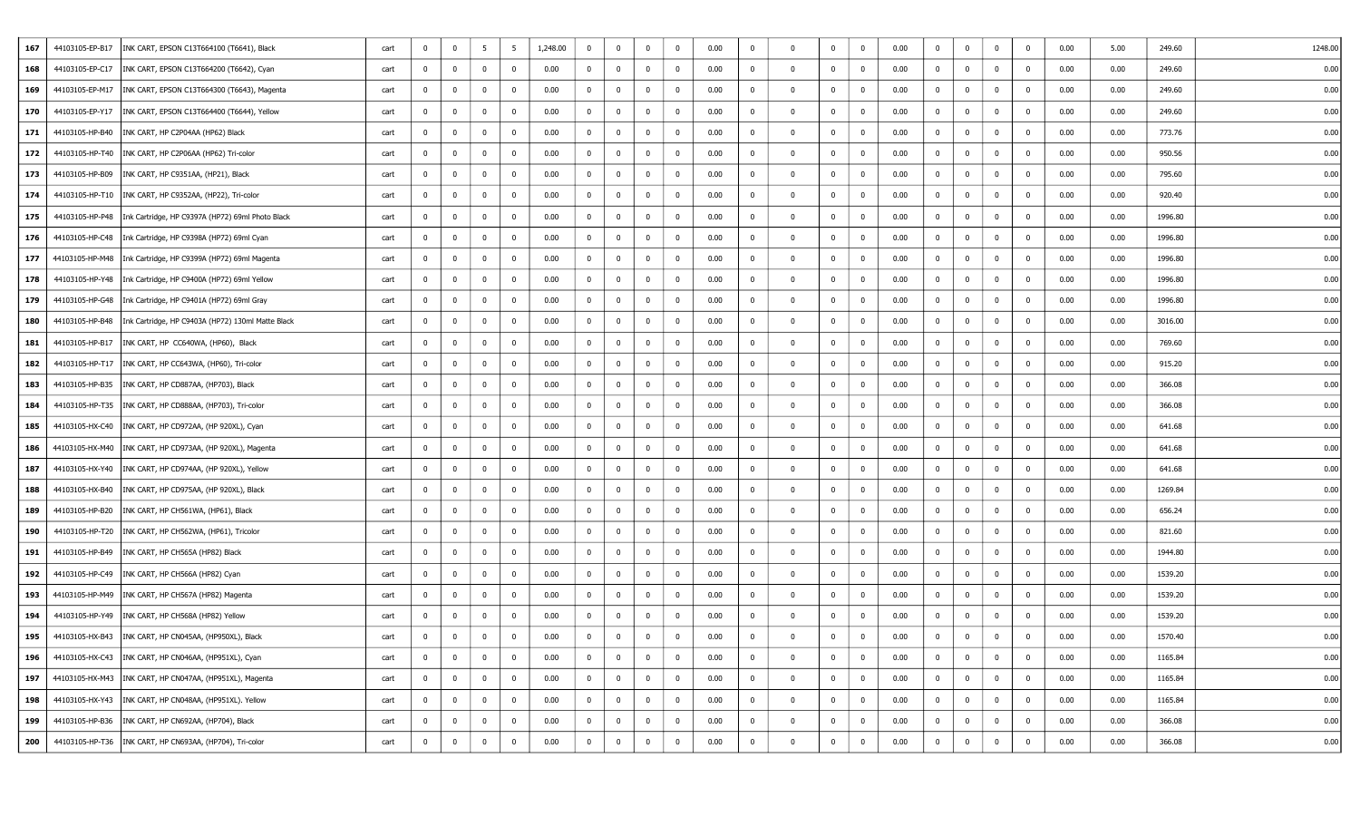| | | | | | | | | | | | | | | | | | | | | | | | | | | |
|---|---|---|---|---|---|---|---|---|---|---|---|---|---|---|---|---|---|---|---|---|---|---|---|---|---|---|
| 167 | 44103105-EP-B17 | INK CART, EPSON C13T664100 (T6641), Black | cart | 0 | 0 | 5 | 5 | 1,248.00 | 0 | 0 | 0 | 0 | 0.00 | 0 | 0 | 0 | 0 | 0.00 | 0 | 0 | 0 | 0 | 0.00 | 5.00 | 249.60 | 1248.00 |
| 168 | 44103105-EP-C17 | INK CART, EPSON C13T664200 (T6642), Cyan | cart | 0 | 0 | 0 | 0 | 0.00 | 0 | 0 | 0 | 0 | 0.00 | 0 | 0 | 0 | 0 | 0.00 | 0 | 0 | 0 | 0 | 0.00 | 0.00 | 249.60 | 0.00 |
| 169 | 44103105-EP-M17 | INK CART, EPSON C13T664300 (T6643), Magenta | cart | 0 | 0 | 0 | 0 | 0.00 | 0 | 0 | 0 | 0 | 0.00 | 0 | 0 | 0 | 0 | 0.00 | 0 | 0 | 0 | 0 | 0.00 | 0.00 | 249.60 | 0.00 |
| 170 | 44103105-EP-Y17 | INK CART, EPSON C13T664400 (T6644), Yellow | cart | 0 | 0 | 0 | 0 | 0.00 | 0 | 0 | 0 | 0 | 0.00 | 0 | 0 | 0 | 0 | 0.00 | 0 | 0 | 0 | 0 | 0.00 | 0.00 | 249.60 | 0.00 |
| 171 | 44103105-HP-B40 | INK CART, HP C2P04AA (HP62) Black | cart | 0 | 0 | 0 | 0 | 0.00 | 0 | 0 | 0 | 0 | 0.00 | 0 | 0 | 0 | 0 | 0.00 | 0 | 0 | 0 | 0 | 0.00 | 0.00 | 773.76 | 0.00 |
| 172 | 44103105-HP-T40 | INK CART, HP C2P06AA (HP62) Tri-color | cart | 0 | 0 | 0 | 0 | 0.00 | 0 | 0 | 0 | 0 | 0.00 | 0 | 0 | 0 | 0 | 0.00 | 0 | 0 | 0 | 0 | 0.00 | 0.00 | 950.56 | 0.00 |
| 173 | 44103105-HP-B09 | INK CART, HP C9351AA, (HP21), Black | cart | 0 | 0 | 0 | 0 | 0.00 | 0 | 0 | 0 | 0 | 0.00 | 0 | 0 | 0 | 0 | 0.00 | 0 | 0 | 0 | 0 | 0.00 | 0.00 | 795.60 | 0.00 |
| 174 | 44103105-HP-T10 | INK CART, HP C9352AA, (HP22), Tri-color | cart | 0 | 0 | 0 | 0 | 0.00 | 0 | 0 | 0 | 0 | 0.00 | 0 | 0 | 0 | 0 | 0.00 | 0 | 0 | 0 | 0 | 0.00 | 0.00 | 920.40 | 0.00 |
| 175 | 44103105-HP-P48 | Ink Cartridge, HP C9397A (HP72) 69ml Photo Black | cart | 0 | 0 | 0 | 0 | 0.00 | 0 | 0 | 0 | 0 | 0.00 | 0 | 0 | 0 | 0 | 0.00 | 0 | 0 | 0 | 0 | 0.00 | 0.00 | 1996.80 | 0.00 |
| 176 | 44103105-HP-C48 | Ink Cartridge, HP C9398A (HP72) 69ml Cyan | cart | 0 | 0 | 0 | 0 | 0.00 | 0 | 0 | 0 | 0 | 0.00 | 0 | 0 | 0 | 0 | 0.00 | 0 | 0 | 0 | 0 | 0.00 | 0.00 | 1996.80 | 0.00 |
| 177 | 44103105-HP-M48 | Ink Cartridge, HP C9399A (HP72) 69ml Magenta | cart | 0 | 0 | 0 | 0 | 0.00 | 0 | 0 | 0 | 0 | 0.00 | 0 | 0 | 0 | 0 | 0.00 | 0 | 0 | 0 | 0 | 0.00 | 0.00 | 1996.80 | 0.00 |
| 178 | 44103105-HP-Y48 | Ink Cartridge, HP C9400A (HP72) 69ml Yellow | cart | 0 | 0 | 0 | 0 | 0.00 | 0 | 0 | 0 | 0 | 0.00 | 0 | 0 | 0 | 0 | 0.00 | 0 | 0 | 0 | 0 | 0.00 | 0.00 | 1996.80 | 0.00 |
| 179 | 44103105-HP-G48 | Ink Cartridge, HP C9401A (HP72) 69ml Gray | cart | 0 | 0 | 0 | 0 | 0.00 | 0 | 0 | 0 | 0 | 0.00 | 0 | 0 | 0 | 0 | 0.00 | 0 | 0 | 0 | 0 | 0.00 | 0.00 | 1996.80 | 0.00 |
| 180 | 44103105-HP-B48 | Ink Cartridge, HP C9403A (HP72) 130ml Matte Black | cart | 0 | 0 | 0 | 0 | 0.00 | 0 | 0 | 0 | 0 | 0.00 | 0 | 0 | 0 | 0 | 0.00 | 0 | 0 | 0 | 0 | 0.00 | 0.00 | 3016.00 | 0.00 |
| 181 | 44103105-HP-B17 | INK CART, HP CC640WA, (HP60), Black | cart | 0 | 0 | 0 | 0 | 0.00 | 0 | 0 | 0 | 0 | 0.00 | 0 | 0 | 0 | 0 | 0.00 | 0 | 0 | 0 | 0 | 0.00 | 0.00 | 769.60 | 0.00 |
| 182 | 44103105-HP-T17 | INK CART, HP CC643WA, (HP60), Tri-color | cart | 0 | 0 | 0 | 0 | 0.00 | 0 | 0 | 0 | 0 | 0.00 | 0 | 0 | 0 | 0 | 0.00 | 0 | 0 | 0 | 0 | 0.00 | 0.00 | 915.20 | 0.00 |
| 183 | 44103105-HP-B35 | INK CART, HP CD887AA, (HP703), Black | cart | 0 | 0 | 0 | 0 | 0.00 | 0 | 0 | 0 | 0 | 0.00 | 0 | 0 | 0 | 0 | 0.00 | 0 | 0 | 0 | 0 | 0.00 | 0.00 | 366.08 | 0.00 |
| 184 | 44103105-HP-T35 | INK CART, HP CD888AA, (HP703), Tri-color | cart | 0 | 0 | 0 | 0 | 0.00 | 0 | 0 | 0 | 0 | 0.00 | 0 | 0 | 0 | 0 | 0.00 | 0 | 0 | 0 | 0 | 0.00 | 0.00 | 366.08 | 0.00 |
| 185 | 44103105-HX-C40 | INK CART, HP CD972AA, (HP 920XL), Cyan | cart | 0 | 0 | 0 | 0 | 0.00 | 0 | 0 | 0 | 0 | 0.00 | 0 | 0 | 0 | 0 | 0.00 | 0 | 0 | 0 | 0 | 0.00 | 0.00 | 641.68 | 0.00 |
| 186 | 44103105-HX-M40 | INK CART, HP CD973AA, (HP 920XL), Magenta | cart | 0 | 0 | 0 | 0 | 0.00 | 0 | 0 | 0 | 0 | 0.00 | 0 | 0 | 0 | 0 | 0.00 | 0 | 0 | 0 | 0 | 0.00 | 0.00 | 641.68 | 0.00 |
| 187 | 44103105-HX-Y40 | INK CART, HP CD974AA, (HP 920XL), Yellow | cart | 0 | 0 | 0 | 0 | 0.00 | 0 | 0 | 0 | 0 | 0.00 | 0 | 0 | 0 | 0 | 0.00 | 0 | 0 | 0 | 0 | 0.00 | 0.00 | 641.68 | 0.00 |
| 188 | 44103105-HX-B40 | INK CART, HP CD975AA, (HP 920XL), Black | cart | 0 | 0 | 0 | 0 | 0.00 | 0 | 0 | 0 | 0 | 0.00 | 0 | 0 | 0 | 0 | 0.00 | 0 | 0 | 0 | 0 | 0.00 | 0.00 | 1269.84 | 0.00 |
| 189 | 44103105-HP-B20 | INK CART, HP CH561WA, (HP61), Black | cart | 0 | 0 | 0 | 0 | 0.00 | 0 | 0 | 0 | 0 | 0.00 | 0 | 0 | 0 | 0 | 0.00 | 0 | 0 | 0 | 0 | 0.00 | 0.00 | 656.24 | 0.00 |
| 190 | 44103105-HP-T20 | INK CART, HP CH562WA, (HP61), Tricolor | cart | 0 | 0 | 0 | 0 | 0.00 | 0 | 0 | 0 | 0 | 0.00 | 0 | 0 | 0 | 0 | 0.00 | 0 | 0 | 0 | 0 | 0.00 | 0.00 | 821.60 | 0.00 |
| 191 | 44103105-HP-B49 | INK CART, HP CH565A (HP82) Black | cart | 0 | 0 | 0 | 0 | 0.00 | 0 | 0 | 0 | 0 | 0.00 | 0 | 0 | 0 | 0 | 0.00 | 0 | 0 | 0 | 0 | 0.00 | 0.00 | 1944.80 | 0.00 |
| 192 | 44103105-HP-C49 | INK CART, HP CH566A (HP82) Cyan | cart | 0 | 0 | 0 | 0 | 0.00 | 0 | 0 | 0 | 0 | 0.00 | 0 | 0 | 0 | 0 | 0.00 | 0 | 0 | 0 | 0 | 0.00 | 0.00 | 1539.20 | 0.00 |
| 193 | 44103105-HP-M49 | INK CART, HP CH567A (HP82) Magenta | cart | 0 | 0 | 0 | 0 | 0.00 | 0 | 0 | 0 | 0 | 0.00 | 0 | 0 | 0 | 0 | 0.00 | 0 | 0 | 0 | 0 | 0.00 | 0.00 | 1539.20 | 0.00 |
| 194 | 44103105-HP-Y49 | INK CART, HP CH568A (HP82) Yellow | cart | 0 | 0 | 0 | 0 | 0.00 | 0 | 0 | 0 | 0 | 0.00 | 0 | 0 | 0 | 0 | 0.00 | 0 | 0 | 0 | 0 | 0.00 | 0.00 | 1539.20 | 0.00 |
| 195 | 44103105-HX-B43 | INK CART, HP CN045AA, (HP950XL), Black | cart | 0 | 0 | 0 | 0 | 0.00 | 0 | 0 | 0 | 0 | 0.00 | 0 | 0 | 0 | 0 | 0.00 | 0 | 0 | 0 | 0 | 0.00 | 0.00 | 1570.40 | 0.00 |
| 196 | 44103105-HX-C43 | INK CART, HP CN046AA, (HP951XL), Cyan | cart | 0 | 0 | 0 | 0 | 0.00 | 0 | 0 | 0 | 0 | 0.00 | 0 | 0 | 0 | 0 | 0.00 | 0 | 0 | 0 | 0 | 0.00 | 0.00 | 1165.84 | 0.00 |
| 197 | 44103105-HX-M43 | INK CART, HP CN047AA, (HP951XL), Magenta | cart | 0 | 0 | 0 | 0 | 0.00 | 0 | 0 | 0 | 0 | 0.00 | 0 | 0 | 0 | 0 | 0.00 | 0 | 0 | 0 | 0 | 0.00 | 0.00 | 1165.84 | 0.00 |
| 198 | 44103105-HX-Y43 | INK CART, HP CN048AA, (HP951XL). Yellow | cart | 0 | 0 | 0 | 0 | 0.00 | 0 | 0 | 0 | 0 | 0.00 | 0 | 0 | 0 | 0 | 0.00 | 0 | 0 | 0 | 0 | 0.00 | 0.00 | 1165.84 | 0.00 |
| 199 | 44103105-HP-B36 | INK CART, HP CN692AA, (HP704), Black | cart | 0 | 0 | 0 | 0 | 0.00 | 0 | 0 | 0 | 0 | 0.00 | 0 | 0 | 0 | 0 | 0.00 | 0 | 0 | 0 | 0 | 0.00 | 0.00 | 366.08 | 0.00 |
| 200 | 44103105-HP-T36 | INK CART, HP CN693AA, (HP704), Tri-color | cart | 0 | 0 | 0 | 0 | 0.00 | 0 | 0 | 0 | 0 | 0.00 | 0 | 0 | 0 | 0 | 0.00 | 0 | 0 | 0 | 0 | 0.00 | 0.00 | 366.08 | 0.00 |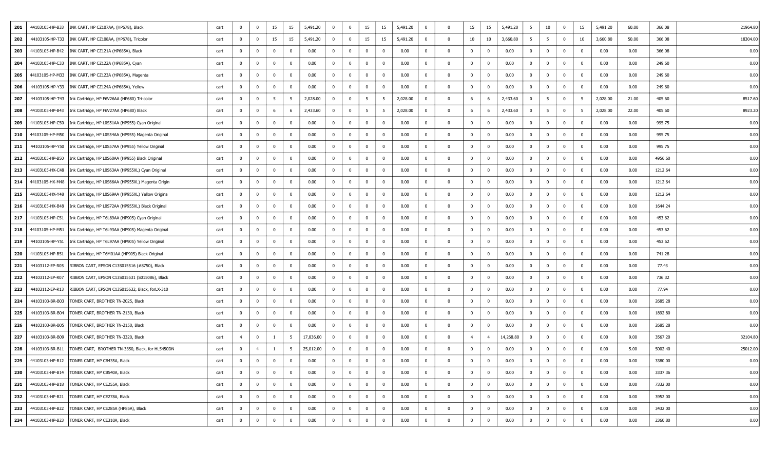| 201 | 44103105-HP-B33 | INK CART, HP CZ107AA, (HP678), Black | cart | 0 | 0 | 15 | 15 | 5,491.20 | 0 | 0 | 15 | 15 | 5,491.20 | 0 | 0 | 15 | 15 | 5,491.20 | 5 | 10 | 0 | 15 | 5,491.20 | 60.00 | 366.08 | 21964.80 |
|---|---|---|---|---|---|---|---|---|---|---|---|---|---|---|---|---|---|---|---|---|---|---|---|---|---|---|
| 202 | 44103105-HP-T33 | INK CART, HP CZ108AA, (HP678), Tricolor | cart | 0 | 0 | 15 | 15 | 5,491.20 | 0 | 0 | 15 | 15 | 5,491.20 | 0 | 0 | 10 | 10 | 3,660.80 | 5 | 5 | 0 | 10 | 3,660.80 | 50.00 | 366.08 | 18304.00 |
| 203 | 44103105-HP-B42 | INK CART, HP CZ121A (HP685A), Black | cart | 0 | 0 | 0 | 0 | 0.00 | 0 | 0 | 0 | 0 | 0.00 | 0 | 0 | 0 | 0 | 0.00 | 0 | 0 | 0 | 0 | 0.00 | 0.00 | 366.08 | 0.00 |
| 204 | 44103105-HP-C33 | INK CART, HP CZ122A (HP685A), Cyan | cart | 0 | 0 | 0 | 0 | 0.00 | 0 | 0 | 0 | 0 | 0.00 | 0 | 0 | 0 | 0 | 0.00 | 0 | 0 | 0 | 0 | 0.00 | 0.00 | 249.60 | 0.00 |
| 205 | 44103105-HP-M33 | INK CART, HP CZ123A (HP685A), Magenta | cart | 0 | 0 | 0 | 0 | 0.00 | 0 | 0 | 0 | 0 | 0.00 | 0 | 0 | 0 | 0 | 0.00 | 0 | 0 | 0 | 0 | 0.00 | 0.00 | 249.60 | 0.00 |
| 206 | 44103105-HP-Y33 | INK CART, HP CZ124A (HP685A), Yellow | cart | 0 | 0 | 0 | 0 | 0.00 | 0 | 0 | 0 | 0 | 0.00 | 0 | 0 | 0 | 0 | 0.00 | 0 | 0 | 0 | 0 | 0.00 | 0.00 | 249.60 | 0.00 |
| 207 | 44103105-HP-T43 | Ink Cartridge, HP F6V26AA (HP680) Tri-color | cart | 0 | 0 | 5 | 5 | 2,028.00 | 0 | 0 | 5 | 5 | 2,028.00 | 0 | 0 | 6 | 6 | 2,433.60 | 0 | 5 | 0 | 5 | 2,028.00 | 21.00 | 405.60 | 8517.60 |
| 208 | 44103105-HP-B43 | Ink Cartridge, HP F6V27AA (HP680) Black | cart | 0 | 0 | 6 | 6 | 2,433.60 | 0 | 0 | 5 | 5 | 2,028.00 | 0 | 0 | 6 | 6 | 2,433.60 | 0 | 5 | 0 | 5 | 2,028.00 | 22.00 | 405.60 | 8923.20 |
| 209 | 44103105-HP-C50 | Ink Cartridge, HP L0S51AA (HP955) Cyan Original | cart | 0 | 0 | 0 | 0 | 0.00 | 0 | 0 | 0 | 0 | 0.00 | 0 | 0 | 0 | 0 | 0.00 | 0 | 0 | 0 | 0 | 0.00 | 0.00 | 995.75 | 0.00 |
| 210 | 44103105-HP-M50 | Ink Cartridge, HP L0S54AA (HP955) Magenta Original | cart | 0 | 0 | 0 | 0 | 0.00 | 0 | 0 | 0 | 0 | 0.00 | 0 | 0 | 0 | 0 | 0.00 | 0 | 0 | 0 | 0 | 0.00 | 0.00 | 995.75 | 0.00 |
| 211 | 44103105-HP-Y50 | Ink Cartridge, HP L0S57AA (HP955) Yellow Original | cart | 0 | 0 | 0 | 0 | 0.00 | 0 | 0 | 0 | 0 | 0.00 | 0 | 0 | 0 | 0 | 0.00 | 0 | 0 | 0 | 0 | 0.00 | 0.00 | 995.75 | 0.00 |
| 212 | 44103105-HP-B50 | Ink Cartridge, HP L0S60AA (HP955) Black Original | cart | 0 | 0 | 0 | 0 | 0.00 | 0 | 0 | 0 | 0 | 0.00 | 0 | 0 | 0 | 0 | 0.00 | 0 | 0 | 0 | 0 | 0.00 | 0.00 | 4956.60 | 0.00 |
| 213 | 44103105-HX-C48 | Ink Cartridge, HP L0S63AA (HP955XL) Cyan Original | cart | 0 | 0 | 0 | 0 | 0.00 | 0 | 0 | 0 | 0 | 0.00 | 0 | 0 | 0 | 0 | 0.00 | 0 | 0 | 0 | 0 | 0.00 | 0.00 | 1212.64 | 0.00 |
| 214 | 44103105-HX-M48 | Ink Cartridge, HP L0S66AA (HP955XL) Magenta Origin | cart | 0 | 0 | 0 | 0 | 0.00 | 0 | 0 | 0 | 0 | 0.00 | 0 | 0 | 0 | 0 | 0.00 | 0 | 0 | 0 | 0 | 0.00 | 0.00 | 1212.64 | 0.00 |
| 215 | 44103105-HX-Y48 | Ink Cartridge, HP L0S69AA (HP955XL) Yellow Origina | cart | 0 | 0 | 0 | 0 | 0.00 | 0 | 0 | 0 | 0 | 0.00 | 0 | 0 | 0 | 0 | 0.00 | 0 | 0 | 0 | 0 | 0.00 | 0.00 | 1212.64 | 0.00 |
| 216 | 44103105-HX-B48 | Ink Cartridge, HP L0S72AA (HP955XL) Black Original | cart | 0 | 0 | 0 | 0 | 0.00 | 0 | 0 | 0 | 0 | 0.00 | 0 | 0 | 0 | 0 | 0.00 | 0 | 0 | 0 | 0 | 0.00 | 0.00 | 1644.24 | 0.00 |
| 217 | 44103105-HP-C51 | Ink Cartridge, HP T6L89AA (HP905) Cyan Original | cart | 0 | 0 | 0 | 0 | 0.00 | 0 | 0 | 0 | 0 | 0.00 | 0 | 0 | 0 | 0 | 0.00 | 0 | 0 | 0 | 0 | 0.00 | 0.00 | 453.62 | 0.00 |
| 218 | 44103105-HP-M51 | Ink Cartridge, HP T6L93AA (HP905) Magenta Original | cart | 0 | 0 | 0 | 0 | 0.00 | 0 | 0 | 0 | 0 | 0.00 | 0 | 0 | 0 | 0 | 0.00 | 0 | 0 | 0 | 0 | 0.00 | 0.00 | 453.62 | 0.00 |
| 219 | 44103105-HP-Y51 | Ink Cartridge, HP T6L97AA (HP905) Yellow Original | cart | 0 | 0 | 0 | 0 | 0.00 | 0 | 0 | 0 | 0 | 0.00 | 0 | 0 | 0 | 0 | 0.00 | 0 | 0 | 0 | 0 | 0.00 | 0.00 | 453.62 | 0.00 |
| 220 | 44103105-HP-B51 | Ink Cartridge, HP T6M01AA (HP905) Black Original | cart | 0 | 0 | 0 | 0 | 0.00 | 0 | 0 | 0 | 0 | 0.00 | 0 | 0 | 0 | 0 | 0.00 | 0 | 0 | 0 | 0 | 0.00 | 0.00 | 741.28 | 0.00 |
| 221 | 44103112-EP-R05 | RIBBON CART, EPSON C13S015516 (#8750), Black | cart | 0 | 0 | 0 | 0 | 0.00 | 0 | 0 | 0 | 0 | 0.00 | 0 | 0 | 0 | 0 | 0.00 | 0 | 0 | 0 | 0 | 0.00 | 0.00 | 77.43 | 0.00 |
| 222 | 44103112-EP-R07 | RIBBON CART, EPSON C13S015531 (S015086), Black | cart | 0 | 0 | 0 | 0 | 0.00 | 0 | 0 | 0 | 0 | 0.00 | 0 | 0 | 0 | 0 | 0.00 | 0 | 0 | 0 | 0 | 0.00 | 0.00 | 736.32 | 0.00 |
| 223 | 44103112-EP-R13 | RIBBON CART, EPSON C13S015632, Black, forLX-310 | cart | 0 | 0 | 0 | 0 | 0.00 | 0 | 0 | 0 | 0 | 0.00 | 0 | 0 | 0 | 0 | 0.00 | 0 | 0 | 0 | 0 | 0.00 | 0.00 | 77.94 | 0.00 |
| 224 | 44103103-BR-B03 | TONER CART, BROTHER TN-2025, Black | cart | 0 | 0 | 0 | 0 | 0.00 | 0 | 0 | 0 | 0 | 0.00 | 0 | 0 | 0 | 0 | 0.00 | 0 | 0 | 0 | 0 | 0.00 | 0.00 | 2685.28 | 0.00 |
| 225 | 44103103-BR-B04 | TONER CART, BROTHER TN-2130, Black | cart | 0 | 0 | 0 | 0 | 0.00 | 0 | 0 | 0 | 0 | 0.00 | 0 | 0 | 0 | 0 | 0.00 | 0 | 0 | 0 | 0 | 0.00 | 0.00 | 1892.80 | 0.00 |
| 226 | 44103103-BR-B05 | TONER CART, BROTHER TN-2150, Black | cart | 0 | 0 | 0 | 0 | 0.00 | 0 | 0 | 0 | 0 | 0.00 | 0 | 0 | 0 | 0 | 0.00 | 0 | 0 | 0 | 0 | 0.00 | 0.00 | 2685.28 | 0.00 |
| 227 | 44103103-BR-B09 | TONER CART, BROTHER TN-3320, Black | cart | 4 | 0 | 1 | 5 | 17,836.00 | 0 | 0 | 0 | 0 | 0.00 | 0 | 0 | 4 | 4 | 14,268.80 | 0 | 0 | 0 | 0 | 0.00 | 9.00 | 3567.20 | 32104.80 |
| 228 | 44103103-BR-B11 | TONER CART, BROTHER TN-3350, Black, for HL5450DN | cart | 0 | 4 | 1 | 5 | 25,012.00 | 0 | 0 | 0 | 0 | 0.00 | 0 | 0 | 0 | 0 | 0.00 | 0 | 0 | 0 | 0 | 0.00 | 5.00 | 5002.40 | 25012.00 |
| 229 | 44103103-HP-B12 | TONER CART, HP CB435A, Black | cart | 0 | 0 | 0 | 0 | 0.00 | 0 | 0 | 0 | 0 | 0.00 | 0 | 0 | 0 | 0 | 0.00 | 0 | 0 | 0 | 0 | 0.00 | 0.00 | 3380.00 | 0.00 |
| 230 | 44103103-HP-B14 | TONER CART, HP CB540A, Black | cart | 0 | 0 | 0 | 0 | 0.00 | 0 | 0 | 0 | 0 | 0.00 | 0 | 0 | 0 | 0 | 0.00 | 0 | 0 | 0 | 0 | 0.00 | 0.00 | 3337.36 | 0.00 |
| 231 | 44103103-HP-B18 | TONER CART, HP CE255A, Black | cart | 0 | 0 | 0 | 0 | 0.00 | 0 | 0 | 0 | 0 | 0.00 | 0 | 0 | 0 | 0 | 0.00 | 0 | 0 | 0 | 0 | 0.00 | 0.00 | 7332.00 | 0.00 |
| 232 | 44103103-HP-B21 | TONER CART, HP CE278A, Black | cart | 0 | 0 | 0 | 0 | 0.00 | 0 | 0 | 0 | 0 | 0.00 | 0 | 0 | 0 | 0 | 0.00 | 0 | 0 | 0 | 0 | 0.00 | 0.00 | 3952.00 | 0.00 |
| 233 | 44103103-HP-B22 | TONER CART, HP CE285A (HP85A), Black | cart | 0 | 0 | 0 | 0 | 0.00 | 0 | 0 | 0 | 0 | 0.00 | 0 | 0 | 0 | 0 | 0.00 | 0 | 0 | 0 | 0 | 0.00 | 0.00 | 3432.00 | 0.00 |
| 234 | 44103103-HP-B23 | TONER CART, HP CE310A, Black | cart | 0 | 0 | 0 | 0 | 0.00 | 0 | 0 | 0 | 0 | 0.00 | 0 | 0 | 0 | 0 | 0.00 | 0 | 0 | 0 | 0 | 0.00 | 0.00 | 2360.80 | 0.00 |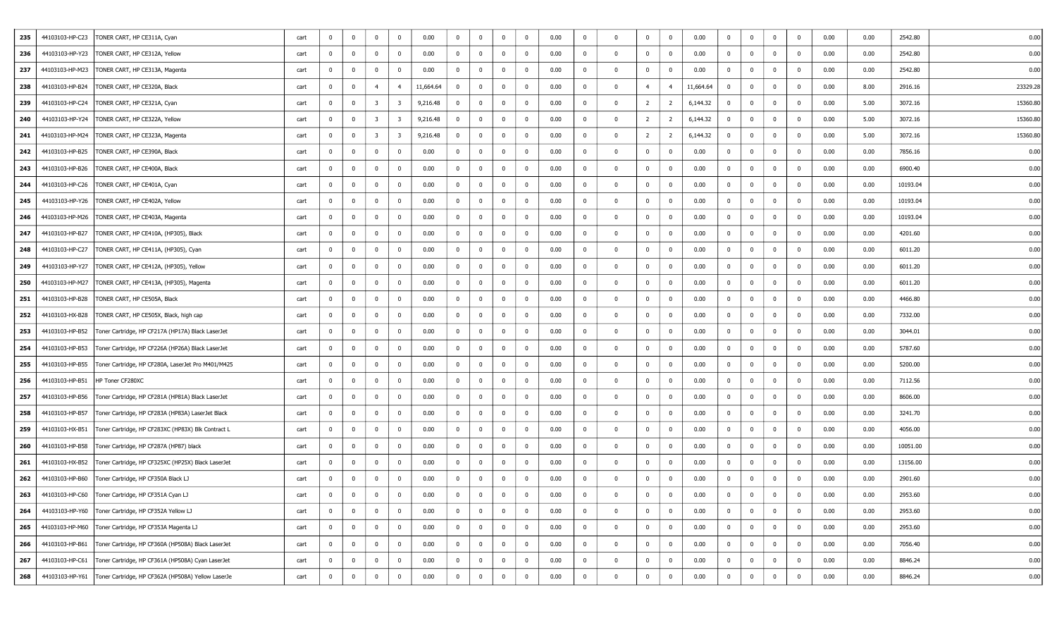| | | | | | | | | | | | | | | | | | | | | | | | | | | |
|---|---|---|---|---|---|---|---|---|---|---|---|---|---|---|---|---|---|---|---|---|---|---|---|---|---|---|
| 235 | 44103103-HP-C23 | TONER CART, HP CE311A, Cyan | cart | 0 | 0 | 0 | 0 | 0.00 | 0 | 0 | 0 | 0 | 0.00 | 0 | 0 | 0 | 0 | 0.00 | 0 | 0 | 0 | 0 | 0.00 | 0.00 | 2542.80 | 0.00 |
| 236 | 44103103-HP-Y23 | TONER CART, HP CE312A, Yellow | cart | 0 | 0 | 0 | 0 | 0.00 | 0 | 0 | 0 | 0 | 0.00 | 0 | 0 | 0 | 0 | 0.00 | 0 | 0 | 0 | 0 | 0.00 | 0.00 | 2542.80 | 0.00 |
| 237 | 44103103-HP-M23 | TONER CART, HP CE313A, Magenta | cart | 0 | 0 | 0 | 0 | 0.00 | 0 | 0 | 0 | 0 | 0.00 | 0 | 0 | 0 | 0 | 0.00 | 0 | 0 | 0 | 0 | 0.00 | 0.00 | 2542.80 | 0.00 |
| 238 | 44103103-HP-B24 | TONER CART, HP CE320A, Black | cart | 0 | 0 | 4 | 4 | 11,664.64 | 0 | 0 | 0 | 0 | 0.00 | 0 | 0 | 4 | 4 | 11,664.64 | 0 | 0 | 0 | 0 | 0.00 | 8.00 | 2916.16 | 23329.28 |
| 239 | 44103103-HP-C24 | TONER CART, HP CE321A, Cyan | cart | 0 | 0 | 3 | 3 | 9,216.48 | 0 | 0 | 0 | 0 | 0.00 | 0 | 0 | 2 | 2 | 6,144.32 | 0 | 0 | 0 | 0 | 0.00 | 5.00 | 3072.16 | 15360.80 |
| 240 | 44103103-HP-Y24 | TONER CART, HP CE322A, Yellow | cart | 0 | 0 | 3 | 3 | 9,216.48 | 0 | 0 | 0 | 0 | 0.00 | 0 | 0 | 2 | 2 | 6,144.32 | 0 | 0 | 0 | 0 | 0.00 | 5.00 | 3072.16 | 15360.80 |
| 241 | 44103103-HP-M24 | TONER CART, HP CE323A, Magenta | cart | 0 | 0 | 3 | 3 | 9,216.48 | 0 | 0 | 0 | 0 | 0.00 | 0 | 0 | 2 | 2 | 6,144.32 | 0 | 0 | 0 | 0 | 0.00 | 5.00 | 3072.16 | 15360.80 |
| 242 | 44103103-HP-B25 | TONER CART, HP CE390A, Black | cart | 0 | 0 | 0 | 0 | 0.00 | 0 | 0 | 0 | 0 | 0.00 | 0 | 0 | 0 | 0 | 0.00 | 0 | 0 | 0 | 0 | 0.00 | 0.00 | 7856.16 | 0.00 |
| 243 | 44103103-HP-B26 | TONER CART, HP CE400A, Black | cart | 0 | 0 | 0 | 0 | 0.00 | 0 | 0 | 0 | 0 | 0.00 | 0 | 0 | 0 | 0 | 0.00 | 0 | 0 | 0 | 0 | 0.00 | 0.00 | 6900.40 | 0.00 |
| 244 | 44103103-HP-C26 | TONER CART, HP CE401A, Cyan | cart | 0 | 0 | 0 | 0 | 0.00 | 0 | 0 | 0 | 0 | 0.00 | 0 | 0 | 0 | 0 | 0.00 | 0 | 0 | 0 | 0 | 0.00 | 0.00 | 10193.04 | 0.00 |
| 245 | 44103103-HP-Y26 | TONER CART, HP CE402A, Yellow | cart | 0 | 0 | 0 | 0 | 0.00 | 0 | 0 | 0 | 0 | 0.00 | 0 | 0 | 0 | 0 | 0.00 | 0 | 0 | 0 | 0 | 0.00 | 0.00 | 10193.04 | 0.00 |
| 246 | 44103103-HP-M26 | TONER CART, HP CE403A, Magenta | cart | 0 | 0 | 0 | 0 | 0.00 | 0 | 0 | 0 | 0 | 0.00 | 0 | 0 | 0 | 0 | 0.00 | 0 | 0 | 0 | 0 | 0.00 | 0.00 | 10193.04 | 0.00 |
| 247 | 44103103-HP-B27 | TONER CART, HP CE410A, (HP305), Black | cart | 0 | 0 | 0 | 0 | 0.00 | 0 | 0 | 0 | 0 | 0.00 | 0 | 0 | 0 | 0 | 0.00 | 0 | 0 | 0 | 0 | 0.00 | 0.00 | 4201.60 | 0.00 |
| 248 | 44103103-HP-C27 | TONER CART, HP CE411A, (HP305), Cyan | cart | 0 | 0 | 0 | 0 | 0.00 | 0 | 0 | 0 | 0 | 0.00 | 0 | 0 | 0 | 0 | 0.00 | 0 | 0 | 0 | 0 | 0.00 | 0.00 | 6011.20 | 0.00 |
| 249 | 44103103-HP-Y27 | TONER CART, HP CE412A, (HP305), Yellow | cart | 0 | 0 | 0 | 0 | 0.00 | 0 | 0 | 0 | 0 | 0.00 | 0 | 0 | 0 | 0 | 0.00 | 0 | 0 | 0 | 0 | 0.00 | 0.00 | 6011.20 | 0.00 |
| 250 | 44103103-HP-M27 | TONER CART, HP CE413A, (HP305), Magenta | cart | 0 | 0 | 0 | 0 | 0.00 | 0 | 0 | 0 | 0 | 0.00 | 0 | 0 | 0 | 0 | 0.00 | 0 | 0 | 0 | 0 | 0.00 | 0.00 | 6011.20 | 0.00 |
| 251 | 44103103-HP-B28 | TONER CART, HP CE505A, Black | cart | 0 | 0 | 0 | 0 | 0.00 | 0 | 0 | 0 | 0 | 0.00 | 0 | 0 | 0 | 0 | 0.00 | 0 | 0 | 0 | 0 | 0.00 | 0.00 | 4466.80 | 0.00 |
| 252 | 44103103-HX-B28 | TONER CART, HP CE505X, Black, high cap | cart | 0 | 0 | 0 | 0 | 0.00 | 0 | 0 | 0 | 0 | 0.00 | 0 | 0 | 0 | 0 | 0.00 | 0 | 0 | 0 | 0 | 0.00 | 0.00 | 7332.00 | 0.00 |
| 253 | 44103103-HP-B52 | Toner Cartridge, HP CF217A (HP17A) Black LaserJet | cart | 0 | 0 | 0 | 0 | 0.00 | 0 | 0 | 0 | 0 | 0.00 | 0 | 0 | 0 | 0 | 0.00 | 0 | 0 | 0 | 0 | 0.00 | 0.00 | 3044.01 | 0.00 |
| 254 | 44103103-HP-B53 | Toner Cartridge, HP CF226A (HP26A) Black LaserJet | cart | 0 | 0 | 0 | 0 | 0.00 | 0 | 0 | 0 | 0 | 0.00 | 0 | 0 | 0 | 0 | 0.00 | 0 | 0 | 0 | 0 | 0.00 | 0.00 | 5787.60 | 0.00 |
| 255 | 44103103-HP-B55 | Toner Cartridge, HP CF280A, LaserJet Pro M401/M425 | cart | 0 | 0 | 0 | 0 | 0.00 | 0 | 0 | 0 | 0 | 0.00 | 0 | 0 | 0 | 0 | 0.00 | 0 | 0 | 0 | 0 | 0.00 | 0.00 | 5200.00 | 0.00 |
| 256 | 44103103-HP-B51 | HP Toner CF280XC | cart | 0 | 0 | 0 | 0 | 0.00 | 0 | 0 | 0 | 0 | 0.00 | 0 | 0 | 0 | 0 | 0.00 | 0 | 0 | 0 | 0 | 0.00 | 0.00 | 7112.56 | 0.00 |
| 257 | 44103103-HP-B56 | Toner Cartridge, HP CF281A (HP81A) Black LaserJet | cart | 0 | 0 | 0 | 0 | 0.00 | 0 | 0 | 0 | 0 | 0.00 | 0 | 0 | 0 | 0 | 0.00 | 0 | 0 | 0 | 0 | 0.00 | 0.00 | 8606.00 | 0.00 |
| 258 | 44103103-HP-B57 | Toner Cartridge, HP CF283A (HP83A) LaserJet Black | cart | 0 | 0 | 0 | 0 | 0.00 | 0 | 0 | 0 | 0 | 0.00 | 0 | 0 | 0 | 0 | 0.00 | 0 | 0 | 0 | 0 | 0.00 | 0.00 | 3241.70 | 0.00 |
| 259 | 44103103-HX-B51 | Toner Cartridge, HP CF283XC (HP83X) Blk Contract L | cart | 0 | 0 | 0 | 0 | 0.00 | 0 | 0 | 0 | 0 | 0.00 | 0 | 0 | 0 | 0 | 0.00 | 0 | 0 | 0 | 0 | 0.00 | 0.00 | 4056.00 | 0.00 |
| 260 | 44103103-HP-B58 | Toner Cartridge, HP CF287A (HP87) black | cart | 0 | 0 | 0 | 0 | 0.00 | 0 | 0 | 0 | 0 | 0.00 | 0 | 0 | 0 | 0 | 0.00 | 0 | 0 | 0 | 0 | 0.00 | 0.00 | 10051.00 | 0.00 |
| 261 | 44103103-HX-B52 | Toner Cartridge, HP CF325XC (HP25X) Black LaserJet | cart | 0 | 0 | 0 | 0 | 0.00 | 0 | 0 | 0 | 0 | 0.00 | 0 | 0 | 0 | 0 | 0.00 | 0 | 0 | 0 | 0 | 0.00 | 0.00 | 13156.00 | 0.00 |
| 262 | 44103103-HP-B60 | Toner Cartridge, HP CF350A Black LJ | cart | 0 | 0 | 0 | 0 | 0.00 | 0 | 0 | 0 | 0 | 0.00 | 0 | 0 | 0 | 0 | 0.00 | 0 | 0 | 0 | 0 | 0.00 | 0.00 | 2901.60 | 0.00 |
| 263 | 44103103-HP-C60 | Toner Cartridge, HP CF351A Cyan LJ | cart | 0 | 0 | 0 | 0 | 0.00 | 0 | 0 | 0 | 0 | 0.00 | 0 | 0 | 0 | 0 | 0.00 | 0 | 0 | 0 | 0 | 0.00 | 0.00 | 2953.60 | 0.00 |
| 264 | 44103103-HP-Y60 | Toner Cartridge, HP CF352A Yellow LJ | cart | 0 | 0 | 0 | 0 | 0.00 | 0 | 0 | 0 | 0 | 0.00 | 0 | 0 | 0 | 0 | 0.00 | 0 | 0 | 0 | 0 | 0.00 | 0.00 | 2953.60 | 0.00 |
| 265 | 44103103-HP-M60 | Toner Cartridge, HP CF353A Magenta LJ | cart | 0 | 0 | 0 | 0 | 0.00 | 0 | 0 | 0 | 0 | 0.00 | 0 | 0 | 0 | 0 | 0.00 | 0 | 0 | 0 | 0 | 0.00 | 0.00 | 2953.60 | 0.00 |
| 266 | 44103103-HP-B61 | Toner Cartridge, HP CF360A (HP508A) Black LaserJet | cart | 0 | 0 | 0 | 0 | 0.00 | 0 | 0 | 0 | 0 | 0.00 | 0 | 0 | 0 | 0 | 0.00 | 0 | 0 | 0 | 0 | 0.00 | 0.00 | 7056.40 | 0.00 |
| 267 | 44103103-HP-C61 | Toner Cartridge, HP CF361A (HP508A) Cyan LaserJet | cart | 0 | 0 | 0 | 0 | 0.00 | 0 | 0 | 0 | 0 | 0.00 | 0 | 0 | 0 | 0 | 0.00 | 0 | 0 | 0 | 0 | 0.00 | 0.00 | 8846.24 | 0.00 |
| 268 | 44103103-HP-Y61 | Toner Cartridge, HP CF362A (HP508A) Yellow LaserJe | cart | 0 | 0 | 0 | 0 | 0.00 | 0 | 0 | 0 | 0 | 0.00 | 0 | 0 | 0 | 0 | 0.00 | 0 | 0 | 0 | 0 | 0.00 | 0.00 | 8846.24 | 0.00 |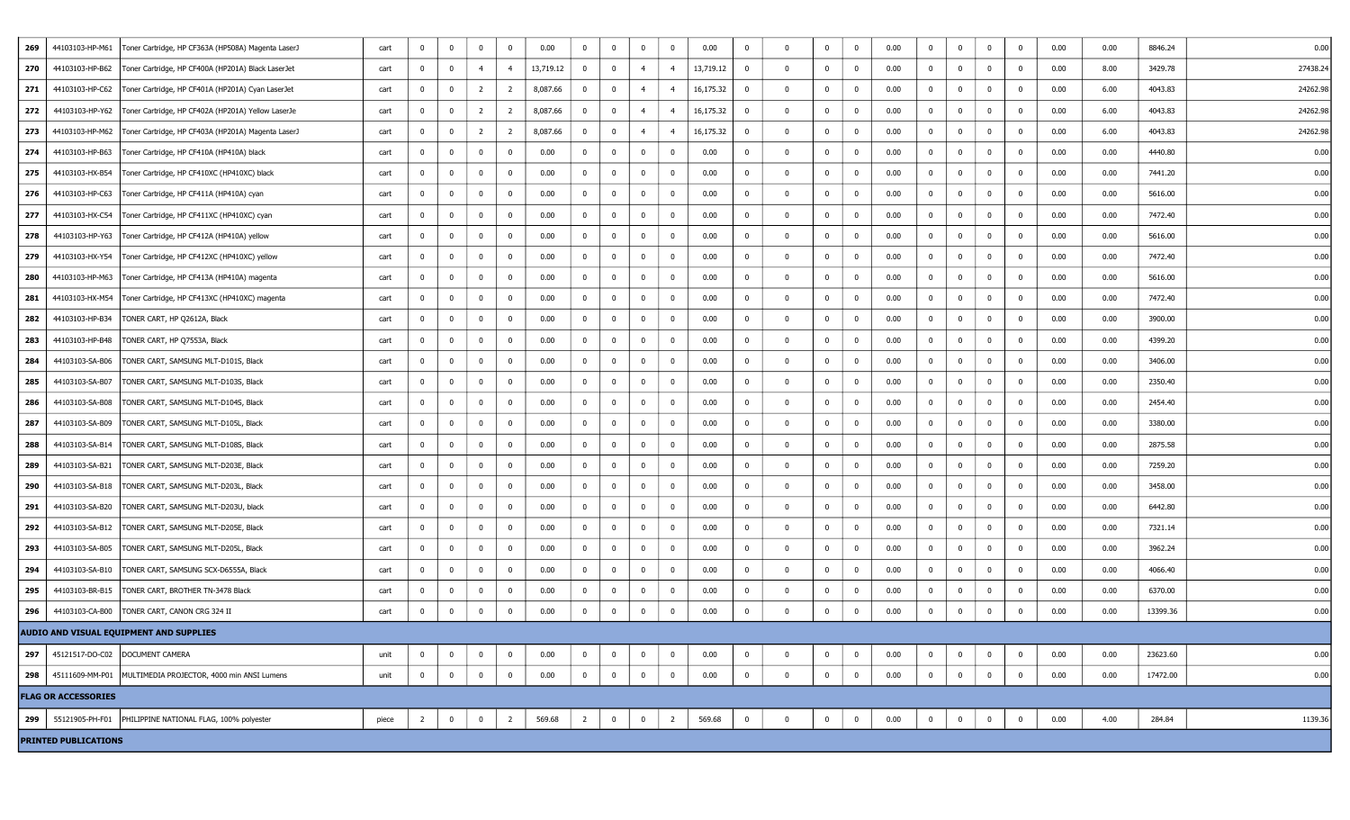| 269 | 44103103-HP-M61 | Toner Cartridge, HP CF363A (HP508A) Magenta LaserJ | cart | 0 | 0 | 0 | 0 | 0.00 | 0 | 0 | 0 | 0 | 0.00 | 0 | 0 | 0 | 0 | 0.00 | 0 | 0 | 0 | 0 | 0.00 | 0.00 | 8846.24 | 0.00 |
|---|---|---|---|---|---|---|---|---|---|---|---|---|---|---|---|---|---|---|---|---|---|---|---|---|---|---|
| 270 | 44103103-HP-B62 | Toner Cartridge, HP CF400A (HP201A) Black LaserJet | cart | 0 | 0 | 4 | 4 | 13,719.12 | 0 | 0 | 4 | 4 | 13,719.12 | 0 | 0 | 0 | 0 | 0.00 | 0 | 0 | 0 | 0 | 0.00 | 8.00 | 3429.78 | 27438.24 |
| 271 | 44103103-HP-C62 | Toner Cartridge, HP CF401A (HP201A) Cyan LaserJet | cart | 0 | 0 | 2 | 2 | 8,087.66 | 0 | 0 | 4 | 4 | 16,175.32 | 0 | 0 | 0 | 0 | 0.00 | 0 | 0 | 0 | 0 | 0.00 | 6.00 | 4043.83 | 24262.98 |
| 272 | 44103103-HP-Y62 | Toner Cartridge, HP CF402A (HP201A) Yellow LaserJe | cart | 0 | 0 | 2 | 2 | 8,087.66 | 0 | 0 | 4 | 4 | 16,175.32 | 0 | 0 | 0 | 0 | 0.00 | 0 | 0 | 0 | 0 | 0.00 | 6.00 | 4043.83 | 24262.98 |
| 273 | 44103103-HP-M62 | Toner Cartridge, HP CF403A (HP201A) Magenta LaserJ | cart | 0 | 0 | 2 | 2 | 8,087.66 | 0 | 0 | 4 | 4 | 16,175.32 | 0 | 0 | 0 | 0 | 0.00 | 0 | 0 | 0 | 0 | 0.00 | 6.00 | 4043.83 | 24262.98 |
| 274 | 44103103-HP-B63 | Toner Cartridge, HP CF410A (HP410A) black | cart | 0 | 0 | 0 | 0 | 0.00 | 0 | 0 | 0 | 0 | 0.00 | 0 | 0 | 0 | 0 | 0.00 | 0 | 0 | 0 | 0 | 0.00 | 0.00 | 4440.80 | 0.00 |
| 275 | 44103103-HX-B54 | Toner Cartridge, HP CF410XC (HP410XC) black | cart | 0 | 0 | 0 | 0 | 0.00 | 0 | 0 | 0 | 0 | 0.00 | 0 | 0 | 0 | 0 | 0.00 | 0 | 0 | 0 | 0 | 0.00 | 0.00 | 7441.20 | 0.00 |
| 276 | 44103103-HP-C63 | Toner Cartridge, HP CF411A (HP410A) cyan | cart | 0 | 0 | 0 | 0 | 0.00 | 0 | 0 | 0 | 0 | 0.00 | 0 | 0 | 0 | 0 | 0.00 | 0 | 0 | 0 | 0 | 0.00 | 0.00 | 5616.00 | 0.00 |
| 277 | 44103103-HX-C54 | Toner Cartridge, HP CF411XC (HP410XC) cyan | cart | 0 | 0 | 0 | 0 | 0.00 | 0 | 0 | 0 | 0 | 0.00 | 0 | 0 | 0 | 0 | 0.00 | 0 | 0 | 0 | 0 | 0.00 | 0.00 | 7472.40 | 0.00 |
| 278 | 44103103-HP-Y63 | Toner Cartridge, HP CF412A (HP410A) yellow | cart | 0 | 0 | 0 | 0 | 0.00 | 0 | 0 | 0 | 0 | 0.00 | 0 | 0 | 0 | 0 | 0.00 | 0 | 0 | 0 | 0 | 0.00 | 0.00 | 5616.00 | 0.00 |
| 279 | 44103103-HX-Y54 | Toner Cartridge, HP CF412XC (HP410XC) yellow | cart | 0 | 0 | 0 | 0 | 0.00 | 0 | 0 | 0 | 0 | 0.00 | 0 | 0 | 0 | 0 | 0.00 | 0 | 0 | 0 | 0 | 0.00 | 0.00 | 7472.40 | 0.00 |
| 280 | 44103103-HP-M63 | Toner Cartridge, HP CF413A (HP410A) magenta | cart | 0 | 0 | 0 | 0 | 0.00 | 0 | 0 | 0 | 0 | 0.00 | 0 | 0 | 0 | 0 | 0.00 | 0 | 0 | 0 | 0 | 0.00 | 0.00 | 5616.00 | 0.00 |
| 281 | 44103103-HX-M54 | Toner Cartridge, HP CF413XC (HP410XC) magenta | cart | 0 | 0 | 0 | 0 | 0.00 | 0 | 0 | 0 | 0 | 0.00 | 0 | 0 | 0 | 0 | 0.00 | 0 | 0 | 0 | 0 | 0.00 | 0.00 | 7472.40 | 0.00 |
| 282 | 44103103-HP-B34 | TONER CART, HP Q2612A, Black | cart | 0 | 0 | 0 | 0 | 0.00 | 0 | 0 | 0 | 0 | 0.00 | 0 | 0 | 0 | 0 | 0.00 | 0 | 0 | 0 | 0 | 0.00 | 0.00 | 3900.00 | 0.00 |
| 283 | 44103103-HP-B48 | TONER CART, HP Q7553A, Black | cart | 0 | 0 | 0 | 0 | 0.00 | 0 | 0 | 0 | 0 | 0.00 | 0 | 0 | 0 | 0 | 0.00 | 0 | 0 | 0 | 0 | 0.00 | 0.00 | 4399.20 | 0.00 |
| 284 | 44103103-SA-B06 | TONER CART, SAMSUNG MLT-D101S, Black | cart | 0 | 0 | 0 | 0 | 0.00 | 0 | 0 | 0 | 0 | 0.00 | 0 | 0 | 0 | 0 | 0.00 | 0 | 0 | 0 | 0 | 0.00 | 0.00 | 3406.00 | 0.00 |
| 285 | 44103103-SA-B07 | TONER CART, SAMSUNG MLT-D103S, Black | cart | 0 | 0 | 0 | 0 | 0.00 | 0 | 0 | 0 | 0 | 0.00 | 0 | 0 | 0 | 0 | 0.00 | 0 | 0 | 0 | 0 | 0.00 | 0.00 | 2350.40 | 0.00 |
| 286 | 44103103-SA-B08 | TONER CART, SAMSUNG MLT-D104S, Black | cart | 0 | 0 | 0 | 0 | 0.00 | 0 | 0 | 0 | 0 | 0.00 | 0 | 0 | 0 | 0 | 0.00 | 0 | 0 | 0 | 0 | 0.00 | 0.00 | 2454.40 | 0.00 |
| 287 | 44103103-SA-B09 | TONER CART, SAMSUNG MLT-D105L, Black | cart | 0 | 0 | 0 | 0 | 0.00 | 0 | 0 | 0 | 0 | 0.00 | 0 | 0 | 0 | 0 | 0.00 | 0 | 0 | 0 | 0 | 0.00 | 0.00 | 3380.00 | 0.00 |
| 288 | 44103103-SA-B14 | TONER CART, SAMSUNG MLT-D108S, Black | cart | 0 | 0 | 0 | 0 | 0.00 | 0 | 0 | 0 | 0 | 0.00 | 0 | 0 | 0 | 0 | 0.00 | 0 | 0 | 0 | 0 | 0.00 | 0.00 | 2875.58 | 0.00 |
| 289 | 44103103-SA-B21 | TONER CART, SAMSUNG MLT-D203E, Black | cart | 0 | 0 | 0 | 0 | 0.00 | 0 | 0 | 0 | 0 | 0.00 | 0 | 0 | 0 | 0 | 0.00 | 0 | 0 | 0 | 0 | 0.00 | 0.00 | 7259.20 | 0.00 |
| 290 | 44103103-SA-B18 | TONER CART, SAMSUNG MLT-D203L, Black | cart | 0 | 0 | 0 | 0 | 0.00 | 0 | 0 | 0 | 0 | 0.00 | 0 | 0 | 0 | 0 | 0.00 | 0 | 0 | 0 | 0 | 0.00 | 0.00 | 3458.00 | 0.00 |
| 291 | 44103103-SA-B20 | TONER CART, SAMSUNG MLT-D203U, black | cart | 0 | 0 | 0 | 0 | 0.00 | 0 | 0 | 0 | 0 | 0.00 | 0 | 0 | 0 | 0 | 0.00 | 0 | 0 | 0 | 0 | 0.00 | 0.00 | 6442.80 | 0.00 |
| 292 | 44103103-SA-B12 | TONER CART, SAMSUNG MLT-D205E, Black | cart | 0 | 0 | 0 | 0 | 0.00 | 0 | 0 | 0 | 0 | 0.00 | 0 | 0 | 0 | 0 | 0.00 | 0 | 0 | 0 | 0 | 0.00 | 0.00 | 7321.14 | 0.00 |
| 293 | 44103103-SA-B05 | TONER CART, SAMSUNG MLT-D205L, Black | cart | 0 | 0 | 0 | 0 | 0.00 | 0 | 0 | 0 | 0 | 0.00 | 0 | 0 | 0 | 0 | 0.00 | 0 | 0 | 0 | 0 | 0.00 | 0.00 | 3962.24 | 0.00 |
| 294 | 44103103-SA-B10 | TONER CART, SAMSUNG SCX-D6555A, Black | cart | 0 | 0 | 0 | 0 | 0.00 | 0 | 0 | 0 | 0 | 0.00 | 0 | 0 | 0 | 0 | 0.00 | 0 | 0 | 0 | 0 | 0.00 | 0.00 | 4066.40 | 0.00 |
| 295 | 44103103-BR-B15 | TONER CART, BROTHER TN-3478 Black | cart | 0 | 0 | 0 | 0 | 0.00 | 0 | 0 | 0 | 0 | 0.00 | 0 | 0 | 0 | 0 | 0.00 | 0 | 0 | 0 | 0 | 0.00 | 0.00 | 6370.00 | 0.00 |
| 296 | 44103103-CA-B00 | TONER CART, CANON CRG 324 II | cart | 0 | 0 | 0 | 0 | 0.00 | 0 | 0 | 0 | 0 | 0.00 | 0 | 0 | 0 | 0 | 0.00 | 0 | 0 | 0 | 0 | 0.00 | 0.00 | 13399.36 | 0.00 |
| **AUDIO AND VISUAL EQUIPMENT AND SUPPLIES** | | | | | | | | | | | | | | | | | | | | | | | | | | |
| 297 | 45121517-DO-C02 | DOCUMENT CAMERA | unit | 0 | 0 | 0 | 0 | 0.00 | 0 | 0 | 0 | 0 | 0.00 | 0 | 0 | 0 | 0 | 0.00 | 0 | 0 | 0 | 0 | 0.00 | 0.00 | 23623.60 | 0.00 |
| 298 | 45111609-MM-P01 | MULTIMEDIA PROJECTOR, 4000 min ANSI Lumens | unit | 0 | 0 | 0 | 0 | 0.00 | 0 | 0 | 0 | 0 | 0.00 | 0 | 0 | 0 | 0 | 0.00 | 0 | 0 | 0 | 0 | 0.00 | 0.00 | 17472.00 | 0.00 |
| **FLAG OR ACCESSORIES** | | | | | | | | | | | | | | | | | | | | | | | | | | |
| 299 | 55121905-PH-F01 | PHILIPPINE NATIONAL FLAG, 100% polyester | piece | 2 | 0 | 0 | 2 | 569.68 | 2 | 0 | 0 | 2 | 569.68 | 0 | 0 | 0 | 0 | 0.00 | 0 | 0 | 0 | 0 | 0.00 | 4.00 | 284.84 | 1139.36 |
| **PRINTED PUBLICATIONS** | | | | | | | | | | | | | | | | | | | | | | | | | | |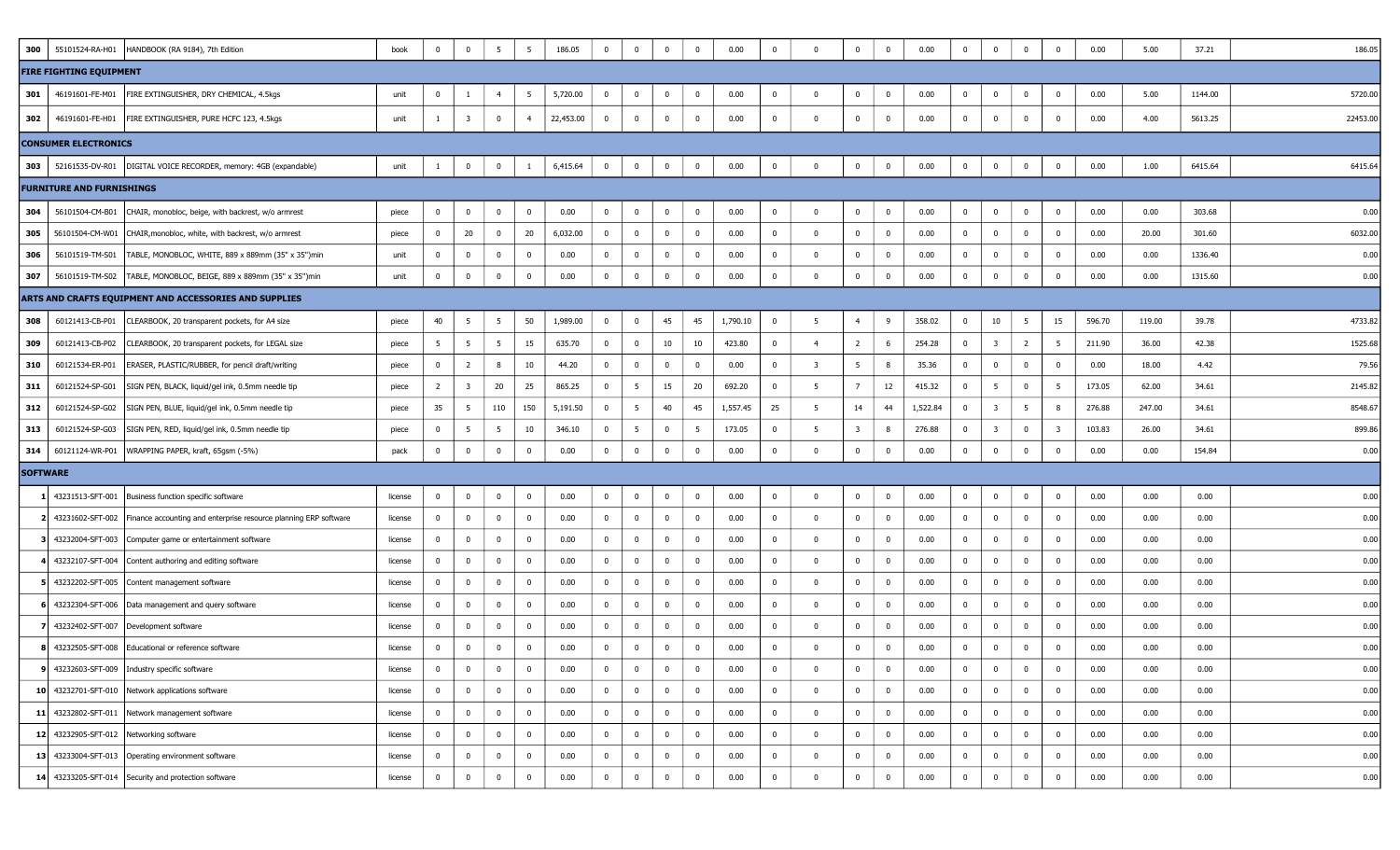| | | | | | | | | | | | | | | | | | | | | | | | | | | |
|---|---|---|---|---|---|---|---|---|---|---|---|---|---|---|---|---|---|---|---|---|---|---|---|---|---|---|
| 300 | 55101524-RA-H01 | HANDBOOK (RA 9184), 7th Edition | book | 0 | 0 | 5 | 5 | 186.05 | 0 | 0 | 0 | 0 | 0.00 | 0 | 0 | 0 | 0 | 0.00 | 0 | 0 | 0 | 0 | 0.00 | 5.00 | 37.21 | 186.05 |
| **FIRE FIGHTING EQUIPMENT** | | | | | | | | | | | | | | | | | | | | | | | | | | |
| 301 | 46191601-FE-M01 | FIRE EXTINGUISHER, DRY CHEMICAL, 4.5kgs | unit | 0 | 1 | 4 | 5 | 5,720.00 | 0 | 0 | 0 | 0 | 0.00 | 0 | 0 | 0 | 0 | 0.00 | 0 | 0 | 0 | 0 | 0.00 | 5.00 | 1144.00 | 5720.00 |
| 302 | 46191601-FE-H01 | FIRE EXTINGUISHER, PURE HCFC 123, 4.5kgs | unit | 1 | 3 | 0 | 4 | 22,453.00 | 0 | 0 | 0 | 0 | 0.00 | 0 | 0 | 0 | 0 | 0.00 | 0 | 0 | 0 | 0 | 0.00 | 4.00 | 5613.25 | 22453.00 |
| **CONSUMER ELECTRONICS** | | | | | | | | | | | | | | | | | | | | | | | | | | |
| 303 | 52161535-DV-R01 | DIGITAL VOICE RECORDER, memory: 4GB (expandable) | unit | 1 | 0 | 0 | 1 | 6,415.64 | 0 | 0 | 0 | 0 | 0.00 | 0 | 0 | 0 | 0 | 0.00 | 0 | 0 | 0 | 0 | 0.00 | 1.00 | 6415.64 | 6415.64 |
| **FURNITURE AND FURNISHINGS** | | | | | | | | | | | | | | | | | | | | | | | | | | |
| 304 | 56101504-CM-B01 | CHAIR, monobloc, beige, with backrest, w/o armrest | piece | 0 | 0 | 0 | 0 | 0.00 | 0 | 0 | 0 | 0 | 0.00 | 0 | 0 | 0 | 0 | 0.00 | 0 | 0 | 0 | 0 | 0.00 | 0.00 | 303.68 | 0.00 |
| 305 | 56101504-CM-W01 | CHAIR,monobloc, white, with backrest, w/o armrest | piece | 0 | 20 | 0 | 20 | 6,032.00 | 0 | 0 | 0 | 0 | 0.00 | 0 | 0 | 0 | 0 | 0.00 | 0 | 0 | 0 | 0 | 0.00 | 20.00 | 301.60 | 6032.00 |
| 306 | 56101519-TM-S01 | TABLE, MONOBLOC, WHITE, 889 x 889mm (35" x 35")min | unit | 0 | 0 | 0 | 0 | 0.00 | 0 | 0 | 0 | 0 | 0.00 | 0 | 0 | 0 | 0 | 0.00 | 0 | 0 | 0 | 0 | 0.00 | 0.00 | 1336.40 | 0.00 |
| 307 | 56101519-TM-S02 | TABLE, MONOBLOC, BEIGE, 889 x 889mm (35" x 35")min | unit | 0 | 0 | 0 | 0 | 0.00 | 0 | 0 | 0 | 0 | 0.00 | 0 | 0 | 0 | 0 | 0.00 | 0 | 0 | 0 | 0 | 0.00 | 0.00 | 1315.60 | 0.00 |
| **ARTS AND CRAFTS EQUIPMENT AND ACCESSORIES AND SUPPLIES** | | | | | | | | | | | | | | | | | | | | | | | | | | |
| 308 | 60121413-CB-P01 | CLEARBOOK, 20 transparent pockets, for A4 size | piece | 40 | 5 | 5 | 50 | 1,989.00 | 0 | 0 | 45 | 45 | 1,790.10 | 0 | 5 | 4 | 9 | 358.02 | 0 | 10 | 5 | 15 | 596.70 | 119.00 | 39.78 | 4733.82 |
| 309 | 60121413-CB-P02 | CLEARBOOK, 20 transparent pockets, for LEGAL size | piece | 5 | 5 | 5 | 15 | 635.70 | 0 | 0 | 10 | 10 | 423.80 | 0 | 4 | 2 | 6 | 254.28 | 0 | 3 | 2 | 5 | 211.90 | 36.00 | 42.38 | 1525.68 |
| 310 | 60121534-ER-P01 | ERASER, PLASTIC/RUBBER, for pencil draft/writing | piece | 0 | 2 | 8 | 10 | 44.20 | 0 | 0 | 0 | 0 | 0.00 | 0 | 3 | 5 | 8 | 35.36 | 0 | 0 | 0 | 0 | 0.00 | 18.00 | 4.42 | 79.56 |
| 311 | 60121524-SP-G01 | SIGN PEN, BLACK, liquid/gel ink, 0.5mm needle tip | piece | 2 | 3 | 20 | 25 | 865.25 | 0 | 5 | 15 | 20 | 692.20 | 0 | 5 | 7 | 12 | 415.32 | 0 | 5 | 0 | 5 | 173.05 | 62.00 | 34.61 | 2145.82 |
| 312 | 60121524-SP-G02 | SIGN PEN, BLUE, liquid/gel ink, 0.5mm needle tip | piece | 35 | 5 | 110 | 150 | 5,191.50 | 0 | 5 | 40 | 45 | 1,557.45 | 25 | 5 | 14 | 44 | 1,522.84 | 0 | 3 | 5 | 8 | 276.88 | 247.00 | 34.61 | 8548.67 |
| 313 | 60121524-SP-G03 | SIGN PEN, RED, liquid/gel ink, 0.5mm needle tip | piece | 0 | 5 | 5 | 10 | 346.10 | 0 | 5 | 0 | 5 | 173.05 | 0 | 5 | 3 | 8 | 276.88 | 0 | 3 | 0 | 3 | 103.83 | 26.00 | 34.61 | 899.86 |
| 314 | 60121124-WR-P01 | WRAPPING PAPER, kraft, 65gsm (-5%) | pack | 0 | 0 | 0 | 0 | 0.00 | 0 | 0 | 0 | 0 | 0.00 | 0 | 0 | 0 | 0 | 0.00 | 0 | 0 | 0 | 0 | 0.00 | 0.00 | 154.84 | 0.00 |
| **SOFTWARE** | | | | | | | | | | | | | | | | | | | | | | | | | | |
| 1 | 43231513-SFT-001 | Business function specific software | license | 0 | 0 | 0 | 0 | 0.00 | 0 | 0 | 0 | 0 | 0.00 | 0 | 0 | 0 | 0 | 0.00 | 0 | 0 | 0 | 0 | 0.00 | 0.00 | 0.00 | 0.00 |
| 2 | 43231602-SFT-002 | Finance accounting and enterprise resource planning ERP software | license | 0 | 0 | 0 | 0 | 0.00 | 0 | 0 | 0 | 0 | 0.00 | 0 | 0 | 0 | 0 | 0.00 | 0 | 0 | 0 | 0 | 0.00 | 0.00 | 0.00 | 0.00 |
| 3 | 43232004-SFT-003 | Computer game or entertainment software | license | 0 | 0 | 0 | 0 | 0.00 | 0 | 0 | 0 | 0 | 0.00 | 0 | 0 | 0 | 0 | 0.00 | 0 | 0 | 0 | 0 | 0.00 | 0.00 | 0.00 | 0.00 |
| 4 | 43232107-SFT-004 | Content authoring and editing software | license | 0 | 0 | 0 | 0 | 0.00 | 0 | 0 | 0 | 0 | 0.00 | 0 | 0 | 0 | 0 | 0.00 | 0 | 0 | 0 | 0 | 0.00 | 0.00 | 0.00 | 0.00 |
| 5 | 43232202-SFT-005 | Content management software | license | 0 | 0 | 0 | 0 | 0.00 | 0 | 0 | 0 | 0 | 0.00 | 0 | 0 | 0 | 0 | 0.00 | 0 | 0 | 0 | 0 | 0.00 | 0.00 | 0.00 | 0.00 |
| 6 | 43232304-SFT-006 | Data management and query software | license | 0 | 0 | 0 | 0 | 0.00 | 0 | 0 | 0 | 0 | 0.00 | 0 | 0 | 0 | 0 | 0.00 | 0 | 0 | 0 | 0 | 0.00 | 0.00 | 0.00 | 0.00 |
| 7 | 43232402-SFT-007 | Development software | license | 0 | 0 | 0 | 0 | 0.00 | 0 | 0 | 0 | 0 | 0.00 | 0 | 0 | 0 | 0 | 0.00 | 0 | 0 | 0 | 0 | 0.00 | 0.00 | 0.00 | 0.00 |
| 8 | 43232505-SFT-008 | Educational or reference software | license | 0 | 0 | 0 | 0 | 0.00 | 0 | 0 | 0 | 0 | 0.00 | 0 | 0 | 0 | 0 | 0.00 | 0 | 0 | 0 | 0 | 0.00 | 0.00 | 0.00 | 0.00 |
| 9 | 43232603-SFT-009 | Industry specific software | license | 0 | 0 | 0 | 0 | 0.00 | 0 | 0 | 0 | 0 | 0.00 | 0 | 0 | 0 | 0 | 0.00 | 0 | 0 | 0 | 0 | 0.00 | 0.00 | 0.00 | 0.00 |
| 10 | 43232701-SFT-010 | Network applications software | license | 0 | 0 | 0 | 0 | 0.00 | 0 | 0 | 0 | 0 | 0.00 | 0 | 0 | 0 | 0 | 0.00 | 0 | 0 | 0 | 0 | 0.00 | 0.00 | 0.00 | 0.00 |
| 11 | 43232802-SFT-011 | Network management software | license | 0 | 0 | 0 | 0 | 0.00 | 0 | 0 | 0 | 0 | 0.00 | 0 | 0 | 0 | 0 | 0.00 | 0 | 0 | 0 | 0 | 0.00 | 0.00 | 0.00 | 0.00 |
| 12 | 43232905-SFT-012 | Networking software | license | 0 | 0 | 0 | 0 | 0.00 | 0 | 0 | 0 | 0 | 0.00 | 0 | 0 | 0 | 0 | 0.00 | 0 | 0 | 0 | 0 | 0.00 | 0.00 | 0.00 | 0.00 |
| 13 | 43233004-SFT-013 | Operating environment software | license | 0 | 0 | 0 | 0 | 0.00 | 0 | 0 | 0 | 0 | 0.00 | 0 | 0 | 0 | 0 | 0.00 | 0 | 0 | 0 | 0 | 0.00 | 0.00 | 0.00 | 0.00 |
| 14 | 43233205-SFT-014 | Security and protection software | license | 0 | 0 | 0 | 0 | 0.00 | 0 | 0 | 0 | 0 | 0.00 | 0 | 0 | 0 | 0 | 0.00 | 0 | 0 | 0 | 0 | 0.00 | 0.00 | 0.00 | 0.00 |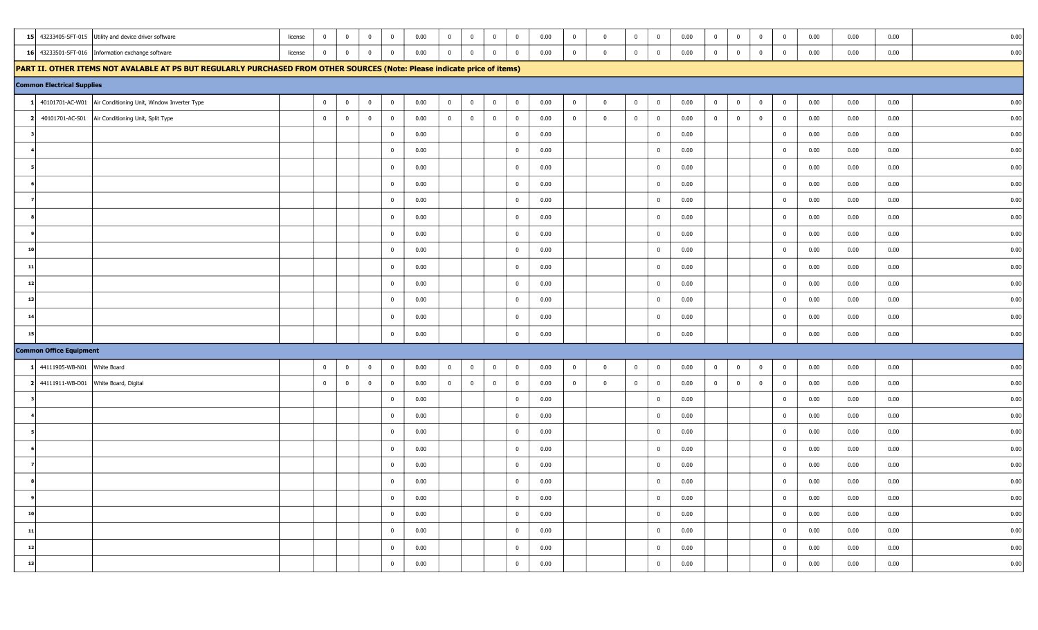| | | | | | | | | | | | | | | | | | | | | | | | | | | |
|---|---|---|---|---|---|---|---|---|---|---|---|---|---|---|---|---|---|---|---|---|---|---|---|---|---|---|
| 15 | 43233405-SFT-015 | Utility and device driver software | license | 0 | 0 | 0 | 0 | 0.00 | 0 | 0 | 0 | 0 | 0.00 | 0 | 0 | 0 | 0 | 0.00 | 0 | 0 | 0 | 0 | 0.00 | 0.00 | 0.00 | 0.00 |
| 16 | 43233501-SFT-016 | Information exchange software | license | 0 | 0 | 0 | 0 | 0.00 | 0 | 0 | 0 | 0 | 0.00 | 0 | 0 | 0 | 0 | 0.00 | 0 | 0 | 0 | 0 | 0.00 | 0.00 | 0.00 | 0.00 |
| **PART II. OTHER ITEMS NOT AVALABLE AT PS BUT REGULARLY PURCHASED FROM OTHER SOURCES (Note: Please indicate price of items)** | | | | | | | | | | | | | | | | | | | | | | | | | | |
| **Common Electrical Supplies** | | | | | | | | | | | | | | | | | | | | | | | | | | |
| 1 | 40101701-AC-W01 | Air Conditioning Unit, Window Inverter Type | | 0 | 0 | 0 | 0 | 0.00 | 0 | 0 | 0 | 0 | 0.00 | 0 | 0 | 0 | 0 | 0.00 | 0 | 0 | 0 | 0 | 0.00 | 0.00 | 0.00 | 0.00 |
| 2 | 40101701-AC-S01 | Air Conditioning Unit, Split Type | | 0 | 0 | 0 | 0 | 0.00 | 0 | 0 | 0 | 0 | 0.00 | 0 | 0 | 0 | 0 | 0.00 | 0 | 0 | 0 | 0 | 0.00 | 0.00 | 0.00 | 0.00 |
| 3 | | | | | | | 0 | 0.00 | | | | 0 | 0.00 | | | | 0 | 0.00 | | | | 0 | 0.00 | 0.00 | 0.00 | 0.00 |
| 4 | | | | | | | 0 | 0.00 | | | | 0 | 0.00 | | | | 0 | 0.00 | | | | 0 | 0.00 | 0.00 | 0.00 | 0.00 |
| 5 | | | | | | | 0 | 0.00 | | | | 0 | 0.00 | | | | 0 | 0.00 | | | | 0 | 0.00 | 0.00 | 0.00 | 0.00 |
| 6 | | | | | | | 0 | 0.00 | | | | 0 | 0.00 | | | | 0 | 0.00 | | | | 0 | 0.00 | 0.00 | 0.00 | 0.00 |
| 7 | | | | | | | 0 | 0.00 | | | | 0 | 0.00 | | | | 0 | 0.00 | | | | 0 | 0.00 | 0.00 | 0.00 | 0.00 |
| 8 | | | | | | | 0 | 0.00 | | | | 0 | 0.00 | | | | 0 | 0.00 | | | | 0 | 0.00 | 0.00 | 0.00 | 0.00 |
| 9 | | | | | | | 0 | 0.00 | | | | 0 | 0.00 | | | | 0 | 0.00 | | | | 0 | 0.00 | 0.00 | 0.00 | 0.00 |
| 10 | | | | | | | 0 | 0.00 | | | | 0 | 0.00 | | | | 0 | 0.00 | | | | 0 | 0.00 | 0.00 | 0.00 | 0.00 |
| 11 | | | | | | | 0 | 0.00 | | | | 0 | 0.00 | | | | 0 | 0.00 | | | | 0 | 0.00 | 0.00 | 0.00 | 0.00 |
| 12 | | | | | | | 0 | 0.00 | | | | 0 | 0.00 | | | | 0 | 0.00 | | | | 0 | 0.00 | 0.00 | 0.00 | 0.00 |
| 13 | | | | | | | 0 | 0.00 | | | | 0 | 0.00 | | | | 0 | 0.00 | | | | 0 | 0.00 | 0.00 | 0.00 | 0.00 |
| 14 | | | | | | | 0 | 0.00 | | | | 0 | 0.00 | | | | 0 | 0.00 | | | | 0 | 0.00 | 0.00 | 0.00 | 0.00 |
| 15 | | | | | | | 0 | 0.00 | | | | 0 | 0.00 | | | | 0 | 0.00 | | | | 0 | 0.00 | 0.00 | 0.00 | 0.00 |
| **Common Office Equipment** | | | | | | | | | | | | | | | | | | | | | | | | | | |
| 1 | 44111905-WB-N01 | White Board | | 0 | 0 | 0 | 0 | 0.00 | 0 | 0 | 0 | 0 | 0.00 | 0 | 0 | 0 | 0 | 0.00 | 0 | 0 | 0 | 0 | 0.00 | 0.00 | 0.00 | 0.00 |
| 2 | 44111911-WB-D01 | White Board, Digital | | 0 | 0 | 0 | 0 | 0.00 | 0 | 0 | 0 | 0 | 0.00 | 0 | 0 | 0 | 0 | 0.00 | 0 | 0 | 0 | 0 | 0.00 | 0.00 | 0.00 | 0.00 |
| 3 | | | | | | | 0 | 0.00 | | | | 0 | 0.00 | | | | 0 | 0.00 | | | | 0 | 0.00 | 0.00 | 0.00 | 0.00 |
| 4 | | | | | | | 0 | 0.00 | | | | 0 | 0.00 | | | | 0 | 0.00 | | | | 0 | 0.00 | 0.00 | 0.00 | 0.00 |
| 5 | | | | | | | 0 | 0.00 | | | | 0 | 0.00 | | | | 0 | 0.00 | | | | 0 | 0.00 | 0.00 | 0.00 | 0.00 |
| 6 | | | | | | | 0 | 0.00 | | | | 0 | 0.00 | | | | 0 | 0.00 | | | | 0 | 0.00 | 0.00 | 0.00 | 0.00 |
| 7 | | | | | | | 0 | 0.00 | | | | 0 | 0.00 | | | | 0 | 0.00 | | | | 0 | 0.00 | 0.00 | 0.00 | 0.00 |
| 8 | | | | | | | 0 | 0.00 | | | | 0 | 0.00 | | | | 0 | 0.00 | | | | 0 | 0.00 | 0.00 | 0.00 | 0.00 |
| 9 | | | | | | | 0 | 0.00 | | | | 0 | 0.00 | | | | 0 | 0.00 | | | | 0 | 0.00 | 0.00 | 0.00 | 0.00 |
| 10 | | | | | | | 0 | 0.00 | | | | 0 | 0.00 | | | | 0 | 0.00 | | | | 0 | 0.00 | 0.00 | 0.00 | 0.00 |
| 11 | | | | | | | 0 | 0.00 | | | | 0 | 0.00 | | | | 0 | 0.00 | | | | 0 | 0.00 | 0.00 | 0.00 | 0.00 |
| 12 | | | | | | | 0 | 0.00 | | | | 0 | 0.00 | | | | 0 | 0.00 | | | | 0 | 0.00 | 0.00 | 0.00 | 0.00 |
| 13 | | | | | | | 0 | 0.00 | | | | 0 | 0.00 | | | | 0 | 0.00 | | | | 0 | 0.00 | 0.00 | 0.00 | 0.00 |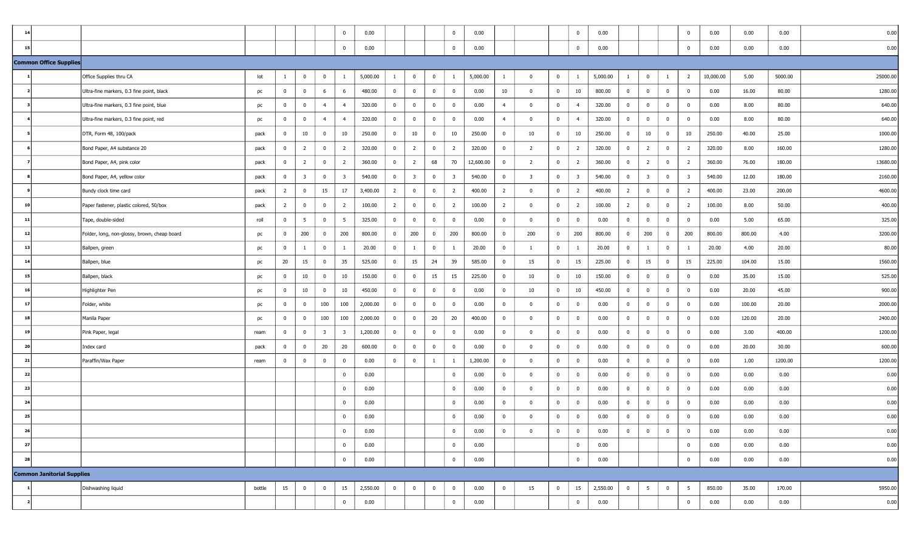| | | | | | | | | | | | | | | | | | | | | | | | | | | |
|---|---|---|---|---|---|---|---|---|---|---|---|---|---|---|---|---|---|---|---|---|---|---|---|---|---|---|
| 14 | | | | | | | 0 | 0.00 | | | | 0 | 0.00 | | | | 0 | 0.00 | | | | 0 | 0.00 | 0.00 | 0.00 | 0.00 |
| 15 | | | | | | | 0 | 0.00 | | | | 0 | 0.00 | | | | 0 | 0.00 | | | | 0 | 0.00 | 0.00 | 0.00 | 0.00 |
| **Common Office Supplies** | | | | | | | | | | | | | | | | | | | | | | | | | | |
| 1 | | Office Supplies thru CA | lot | 1 | 0 | 0 | 1 | 5,000.00 | 1 | 0 | 0 | 1 | 5,000.00 | 1 | 0 | 0 | 1 | 5,000.00 | 1 | 0 | 1 | 2 | 10,000.00 | 5.00 | 5000.00 | 25000.00 |
| 2 | | Ultra-fine markers, 0.3 fine point, black | pc | 0 | 0 | 6 | 6 | 480.00 | 0 | 0 | 0 | 0 | 0.00 | 10 | 0 | 0 | 10 | 800.00 | 0 | 0 | 0 | 0 | 0.00 | 16.00 | 80.00 | 1280.00 |
| 3 | | Ultra-fine markers, 0.3 fine point, blue | pc | 0 | 0 | 4 | 4 | 320.00 | 0 | 0 | 0 | 0 | 0.00 | 4 | 0 | 0 | 4 | 320.00 | 0 | 0 | 0 | 0 | 0.00 | 8.00 | 80.00 | 640.00 |
| 4 | | Ultra-fine markers, 0.3 fine point, red | pc | 0 | 0 | 4 | 4 | 320.00 | 0 | 0 | 0 | 0 | 0.00 | 4 | 0 | 0 | 4 | 320.00 | 0 | 0 | 0 | 0 | 0.00 | 8.00 | 80.00 | 640.00 |
| 5 | | DTR, Form 48, 100/pack | pack | 0 | 10 | 0 | 10 | 250.00 | 0 | 10 | 0 | 10 | 250.00 | 0 | 10 | 0 | 10 | 250.00 | 0 | 10 | 0 | 10 | 250.00 | 40.00 | 25.00 | 1000.00 |
| 6 | | Bond Paper, A4 substance 20 | pack | 0 | 2 | 0 | 2 | 320.00 | 0 | 2 | 0 | 2 | 320.00 | 0 | 2 | 0 | 2 | 320.00 | 0 | 2 | 0 | 2 | 320.00 | 8.00 | 160.00 | 1280.00 |
| 7 | | Bond Paper, A4, pink color | pack | 0 | 2 | 0 | 2 | 360.00 | 0 | 2 | 68 | 70 | 12,600.00 | 0 | 2 | 0 | 2 | 360.00 | 0 | 2 | 0 | 2 | 360.00 | 76.00 | 180.00 | 13680.00 |
| 8 | | Bond Paper, A4, yellow color | pack | 0 | 3 | 0 | 3 | 540.00 | 0 | 3 | 0 | 3 | 540.00 | 0 | 3 | 0 | 3 | 540.00 | 0 | 3 | 0 | 3 | 540.00 | 12.00 | 180.00 | 2160.00 |
| 9 | | Bundy clock time card | pack | 2 | 0 | 15 | 17 | 3,400.00 | 2 | 0 | 0 | 2 | 400.00 | 2 | 0 | 0 | 2 | 400.00 | 2 | 0 | 0 | 2 | 400.00 | 23.00 | 200.00 | 4600.00 |
| 10 | | Paper fastener, plastic colored, 50/box | pack | 2 | 0 | 0 | 2 | 100.00 | 2 | 0 | 0 | 2 | 100.00 | 2 | 0 | 0 | 2 | 100.00 | 2 | 0 | 0 | 2 | 100.00 | 8.00 | 50.00 | 400.00 |
| 11 | | Tape, double-sided | roll | 0 | 5 | 0 | 5 | 325.00 | 0 | 0 | 0 | 0 | 0.00 | 0 | 0 | 0 | 0 | 0.00 | 0 | 0 | 0 | 0 | 0.00 | 5.00 | 65.00 | 325.00 |
| 12 | | Folder, long, non-glossy, brown, cheap board | pc | 0 | 200 | 0 | 200 | 800.00 | 0 | 200 | 0 | 200 | 800.00 | 0 | 200 | 0 | 200 | 800.00 | 0 | 200 | 0 | 200 | 800.00 | 800.00 | 4.00 | 3200.00 |
| 13 | | Ballpen, green | pc | 0 | 1 | 0 | 1 | 20.00 | 0 | 1 | 0 | 1 | 20.00 | 0 | 1 | 0 | 1 | 20.00 | 0 | 1 | 0 | 1 | 20.00 | 4.00 | 20.00 | 80.00 |
| 14 | | Ballpen, blue | pc | 20 | 15 | 0 | 35 | 525.00 | 0 | 15 | 24 | 39 | 585.00 | 0 | 15 | 0 | 15 | 225.00 | 0 | 15 | 0 | 15 | 225.00 | 104.00 | 15.00 | 1560.00 |
| 15 | | Ballpen, black | pc | 0 | 10 | 0 | 10 | 150.00 | 0 | 0 | 15 | 15 | 225.00 | 0 | 10 | 0 | 10 | 150.00 | 0 | 0 | 0 | 0 | 0.00 | 35.00 | 15.00 | 525.00 |
| 16 | | Highlighter Pen | pc | 0 | 10 | 0 | 10 | 450.00 | 0 | 0 | 0 | 0 | 0.00 | 0 | 10 | 0 | 10 | 450.00 | 0 | 0 | 0 | 0 | 0.00 | 20.00 | 45.00 | 900.00 |
| 17 | | Folder, white | pc | 0 | 0 | 100 | 100 | 2,000.00 | 0 | 0 | 0 | 0 | 0.00 | 0 | 0 | 0 | 0 | 0.00 | 0 | 0 | 0 | 0 | 0.00 | 100.00 | 20.00 | 2000.00 |
| 18 | | Manila Paper | pc | 0 | 0 | 100 | 100 | 2,000.00 | 0 | 0 | 20 | 20 | 400.00 | 0 | 0 | 0 | 0 | 0.00 | 0 | 0 | 0 | 0 | 0.00 | 120.00 | 20.00 | 2400.00 |
| 19 | | Pink Paper, legal | ream | 0 | 0 | 3 | 3 | 1,200.00 | 0 | 0 | 0 | 0 | 0.00 | 0 | 0 | 0 | 0 | 0.00 | 0 | 0 | 0 | 0 | 0.00 | 3.00 | 400.00 | 1200.00 |
| 20 | | Index card | pack | 0 | 0 | 20 | 20 | 600.00 | 0 | 0 | 0 | 0 | 0.00 | 0 | 0 | 0 | 0 | 0.00 | 0 | 0 | 0 | 0 | 0.00 | 20.00 | 30.00 | 600.00 |
| 21 | | Paraffin/Wax Paper | ream | 0 | 0 | 0 | 0 | 0.00 | 0 | 0 | 1 | 1 | 1,200.00 | 0 | 0 | 0 | 0 | 0.00 | 0 | 0 | 0 | 0 | 0.00 | 1.00 | 1200.00 | 1200.00 |
| 22 | | | | | | | 0 | 0.00 | | | | 0 | 0.00 | 0 | 0 | 0 | 0 | 0.00 | 0 | 0 | 0 | 0 | 0.00 | 0.00 | 0.00 | 0.00 |
| 23 | | | | | | | 0 | 0.00 | | | | 0 | 0.00 | 0 | 0 | 0 | 0 | 0.00 | 0 | 0 | 0 | 0 | 0.00 | 0.00 | 0.00 | 0.00 |
| 24 | | | | | | | 0 | 0.00 | | | | 0 | 0.00 | 0 | 0 | 0 | 0 | 0.00 | 0 | 0 | 0 | 0 | 0.00 | 0.00 | 0.00 | 0.00 |
| 25 | | | | | | | 0 | 0.00 | | | | 0 | 0.00 | 0 | 0 | 0 | 0 | 0.00 | 0 | 0 | 0 | 0 | 0.00 | 0.00 | 0.00 | 0.00 |
| 26 | | | | | | | 0 | 0.00 | | | | 0 | 0.00 | 0 | 0 | 0 | 0 | 0.00 | 0 | 0 | 0 | 0 | 0.00 | 0.00 | 0.00 | 0.00 |
| 27 | | | | | | | 0 | 0.00 | | | | 0 | 0.00 | | | | 0 | 0.00 | | | | 0 | 0.00 | 0.00 | 0.00 | 0.00 |
| 28 | | | | | | | 0 | 0.00 | | | | 0 | 0.00 | | | | 0 | 0.00 | | | | 0 | 0.00 | 0.00 | 0.00 | 0.00 |
| **Common Janitorial Supplies** | | | | | | | | | | | | | | | | | | | | | | | | | | |
| 1 | | Dishwashing liquid | bottle | 15 | 0 | 0 | 15 | 2,550.00 | 0 | 0 | 0 | 0 | 0.00 | 0 | 15 | 0 | 15 | 2,550.00 | 0 | 5 | 0 | 5 | 850.00 | 35.00 | 170.00 | 5950.00 |
| 2 | | | | | | | 0 | 0.00 | | | | 0 | 0.00 | | | | 0 | 0.00 | | | | 0 | 0.00 | 0.00 | 0.00 | 0.00 |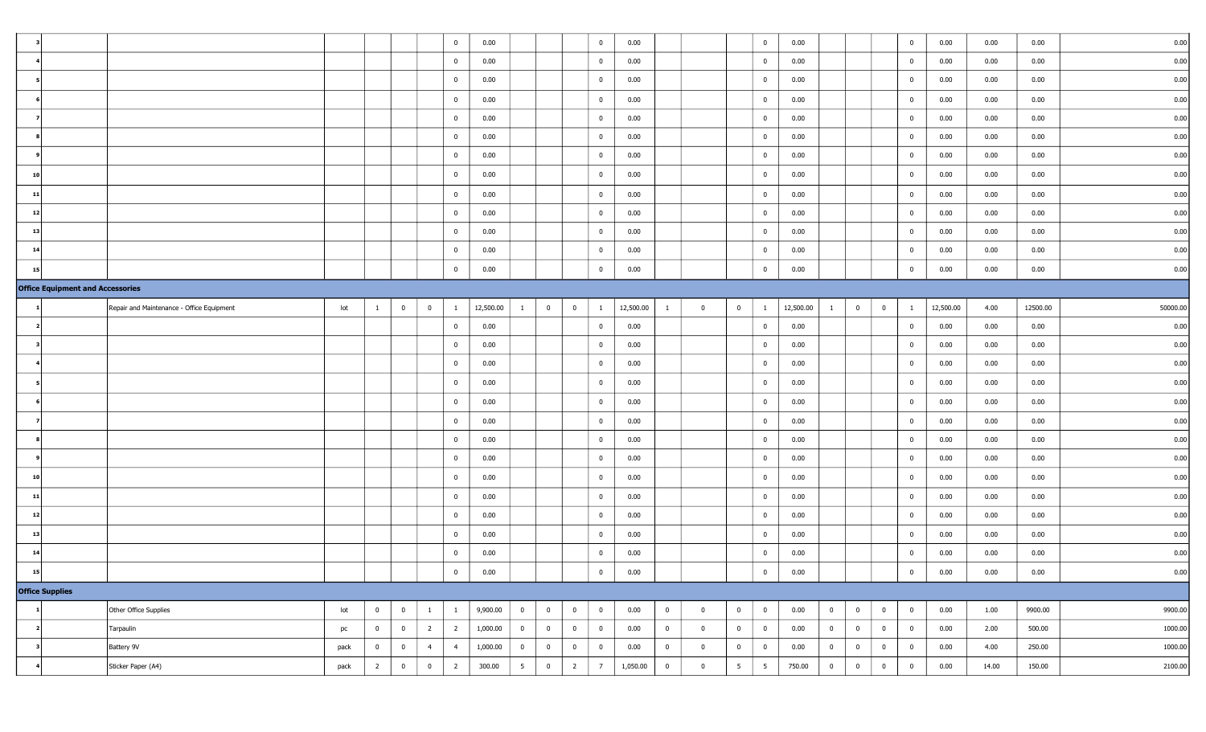| | | | | | | | | | | | | | | | | | | | | | | | | | | |
|---|---|---|---|---|---|---|---|---|---|---|---|---|---|---|---|---|---|---|---|---|---|---|---|---|---|---|
| 3 | | | | | | | 0 | 0.00 | | | | 0 | 0.00 | | | | 0 | 0.00 | | | | 0 | 0.00 | 0.00 | 0.00 | 0.00 |
| 4 | | | | | | | 0 | 0.00 | | | | 0 | 0.00 | | | | 0 | 0.00 | | | | 0 | 0.00 | 0.00 | 0.00 | 0.00 |
| 5 | | | | | | | 0 | 0.00 | | | | 0 | 0.00 | | | | 0 | 0.00 | | | | 0 | 0.00 | 0.00 | 0.00 | 0.00 |
| 6 | | | | | | | 0 | 0.00 | | | | 0 | 0.00 | | | | 0 | 0.00 | | | | 0 | 0.00 | 0.00 | 0.00 | 0.00 |
| 7 | | | | | | | 0 | 0.00 | | | | 0 | 0.00 | | | | 0 | 0.00 | | | | 0 | 0.00 | 0.00 | 0.00 | 0.00 |
| 8 | | | | | | | 0 | 0.00 | | | | 0 | 0.00 | | | | 0 | 0.00 | | | | 0 | 0.00 | 0.00 | 0.00 | 0.00 |
| 9 | | | | | | | 0 | 0.00 | | | | 0 | 0.00 | | | | 0 | 0.00 | | | | 0 | 0.00 | 0.00 | 0.00 | 0.00 |
| 10 | | | | | | | 0 | 0.00 | | | | 0 | 0.00 | | | | 0 | 0.00 | | | | 0 | 0.00 | 0.00 | 0.00 | 0.00 |
| 11 | | | | | | | 0 | 0.00 | | | | 0 | 0.00 | | | | 0 | 0.00 | | | | 0 | 0.00 | 0.00 | 0.00 | 0.00 |
| 12 | | | | | | | 0 | 0.00 | | | | 0 | 0.00 | | | | 0 | 0.00 | | | | 0 | 0.00 | 0.00 | 0.00 | 0.00 |
| 13 | | | | | | | 0 | 0.00 | | | | 0 | 0.00 | | | | 0 | 0.00 | | | | 0 | 0.00 | 0.00 | 0.00 | 0.00 |
| 14 | | | | | | | 0 | 0.00 | | | | 0 | 0.00 | | | | 0 | 0.00 | | | | 0 | 0.00 | 0.00 | 0.00 | 0.00 |
| 15 | | | | | | | 0 | 0.00 | | | | 0 | 0.00 | | | | 0 | 0.00 | | | | 0 | 0.00 | 0.00 | 0.00 | 0.00 |
| **Office Equipment and Accessories** | | | | | | | | | | | | | | | | | | | | | | | | | | |
| 1 | | Repair and Maintenance - Office Equipment | lot | 1 | 0 | 0 | 1 | 12,500.00 | 1 | 0 | 0 | 1 | 12,500.00 | 1 | 0 | 0 | 1 | 12,500.00 | 1 | 0 | 0 | 1 | 12,500.00 | 4.00 | 12500.00 | 50000.00 |
| 2 | | | | | | | 0 | 0.00 | | | | 0 | 0.00 | | | | 0 | 0.00 | | | | 0 | 0.00 | 0.00 | 0.00 | 0.00 |
| 3 | | | | | | | 0 | 0.00 | | | | 0 | 0.00 | | | | 0 | 0.00 | | | | 0 | 0.00 | 0.00 | 0.00 | 0.00 |
| 4 | | | | | | | 0 | 0.00 | | | | 0 | 0.00 | | | | 0 | 0.00 | | | | 0 | 0.00 | 0.00 | 0.00 | 0.00 |
| 5 | | | | | | | 0 | 0.00 | | | | 0 | 0.00 | | | | 0 | 0.00 | | | | 0 | 0.00 | 0.00 | 0.00 | 0.00 |
| 6 | | | | | | | 0 | 0.00 | | | | 0 | 0.00 | | | | 0 | 0.00 | | | | 0 | 0.00 | 0.00 | 0.00 | 0.00 |
| 7 | | | | | | | 0 | 0.00 | | | | 0 | 0.00 | | | | 0 | 0.00 | | | | 0 | 0.00 | 0.00 | 0.00 | 0.00 |
| 8 | | | | | | | 0 | 0.00 | | | | 0 | 0.00 | | | | 0 | 0.00 | | | | 0 | 0.00 | 0.00 | 0.00 | 0.00 |
| 9 | | | | | | | 0 | 0.00 | | | | 0 | 0.00 | | | | 0 | 0.00 | | | | 0 | 0.00 | 0.00 | 0.00 | 0.00 |
| 10 | | | | | | | 0 | 0.00 | | | | 0 | 0.00 | | | | 0 | 0.00 | | | | 0 | 0.00 | 0.00 | 0.00 | 0.00 |
| 11 | | | | | | | 0 | 0.00 | | | | 0 | 0.00 | | | | 0 | 0.00 | | | | 0 | 0.00 | 0.00 | 0.00 | 0.00 |
| 12 | | | | | | | 0 | 0.00 | | | | 0 | 0.00 | | | | 0 | 0.00 | | | | 0 | 0.00 | 0.00 | 0.00 | 0.00 |
| 13 | | | | | | | 0 | 0.00 | | | | 0 | 0.00 | | | | 0 | 0.00 | | | | 0 | 0.00 | 0.00 | 0.00 | 0.00 |
| 14 | | | | | | | 0 | 0.00 | | | | 0 | 0.00 | | | | 0 | 0.00 | | | | 0 | 0.00 | 0.00 | 0.00 | 0.00 |
| 15 | | | | | | | 0 | 0.00 | | | | 0 | 0.00 | | | | 0 | 0.00 | | | | 0 | 0.00 | 0.00 | 0.00 | 0.00 |
| **Office Supplies** | | | | | | | | | | | | | | | | | | | | | | | | | | |
| 1 | | Other Office Supplies | lot | 0 | 0 | 1 | 1 | 9,900.00 | 0 | 0 | 0 | 0 | 0.00 | 0 | 0 | 0 | 0 | 0.00 | 0 | 0 | 0 | 0 | 0.00 | 1.00 | 9900.00 | 9900.00 |
| 2 | | Tarpaulin | pc | 0 | 0 | 2 | 2 | 1,000.00 | 0 | 0 | 0 | 0 | 0.00 | 0 | 0 | 0 | 0 | 0.00 | 0 | 0 | 0 | 0 | 0.00 | 2.00 | 500.00 | 1000.00 |
| 3 | | Battery 9V | pack | 0 | 0 | 4 | 4 | 1,000.00 | 0 | 0 | 0 | 0 | 0.00 | 0 | 0 | 0 | 0 | 0.00 | 0 | 0 | 0 | 0 | 0.00 | 4.00 | 250.00 | 1000.00 |
| 4 | | Sticker Paper (A4) | pack | 2 | 0 | 0 | 2 | 300.00 | 5 | 0 | 2 | 7 | 1,050.00 | 0 | 0 | 5 | 5 | 750.00 | 0 | 0 | 0 | 0 | 0.00 | 14.00 | 150.00 | 2100.00 |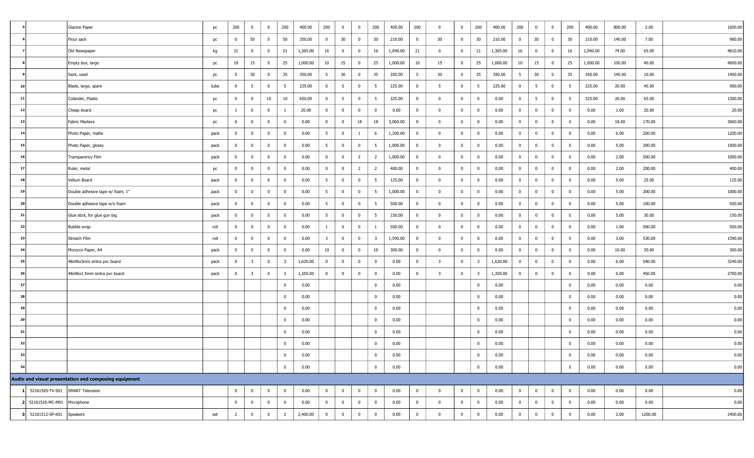| | | | | | | | | | | | | | | | | | | | | | | | | | | | | |
|---|---|---|---|---|---|---|---|---|---|---|---|---|---|---|---|---|---|---|---|---|---|---|---|---|---|---|---|---|
| 5 | | Glacine Paper | pc | 200 | 0 | 0 | 200 | 400.00 | 200 | 0 | 0 | 200 | 400.00 | 200 | 0 | 0 | 200 | 400.00 | 200 | 0 | 0 | 200 | 400.00 | 800.00 | 2.00 | 1600.00 |
| 6 | | Flour sack | pc | 0 | 50 | 0 | 50 | 350.00 | 0 | 30 | 0 | 30 | 210.00 | 0 | 30 | 0 | 30 | 210.00 | 0 | 30 | 0 | 30 | 210.00 | 140.00 | 7.00 | 980.00 |
| 7 | | Old Newspaper | kg | 21 | 0 | 0 | 21 | 1,365.00 | 16 | 0 | 0 | 16 | 1,040.00 | 21 | 0 | 0 | 21 | 1,365.00 | 16 | 0 | 0 | 16 | 1,040.00 | 74.00 | 65.00 | 4810.00 |
| 8 | | Empty box, large | pc | 10 | 15 | 0 | 25 | 1,000.00 | 10 | 15 | 0 | 25 | 1,000.00 | 10 | 15 | 0 | 25 | 1,000.00 | 10 | 15 | 0 | 25 | 1,000.00 | 100.00 | 40.00 | 4000.00 |
| 9 | | Sack, used | pc | 5 | 30 | 0 | 35 | 350.00 | 5 | 30 | 0 | 35 | 350.00 | 5 | 30 | 0 | 35 | 350.00 | 5 | 30 | 0 | 35 | 350.00 | 140.00 | 10.00 | 1400.00 |
| 10 | | Blade, large, spare | tube | 0 | 5 | 0 | 5 | 225.00 | 0 | 5 | 0 | 5 | 225.00 | 0 | 5 | 0 | 5 | 225.00 | 0 | 5 | 0 | 5 | 225.00 | 20.00 | 45.00 | 900.00 |
| 11 | | Colander, Plastic | pc | 0 | 0 | 10 | 10 | 650.00 | 0 | 5 | 0 | 5 | 325.00 | 0 | 0 | 0 | 0 | 0.00 | 0 | 5 | 0 | 5 | 325.00 | 20.00 | 65.00 | 1300.00 |
| 12 | | Cheap board | pc | 1 | 0 | 0 | 1 | 20.00 | 0 | 0 | 0 | 0 | 0.00 | 0 | 0 | 0 | 0 | 0.00 | 0 | 0 | 0 | 0 | 0.00 | 1.00 | 20.00 | 20.00 |
| 13 | | Fabric Markers | pc | 0 | 0 | 0 | 0 | 0.00 | 0 | 0 | 18 | 18 | 3,060.00 | 0 | 0 | 0 | 0 | 0.00 | 0 | 0 | 0 | 0 | 0.00 | 18.00 | 170.00 | 3060.00 |
| 14 | | Photo Paper, matte | pack | 0 | 0 | 0 | 0 | 0.00 | 5 | 0 | 1 | 6 | 1,200.00 | 0 | 0 | 0 | 0 | 0.00 | 0 | 0 | 0 | 0 | 0.00 | 6.00 | 200.00 | 1200.00 |
| 15 | | Photo Paper, glossy | pack | 0 | 0 | 0 | 0 | 0.00 | 5 | 0 | 0 | 5 | 1,000.00 | 0 | 0 | 0 | 0 | 0.00 | 0 | 0 | 0 | 0 | 0.00 | 5.00 | 200.00 | 1000.00 |
| 16 | | Transparency Film | pack | 0 | 0 | 0 | 0 | 0.00 | 0 | 0 | 2 | 2 | 1,000.00 | 0 | 0 | 0 | 0 | 0.00 | 0 | 0 | 0 | 0 | 0.00 | 2.00 | 500.00 | 1000.00 |
| 17 | | Ruler, metal | pc | 0 | 0 | 0 | 0 | 0.00 | 0 | 0 | 2 | 2 | 400.00 | 0 | 0 | 0 | 0 | 0.00 | 0 | 0 | 0 | 0 | 0.00 | 2.00 | 200.00 | 400.00 |
| 18 | | Vellum Board | pack | 0 | 0 | 0 | 0 | 0.00 | 5 | 0 | 0 | 5 | 125.00 | 0 | 0 | 0 | 0 | 0.00 | 0 | 0 | 0 | 0 | 0.00 | 5.00 | 25.00 | 125.00 |
| 19 | | Double adhesive tape w/ foam, 1" | pack | 0 | 0 | 0 | 0 | 0.00 | 5 | 0 | 0 | 5 | 1,000.00 | 0 | 0 | 0 | 0 | 0.00 | 0 | 0 | 0 | 0 | 0.00 | 5.00 | 200.00 | 1000.00 |
| 20 | | Double adhesive tape w/o foam | pack | 0 | 0 | 0 | 0 | 0.00 | 5 | 0 | 0 | 5 | 500.00 | 0 | 0 | 0 | 0 | 0.00 | 0 | 0 | 0 | 0 | 0.00 | 5.00 | 100.00 | 500.00 |
| 21 | | Glue stick, for glue gun big | pack | 0 | 0 | 0 | 0 | 0.00 | 5 | 0 | 0 | 5 | 150.00 | 0 | 0 | 0 | 0 | 0.00 | 0 | 0 | 0 | 0 | 0.00 | 5.00 | 30.00 | 150.00 |
| 22 | | Bubble wrap | roll | 0 | 0 | 0 | 0 | 0.00 | 1 | 0 | 0 | 1 | 500.00 | 0 | 0 | 0 | 0 | 0.00 | 0 | 0 | 0 | 0 | 0.00 | 1.00 | 500.00 | 500.00 |
| 23 | | Streach Film | roll | 0 | 0 | 0 | 0 | 0.00 | 3 | 0 | 0 | 3 | 1,590.00 | 0 | 0 | 0 | 0 | 0.00 | 0 | 0 | 0 | 0 | 0.00 | 3.00 | 530.00 | 1590.00 |
| 24 | | Morocco Paper, A4 | pack | 0 | 0 | 0 | 0 | 0.00 | 10 | 0 | 0 | 10 | 300.00 | 0 | 0 | 0 | 0 | 0.00 | 0 | 0 | 0 | 0 | 0.00 | 10.00 | 30.00 | 300.00 |
| 25 | | 48x96x3mm sintra pvc board | pack | 0 | 3 | 0 | 3 | 1,620.00 | 0 | 0 | 0 | 0 | 0.00 | 0 | 3 | 0 | 3 | 1,620.00 | 0 | 0 | 0 | 0 | 0.00 | 6.00 | 540.00 | 3240.00 |
| 26 | | 48x96x1.5mm sintra pvc board | pack | 0 | 3 | 0 | 3 | 1,350.00 | 0 | 0 | 0 | 0 | 0.00 | 0 | 3 | 0 | 3 | 1,350.00 | 0 | 0 | 0 | 0 | 0.00 | 6.00 | 450.00 | 2700.00 |
| 27 | | | | | | | 0 | 0.00 | | | | 0 | 0.00 | | | | 0 | 0.00 | | | | 0 | 0.00 | 0.00 | 0.00 | 0.00 |
| 28 | | | | | | | 0 | 0.00 | | | | 0 | 0.00 | | | | 0 | 0.00 | | | | 0 | 0.00 | 0.00 | 0.00 | 0.00 |
| 29 | | | | | | | 0 | 0.00 | | | | 0 | 0.00 | | | | 0 | 0.00 | | | | 0 | 0.00 | 0.00 | 0.00 | 0.00 |
| 30 | | | | | | | 0 | 0.00 | | | | 0 | 0.00 | | | | 0 | 0.00 | | | | 0 | 0.00 | 0.00 | 0.00 | 0.00 |
| 31 | | | | | | | 0 | 0.00 | | | | 0 | 0.00 | | | | 0 | 0.00 | | | | 0 | 0.00 | 0.00 | 0.00 | 0.00 |
| 32 | | | | | | | 0 | 0.00 | | | | 0 | 0.00 | | | | 0 | 0.00 | | | | 0 | 0.00 | 0.00 | 0.00 | 0.00 |
| 33 | | | | | | | 0 | 0.00 | | | | 0 | 0.00 | | | | 0 | 0.00 | | | | 0 | 0.00 | 0.00 | 0.00 | 0.00 |
| 34 | | | | | | | 0 | 0.00 | | | | 0 | 0.00 | | | | 0 | 0.00 | | | | 0 | 0.00 | 0.00 | 0.00 | 0.00 |
| **Audio and visual presentation and composing equipment** | | | | | | | | | | | | | | | | | | | | | | | | | | |
| 1 | 52161505-TV-S01 | SMART Television | | 0 | 0 | 0 | 0 | 0.00 | 0 | 0 | 0 | 0 | 0.00 | 0 | 0 | 0 | 0 | 0.00 | 0 | 0 | 0 | 0 | 0.00 | 0.00 | 0.00 | 0.00 |
| 2 | 52161520-MC-M01 | Microphone | | 0 | 0 | 0 | 0 | 0.00 | 0 | 0 | 0 | 0 | 0.00 | 0 | 0 | 0 | 0 | 0.00 | 0 | 0 | 0 | 0 | 0.00 | 0.00 | 0.00 | 0.00 |
| 3 | 52161512-SP-K01 | Speakers | set | 2 | 0 | 0 | 2 | 2,400.00 | 0 | 0 | 0 | 0 | 0.00 | 0 | 0 | 0 | 0 | 0.00 | 0 | 0 | 0 | 0 | 0.00 | 2.00 | 1200.00 | 2400.00 |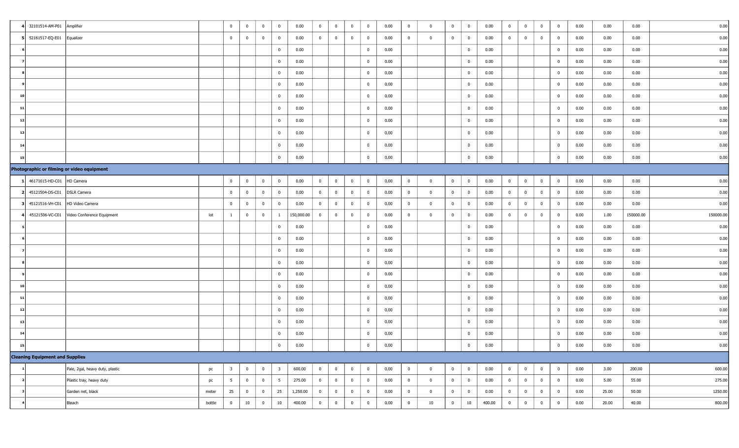| | | | | | | | | | | | | | | | | | | | | | | | | | | |
|---|---|---|---|---|---|---|---|---|---|---|---|---|---|---|---|---|---|---|---|---|---|---|---|---|---|---|
| 4 | 32101514-AM-P01 | Amplifier | | 0 | 0 | 0 | 0 | 0.00 | 0 | 0 | 0 | 0 | 0.00 | 0 | 0 | 0 | 0 | 0.00 | 0 | 0 | 0 | 0 | 0.00 | 0.00 | 0.00 | 0.00 |
| 5 | 52161517-EQ-E01 | Equalizer | | 0 | 0 | 0 | 0 | 0.00 | 0 | 0 | 0 | 0 | 0.00 | 0 | 0 | 0 | 0 | 0.00 | 0 | 0 | 0 | 0 | 0.00 | 0.00 | 0.00 | 0.00 |
| 6 | | | | | | | 0 | 0.00 | | | | 0 | 0.00 | | | | 0 | 0.00 | | | | 0 | 0.00 | 0.00 | 0.00 | 0.00 |
| 7 | | | | | | | 0 | 0.00 | | | | 0 | 0.00 | | | | 0 | 0.00 | | | | 0 | 0.00 | 0.00 | 0.00 | 0.00 |
| 8 | | | | | | | 0 | 0.00 | | | | 0 | 0.00 | | | | 0 | 0.00 | | | | 0 | 0.00 | 0.00 | 0.00 | 0.00 |
| 9 | | | | | | | 0 | 0.00 | | | | 0 | 0.00 | | | | 0 | 0.00 | | | | 0 | 0.00 | 0.00 | 0.00 | 0.00 |
| 10 | | | | | | | 0 | 0.00 | | | | 0 | 0.00 | | | | 0 | 0.00 | | | | 0 | 0.00 | 0.00 | 0.00 | 0.00 |
| 11 | | | | | | | 0 | 0.00 | | | | 0 | 0.00 | | | | 0 | 0.00 | | | | 0 | 0.00 | 0.00 | 0.00 | 0.00 |
| 12 | | | | | | | 0 | 0.00 | | | | 0 | 0.00 | | | | 0 | 0.00 | | | | 0 | 0.00 | 0.00 | 0.00 | 0.00 |
| 13 | | | | | | | 0 | 0.00 | | | | 0 | 0.00 | | | | 0 | 0.00 | | | | 0 | 0.00 | 0.00 | 0.00 | 0.00 |
| 14 | | | | | | | 0 | 0.00 | | | | 0 | 0.00 | | | | 0 | 0.00 | | | | 0 | 0.00 | 0.00 | 0.00 | 0.00 |
| 15 | | | | | | | 0 | 0.00 | | | | 0 | 0.00 | | | | 0 | 0.00 | | | | 0 | 0.00 | 0.00 | 0.00 | 0.00 |
| **Photographic or filming or video equipment** | | | | | | | | | | | | | | | | | | | | | | | | | | |
| 1 | 46171615-HD-C01 | HD Camera | | 0 | 0 | 0 | 0 | 0.00 | 0 | 0 | 0 | 0 | 0.00 | 0 | 0 | 0 | 0 | 0.00 | 0 | 0 | 0 | 0 | 0.00 | 0.00 | 0.00 | 0.00 |
| 2 | 45121504-DS-C01 | DSLR Camera | | 0 | 0 | 0 | 0 | 0.00 | 0 | 0 | 0 | 0 | 0.00 | 0 | 0 | 0 | 0 | 0.00 | 0 | 0 | 0 | 0 | 0.00 | 0.00 | 0.00 | 0.00 |
| 3 | 45121516-VH-C01 | HD Video Camera | | 0 | 0 | 0 | 0 | 0.00 | 0 | 0 | 0 | 0 | 0.00 | 0 | 0 | 0 | 0 | 0.00 | 0 | 0 | 0 | 0 | 0.00 | 0.00 | 0.00 | 0.00 |
| 4 | 45121506-VC-C01 | Video Conference Equipment | lot | 1 | 0 | 0 | 1 | 150,000.00 | 0 | 0 | 0 | 0 | 0.00 | 0 | 0 | 0 | 0 | 0.00 | 0 | 0 | 0 | 0 | 0.00 | 1.00 | 150000.00 | 150000.00 |
| 5 | | | | | | | 0 | 0.00 | | | | 0 | 0.00 | | | | 0 | 0.00 | | | | 0 | 0.00 | 0.00 | 0.00 | 0.00 |
| 6 | | | | | | | 0 | 0.00 | | | | 0 | 0.00 | | | | 0 | 0.00 | | | | 0 | 0.00 | 0.00 | 0.00 | 0.00 |
| 7 | | | | | | | 0 | 0.00 | | | | 0 | 0.00 | | | | 0 | 0.00 | | | | 0 | 0.00 | 0.00 | 0.00 | 0.00 |
| 8 | | | | | | | 0 | 0.00 | | | | 0 | 0.00 | | | | 0 | 0.00 | | | | 0 | 0.00 | 0.00 | 0.00 | 0.00 |
| 9 | | | | | | | 0 | 0.00 | | | | 0 | 0.00 | | | | 0 | 0.00 | | | | 0 | 0.00 | 0.00 | 0.00 | 0.00 |
| 10 | | | | | | | 0 | 0.00 | | | | 0 | 0.00 | | | | 0 | 0.00 | | | | 0 | 0.00 | 0.00 | 0.00 | 0.00 |
| 11 | | | | | | | 0 | 0.00 | | | | 0 | 0.00 | | | | 0 | 0.00 | | | | 0 | 0.00 | 0.00 | 0.00 | 0.00 |
| 12 | | | | | | | 0 | 0.00 | | | | 0 | 0.00 | | | | 0 | 0.00 | | | | 0 | 0.00 | 0.00 | 0.00 | 0.00 |
| 13 | | | | | | | 0 | 0.00 | | | | 0 | 0.00 | | | | 0 | 0.00 | | | | 0 | 0.00 | 0.00 | 0.00 | 0.00 |
| 14 | | | | | | | 0 | 0.00 | | | | 0 | 0.00 | | | | 0 | 0.00 | | | | 0 | 0.00 | 0.00 | 0.00 | 0.00 |
| 15 | | | | | | | 0 | 0.00 | | | | 0 | 0.00 | | | | 0 | 0.00 | | | | 0 | 0.00 | 0.00 | 0.00 | 0.00 |
| **Cleaning Equipment and Supplies** | | | | | | | | | | | | | | | | | | | | | | | | | | |
| 1 | | Pale, 2gal, heavy duty, plastic | pc | 3 | 0 | 0 | 3 | 600.00 | 0 | 0 | 0 | 0 | 0.00 | 0 | 0 | 0 | 0 | 0.00 | 0 | 0 | 0 | 0 | 0.00 | 3.00 | 200.00 | 600.00 |
| 2 | | Plastic tray, heavy duty | pc | 5 | 0 | 0 | 5 | 275.00 | 0 | 0 | 0 | 0 | 0.00 | 0 | 0 | 0 | 0 | 0.00 | 0 | 0 | 0 | 0 | 0.00 | 5.00 | 55.00 | 275.00 |
| 3 | | Garden net, black | meter | 25 | 0 | 0 | 25 | 1,250.00 | 0 | 0 | 0 | 0 | 0.00 | 0 | 0 | 0 | 0 | 0.00 | 0 | 0 | 0 | 0 | 0.00 | 25.00 | 50.00 | 1250.00 |
| 4 | | Bleach | bottle | 0 | 10 | 0 | 10 | 400.00 | 0 | 0 | 0 | 0 | 0.00 | 0 | 10 | 0 | 10 | 400.00 | 0 | 0 | 0 | 0 | 0.00 | 20.00 | 40.00 | 800.00 |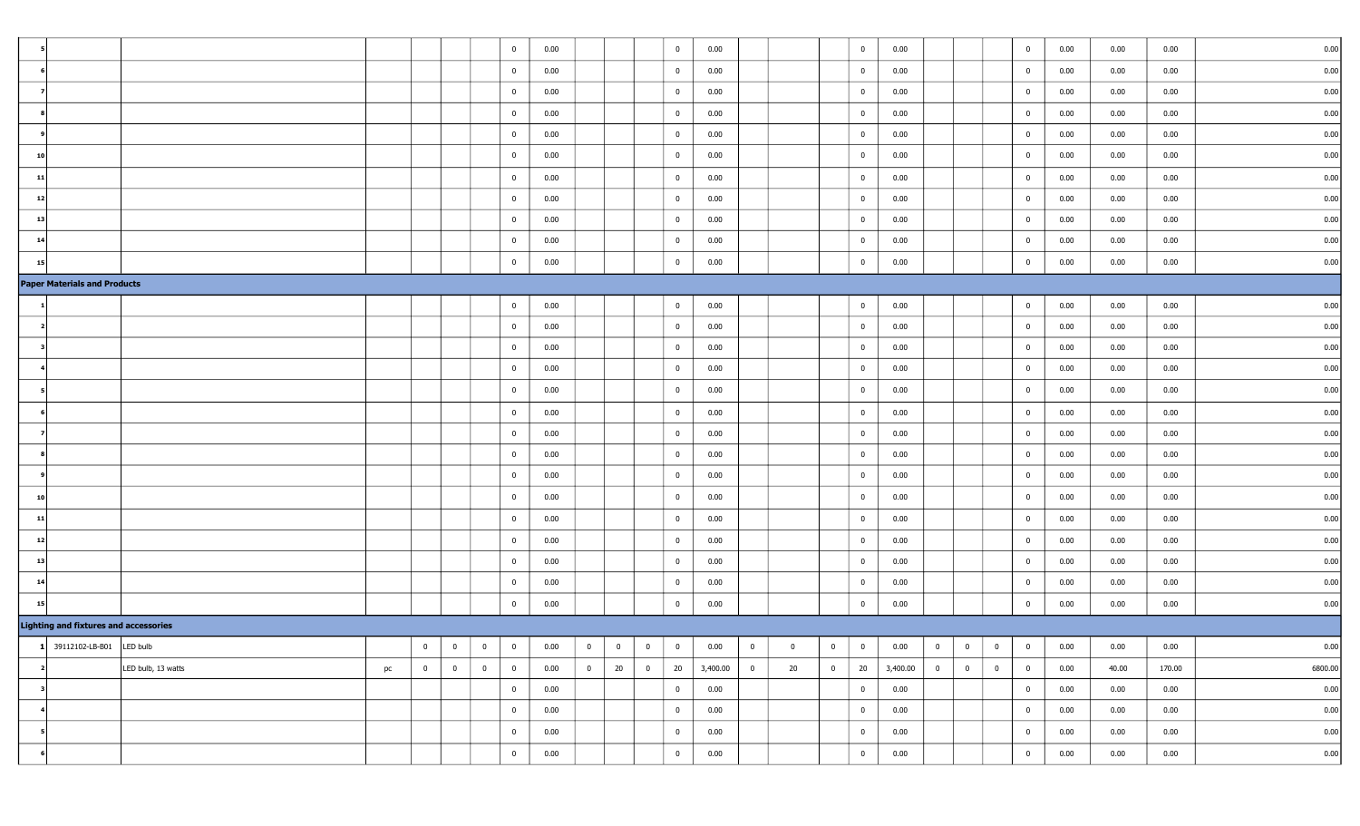| | | | | | | | | | | | | | | | | | | | | | | | | | | |
|---|---|---|---|---|---|---|---|---|---|---|---|---|---|---|---|---|---|---|---|---|---|---|---|---|---|---|
| 5 | | | | | | | 0 | 0.00 | | | | 0 | 0.00 | | | | 0 | 0.00 | | | | 0 | 0.00 | 0.00 | 0.00 | 0.00 |
| 6 | | | | | | | 0 | 0.00 | | | | 0 | 0.00 | | | | 0 | 0.00 | | | | 0 | 0.00 | 0.00 | 0.00 | 0.00 |
| 7 | | | | | | | 0 | 0.00 | | | | 0 | 0.00 | | | | 0 | 0.00 | | | | 0 | 0.00 | 0.00 | 0.00 | 0.00 |
| 8 | | | | | | | 0 | 0.00 | | | | 0 | 0.00 | | | | 0 | 0.00 | | | | 0 | 0.00 | 0.00 | 0.00 | 0.00 |
| 9 | | | | | | | 0 | 0.00 | | | | 0 | 0.00 | | | | 0 | 0.00 | | | | 0 | 0.00 | 0.00 | 0.00 | 0.00 |
| 10 | | | | | | | 0 | 0.00 | | | | 0 | 0.00 | | | | 0 | 0.00 | | | | 0 | 0.00 | 0.00 | 0.00 | 0.00 |
| 11 | | | | | | | 0 | 0.00 | | | | 0 | 0.00 | | | | 0 | 0.00 | | | | 0 | 0.00 | 0.00 | 0.00 | 0.00 |
| 12 | | | | | | | 0 | 0.00 | | | | 0 | 0.00 | | | | 0 | 0.00 | | | | 0 | 0.00 | 0.00 | 0.00 | 0.00 |
| 13 | | | | | | | 0 | 0.00 | | | | 0 | 0.00 | | | | 0 | 0.00 | | | | 0 | 0.00 | 0.00 | 0.00 | 0.00 |
| 14 | | | | | | | 0 | 0.00 | | | | 0 | 0.00 | | | | 0 | 0.00 | | | | 0 | 0.00 | 0.00 | 0.00 | 0.00 |
| 15 | | | | | | | 0 | 0.00 | | | | 0 | 0.00 | | | | 0 | 0.00 | | | | 0 | 0.00 | 0.00 | 0.00 | 0.00 |
| **Paper Materials and Products** | | | | | | | | | | | | | | | | | | | | | | | | | | |
| 1 | | | | | | | 0 | 0.00 | | | | 0 | 0.00 | | | | 0 | 0.00 | | | | 0 | 0.00 | 0.00 | 0.00 | 0.00 |
| 2 | | | | | | | 0 | 0.00 | | | | 0 | 0.00 | | | | 0 | 0.00 | | | | 0 | 0.00 | 0.00 | 0.00 | 0.00 |
| 3 | | | | | | | 0 | 0.00 | | | | 0 | 0.00 | | | | 0 | 0.00 | | | | 0 | 0.00 | 0.00 | 0.00 | 0.00 |
| 4 | | | | | | | 0 | 0.00 | | | | 0 | 0.00 | | | | 0 | 0.00 | | | | 0 | 0.00 | 0.00 | 0.00 | 0.00 |
| 5 | | | | | | | 0 | 0.00 | | | | 0 | 0.00 | | | | 0 | 0.00 | | | | 0 | 0.00 | 0.00 | 0.00 | 0.00 |
| 6 | | | | | | | 0 | 0.00 | | | | 0 | 0.00 | | | | 0 | 0.00 | | | | 0 | 0.00 | 0.00 | 0.00 | 0.00 |
| 7 | | | | | | | 0 | 0.00 | | | | 0 | 0.00 | | | | 0 | 0.00 | | | | 0 | 0.00 | 0.00 | 0.00 | 0.00 |
| 8 | | | | | | | 0 | 0.00 | | | | 0 | 0.00 | | | | 0 | 0.00 | | | | 0 | 0.00 | 0.00 | 0.00 | 0.00 |
| 9 | | | | | | | 0 | 0.00 | | | | 0 | 0.00 | | | | 0 | 0.00 | | | | 0 | 0.00 | 0.00 | 0.00 | 0.00 |
| 10 | | | | | | | 0 | 0.00 | | | | 0 | 0.00 | | | | 0 | 0.00 | | | | 0 | 0.00 | 0.00 | 0.00 | 0.00 |
| 11 | | | | | | | 0 | 0.00 | | | | 0 | 0.00 | | | | 0 | 0.00 | | | | 0 | 0.00 | 0.00 | 0.00 | 0.00 |
| 12 | | | | | | | 0 | 0.00 | | | | 0 | 0.00 | | | | 0 | 0.00 | | | | 0 | 0.00 | 0.00 | 0.00 | 0.00 |
| 13 | | | | | | | 0 | 0.00 | | | | 0 | 0.00 | | | | 0 | 0.00 | | | | 0 | 0.00 | 0.00 | 0.00 | 0.00 |
| 14 | | | | | | | 0 | 0.00 | | | | 0 | 0.00 | | | | 0 | 0.00 | | | | 0 | 0.00 | 0.00 | 0.00 | 0.00 |
| 15 | | | | | | | 0 | 0.00 | | | | 0 | 0.00 | | | | 0 | 0.00 | | | | 0 | 0.00 | 0.00 | 0.00 | 0.00 |
| **Lighting and fixtures and accessories** | | | | | | | | | | | | | | | | | | | | | | | | | | |
| 1 | 39112102-LB-B01 | LED bulb | | 0 | 0 | 0 | 0 | 0.00 | 0 | 0 | 0 | 0 | 0.00 | 0 | 0 | 0 | 0 | 0.00 | 0 | 0 | 0 | 0 | 0.00 | 0.00 | 0.00 | 0.00 |
| 2 | | LED bulb, 13 watts | pc | 0 | 0 | 0 | 0 | 0.00 | 0 | 20 | 0 | 20 | 3,400.00 | 0 | 20 | 0 | 20 | 3,400.00 | 0 | 0 | 0 | 0 | 0.00 | 40.00 | 170.00 | 6800.00 |
| 3 | | | | | | | 0 | 0.00 | | | | 0 | 0.00 | | | | 0 | 0.00 | | | | 0 | 0.00 | 0.00 | 0.00 | 0.00 |
| 4 | | | | | | | 0 | 0.00 | | | | 0 | 0.00 | | | | 0 | 0.00 | | | | 0 | 0.00 | 0.00 | 0.00 | 0.00 |
| 5 | | | | | | | 0 | 0.00 | | | | 0 | 0.00 | | | | 0 | 0.00 | | | | 0 | 0.00 | 0.00 | 0.00 | 0.00 |
| 6 | | | | | | | 0 | 0.00 | | | | 0 | 0.00 | | | | 0 | 0.00 | | | | 0 | 0.00 | 0.00 | 0.00 | 0.00 |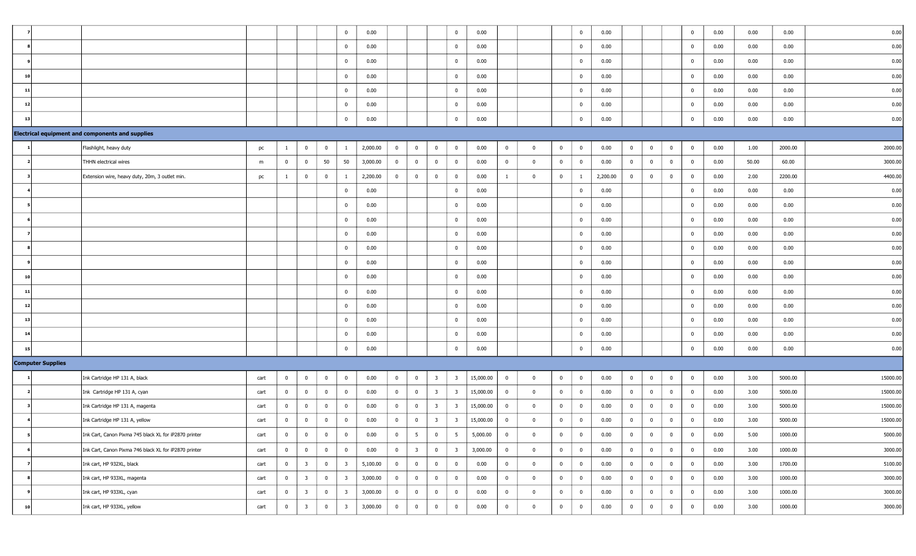| | | | | | | | | | | | | | | | | | | | | | | | | | | |
|---|---|---|---|---|---|---|---|---|---|---|---|---|---|---|---|---|---|---|---|---|---|---|---|---|---|---|
| 7 | | | | | | | 0 | 0.00 | | | | 0 | 0.00 | | | | 0 | 0.00 | | | | 0 | 0.00 | 0.00 | 0.00 | 0.00 |
| 8 | | | | | | | 0 | 0.00 | | | | 0 | 0.00 | | | | 0 | 0.00 | | | | 0 | 0.00 | 0.00 | 0.00 | 0.00 |
| 9 | | | | | | | 0 | 0.00 | | | | 0 | 0.00 | | | | 0 | 0.00 | | | | 0 | 0.00 | 0.00 | 0.00 | 0.00 |
| 10 | | | | | | | 0 | 0.00 | | | | 0 | 0.00 | | | | 0 | 0.00 | | | | 0 | 0.00 | 0.00 | 0.00 | 0.00 |
| 11 | | | | | | | 0 | 0.00 | | | | 0 | 0.00 | | | | 0 | 0.00 | | | | 0 | 0.00 | 0.00 | 0.00 | 0.00 |
| 12 | | | | | | | 0 | 0.00 | | | | 0 | 0.00 | | | | 0 | 0.00 | | | | 0 | 0.00 | 0.00 | 0.00 | 0.00 |
| 13 | | | | | | | 0 | 0.00 | | | | 0 | 0.00 | | | | 0 | 0.00 | | | | 0 | 0.00 | 0.00 | 0.00 | 0.00 |
| **Electrical equipment and components and supplies** | | | | | | | | | | | | | | | | | | | | | | | | | | |
| 1 | | Flashlight, heavy duty | pc | 1 | 0 | 0 | 1 | 2,000.00 | 0 | 0 | 0 | 0 | 0.00 | 0 | 0 | 0 | 0 | 0.00 | 0 | 0 | 0 | 0 | 0.00 | 1.00 | 2000.00 | 2000.00 |
| 2 | | THHN electrical wires | m | 0 | 0 | 50 | 50 | 3,000.00 | 0 | 0 | 0 | 0 | 0.00 | 0 | 0 | 0 | 0 | 0.00 | 0 | 0 | 0 | 0 | 0.00 | 50.00 | 60.00 | 3000.00 |
| 3 | | Extension wire, heavy duty, 20m, 3 outlet min. | pc | 1 | 0 | 0 | 1 | 2,200.00 | 0 | 0 | 0 | 0 | 0.00 | 1 | 0 | 0 | 1 | 2,200.00 | 0 | 0 | 0 | 0 | 0.00 | 2.00 | 2200.00 | 4400.00 |
| 4 | | | | | | | 0 | 0.00 | | | | 0 | 0.00 | | | | 0 | 0.00 | | | | 0 | 0.00 | 0.00 | 0.00 | 0.00 |
| 5 | | | | | | | 0 | 0.00 | | | | 0 | 0.00 | | | | 0 | 0.00 | | | | 0 | 0.00 | 0.00 | 0.00 | 0.00 |
| 6 | | | | | | | 0 | 0.00 | | | | 0 | 0.00 | | | | 0 | 0.00 | | | | 0 | 0.00 | 0.00 | 0.00 | 0.00 |
| 7 | | | | | | | 0 | 0.00 | | | | 0 | 0.00 | | | | 0 | 0.00 | | | | 0 | 0.00 | 0.00 | 0.00 | 0.00 |
| 8 | | | | | | | 0 | 0.00 | | | | 0 | 0.00 | | | | 0 | 0.00 | | | | 0 | 0.00 | 0.00 | 0.00 | 0.00 |
| 9 | | | | | | | 0 | 0.00 | | | | 0 | 0.00 | | | | 0 | 0.00 | | | | 0 | 0.00 | 0.00 | 0.00 | 0.00 |
| 10 | | | | | | | 0 | 0.00 | | | | 0 | 0.00 | | | | 0 | 0.00 | | | | 0 | 0.00 | 0.00 | 0.00 | 0.00 |
| 11 | | | | | | | 0 | 0.00 | | | | 0 | 0.00 | | | | 0 | 0.00 | | | | 0 | 0.00 | 0.00 | 0.00 | 0.00 |
| 12 | | | | | | | 0 | 0.00 | | | | 0 | 0.00 | | | | 0 | 0.00 | | | | 0 | 0.00 | 0.00 | 0.00 | 0.00 |
| 13 | | | | | | | 0 | 0.00 | | | | 0 | 0.00 | | | | 0 | 0.00 | | | | 0 | 0.00 | 0.00 | 0.00 | 0.00 |
| 14 | | | | | | | 0 | 0.00 | | | | 0 | 0.00 | | | | 0 | 0.00 | | | | 0 | 0.00 | 0.00 | 0.00 | 0.00 |
| 15 | | | | | | | 0 | 0.00 | | | | 0 | 0.00 | | | | 0 | 0.00 | | | | 0 | 0.00 | 0.00 | 0.00 | 0.00 |
| **Computer Supplies** | | | | | | | | | | | | | | | | | | | | | | | | | | |
| 1 | | Ink Cartridge HP 131 A, black | cart | 0 | 0 | 0 | 0 | 0.00 | 0 | 0 | 3 | 3 | 15,000.00 | 0 | 0 | 0 | 0 | 0.00 | 0 | 0 | 0 | 0 | 0.00 | 3.00 | 5000.00 | 15000.00 |
| 2 | | Ink Cartridge HP 131 A, cyan | cart | 0 | 0 | 0 | 0 | 0.00 | 0 | 0 | 3 | 3 | 15,000.00 | 0 | 0 | 0 | 0 | 0.00 | 0 | 0 | 0 | 0 | 0.00 | 3.00 | 5000.00 | 15000.00 |
| 3 | | Ink Cartridge HP 131 A, magenta | cart | 0 | 0 | 0 | 0 | 0.00 | 0 | 0 | 3 | 3 | 15,000.00 | 0 | 0 | 0 | 0 | 0.00 | 0 | 0 | 0 | 0 | 0.00 | 3.00 | 5000.00 | 15000.00 |
| 4 | | Ink Cartridge HP 131 A, yellow | cart | 0 | 0 | 0 | 0 | 0.00 | 0 | 0 | 3 | 3 | 15,000.00 | 0 | 0 | 0 | 0 | 0.00 | 0 | 0 | 0 | 0 | 0.00 | 3.00 | 5000.00 | 15000.00 |
| 5 | | Ink Cart, Canon Pixma 745 black XL for iP2870 printer | cart | 0 | 0 | 0 | 0 | 0.00 | 0 | 5 | 0 | 5 | 5,000.00 | 0 | 0 | 0 | 0 | 0.00 | 0 | 0 | 0 | 0 | 0.00 | 5.00 | 1000.00 | 5000.00 |
| 6 | | Ink Cart, Canon Pixma 746 black XL for iP2870 printer | cart | 0 | 0 | 0 | 0 | 0.00 | 0 | 3 | 0 | 3 | 3,000.00 | 0 | 0 | 0 | 0 | 0.00 | 0 | 0 | 0 | 0 | 0.00 | 3.00 | 1000.00 | 3000.00 |
| 7 | | Ink cart, HP 932XL, black | cart | 0 | 3 | 0 | 3 | 5,100.00 | 0 | 0 | 0 | 0 | 0.00 | 0 | 0 | 0 | 0 | 0.00 | 0 | 0 | 0 | 0 | 0.00 | 3.00 | 1700.00 | 5100.00 |
| 8 | | Ink cart, HP 933XL, magenta | cart | 0 | 3 | 0 | 3 | 3,000.00 | 0 | 0 | 0 | 0 | 0.00 | 0 | 0 | 0 | 0 | 0.00 | 0 | 0 | 0 | 0 | 0.00 | 3.00 | 1000.00 | 3000.00 |
| 9 | | Ink cart, HP 933XL, cyan | cart | 0 | 3 | 0 | 3 | 3,000.00 | 0 | 0 | 0 | 0 | 0.00 | 0 | 0 | 0 | 0 | 0.00 | 0 | 0 | 0 | 0 | 0.00 | 3.00 | 1000.00 | 3000.00 |
| 10 | | Ink cart, HP 933XL, yellow | cart | 0 | 3 | 0 | 3 | 3,000.00 | 0 | 0 | 0 | 0 | 0.00 | 0 | 0 | 0 | 0 | 0.00 | 0 | 0 | 0 | 0 | 0.00 | 3.00 | 1000.00 | 3000.00 |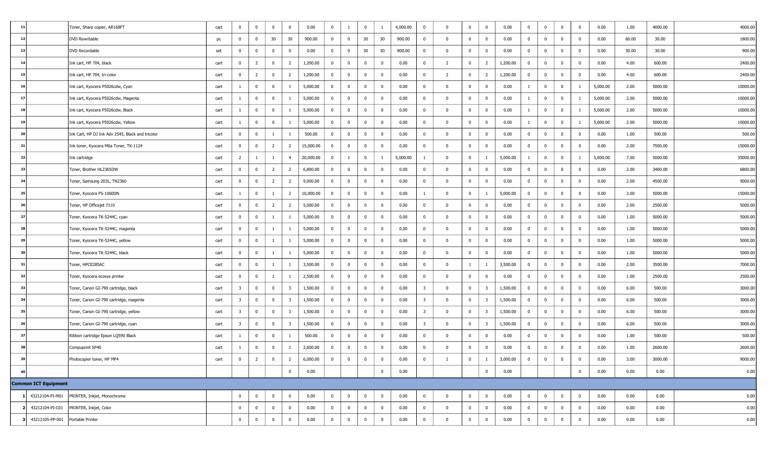| 11 | | Toner, Sharp copier, AR168FT | cart | 0 | 0 | 0 | 0 | 0.00 | 0 | 1 | 0 | 1 | 4,000.00 | 0 | 0 | 0 | 0 | 0.00 | 0 | 0 | 0 | 0 | 0.00 | 1.00 | 4000.00 | 4000.00 |
|---|---|---|---|---|---|---|---|---|---|---|---|---|---|---|---|---|---|---|---|---|---|---|---|---|---|---|---|
| 12 | | DVD Rewritable | pc | 0 | 0 | 30 | 30 | 900.00 | 0 | 0 | 30 | 30 | 900.00 | 0 | 0 | 0 | 0 | 0.00 | 0 | 0 | 0 | 0 | 0.00 | 60.00 | 30.00 | 1800.00 |
| 13 | | DVD Recordable | set | 0 | 0 | 0 | 0 | 0.00 | 0 | 0 | 30 | 30 | 900.00 | 0 | 0 | 0 | 0 | 0.00 | 0 | 0 | 0 | 0 | 0.00 | 30.00 | 30.00 | 900.00 |
| 14 | | Ink cart, HP 704, black | cart | 0 | 2 | 0 | 2 | 1,200.00 | 0 | 0 | 0 | 0 | 0.00 | 0 | 2 | 0 | 2 | 1,200.00 | 0 | 0 | 0 | 0 | 0.00 | 4.00 | 600.00 | 2400.00 |
| 15 | | Ink cart, HP 704, tri-color | cart | 0 | 2 | 0 | 2 | 1,200.00 | 0 | 0 | 0 | 0 | 0.00 | 0 | 2 | 0 | 2 | 1,200.00 | 0 | 0 | 0 | 0 | 0.00 | 4.00 | 600.00 | 2400.00 |
| 16 | | Ink cart, Kyocera P5026cdw, Cyan | cart | 1 | 0 | 0 | 1 | 5,000.00 | 0 | 0 | 0 | 0 | 0.00 | 0 | 0 | 0 | 0 | 0.00 | 1 | 0 | 0 | 1 | 5,000.00 | 2.00 | 5000.00 | 10000.00 |
| 17 | | Ink cart, Kyocera P5026cdw, Magenta | cart | 1 | 0 | 0 | 1 | 5,000.00 | 0 | 0 | 0 | 0 | 0.00 | 0 | 0 | 0 | 0 | 0.00 | 1 | 0 | 0 | 1 | 5,000.00 | 2.00 | 5000.00 | 10000.00 |
| 18 | | Ink cart, Kyocera P5026cdw, Black | cart | 1 | 0 | 0 | 1 | 5,000.00 | 0 | 0 | 0 | 0 | 0.00 | 0 | 0 | 0 | 0 | 0.00 | 1 | 0 | 0 | 1 | 5,000.00 | 2.00 | 5000.00 | 10000.00 |
| 19 | | Ink cart, Kyocera P5026cdw, Yellow | cart | 1 | 0 | 0 | 1 | 5,000.00 | 0 | 0 | 0 | 0 | 0.00 | 0 | 0 | 0 | 0 | 0.00 | 1 | 0 | 0 | 1 | 5,000.00 | 2.00 | 5000.00 | 10000.00 |
| 20 | | Ink Cart, HP DJ Ink Adv 2545, Black and tricolor | cart | 0 | 0 | 1 | 1 | 500.00 | 0 | 0 | 0 | 0 | 0.00 | 0 | 0 | 0 | 0 | 0.00 | 0 | 0 | 0 | 0 | 0.00 | 1.00 | 500.00 | 500.00 |
| 21 | | Ink toner, Kyocera Mita Toner, TK-1124 | cart | 0 | 0 | 2 | 2 | 15,000.00 | 0 | 0 | 0 | 0 | 0.00 | 0 | 0 | 0 | 0 | 0.00 | 0 | 0 | 0 | 0 | 0.00 | 2.00 | 7500.00 | 15000.00 |
| 22 | | Ink cartridge | cart | 2 | 1 | 1 | 4 | 20,000.00 | 0 | 1 | 0 | 1 | 5,000.00 | 1 | 0 | 0 | 1 | 5,000.00 | 1 | 0 | 0 | 1 | 5,000.00 | 7.00 | 5000.00 | 35000.00 |
| 23 | | Toner, Brother HL2365DW | cart | 0 | 0 | 2 | 2 | 6,800.00 | 0 | 0 | 0 | 0 | 0.00 | 0 | 0 | 0 | 0 | 0.00 | 0 | 0 | 0 | 0 | 0.00 | 2.00 | 3400.00 | 6800.00 |
| 24 | | Toner, Samsung 203L, TN2360 | cart | 0 | 0 | 2 | 2 | 9,000.00 | 0 | 0 | 0 | 0 | 0.00 | 0 | 0 | 0 | 0 | 0.00 | 0 | 0 | 0 | 0 | 0.00 | 2.00 | 4500.00 | 9000.00 |
| 25 | | Toner, Kyocera FS-1060DN | cart | 1 | 0 | 1 | 2 | 10,000.00 | 0 | 0 | 0 | 0 | 0.00 | 1 | 0 | 0 | 1 | 5,000.00 | 0 | 0 | 0 | 0 | 0.00 | 3.00 | 5000.00 | 15000.00 |
| 26 | | Toner, HP Officejet 7110 | cart | 0 | 0 | 2 | 2 | 5,000.00 | 0 | 0 | 0 | 0 | 0.00 | 0 | 0 | 0 | 0 | 0.00 | 0 | 0 | 0 | 0 | 0.00 | 2.00 | 2500.00 | 5000.00 |
| 27 | | Toner, Kyocera TK-5244C, cyan | cart | 0 | 0 | 1 | 1 | 5,000.00 | 0 | 0 | 0 | 0 | 0.00 | 0 | 0 | 0 | 0 | 0.00 | 0 | 0 | 0 | 0 | 0.00 | 1.00 | 5000.00 | 5000.00 |
| 28 | | Toner, Kyocera TK-5244C, magenta | cart | 0 | 0 | 1 | 1 | 5,000.00 | 0 | 0 | 0 | 0 | 0.00 | 0 | 0 | 0 | 0 | 0.00 | 0 | 0 | 0 | 0 | 0.00 | 1.00 | 5000.00 | 5000.00 |
| 29 | | Toner, Kyocera TK-5244C, yellow | cart | 0 | 0 | 1 | 1 | 5,000.00 | 0 | 0 | 0 | 0 | 0.00 | 0 | 0 | 0 | 0 | 0.00 | 0 | 0 | 0 | 0 | 0.00 | 1.00 | 5000.00 | 5000.00 |
| 30 | | Toner, Kyocera TK-5244C, black | cart | 0 | 0 | 1 | 1 | 5,000.00 | 0 | 0 | 0 | 0 | 0.00 | 0 | 0 | 0 | 0 | 0.00 | 0 | 0 | 0 | 0 | 0.00 | 1.00 | 5000.00 | 5000.00 |
| 31 | | Toner, HPCE285AC | cart | 0 | 0 | 1 | 1 | 3,500.00 | 0 | 0 | 0 | 0 | 0.00 | 0 | 0 | 1 | 1 | 3,500.00 | 0 | 0 | 0 | 0 | 0.00 | 2.00 | 3500.00 | 7000.00 |
| 32 | | Toner, Kyocera ecosys printer | cart | 0 | 0 | 1 | 1 | 2,500.00 | 0 | 0 | 0 | 0 | 0.00 | 0 | 0 | 0 | 0 | 0.00 | 0 | 0 | 0 | 0 | 0.00 | 1.00 | 2500.00 | 2500.00 |
| 33 | | Toner, Canon GI-790 cartridge, black | cart | 3 | 0 | 0 | 3 | 1,500.00 | 0 | 0 | 0 | 0 | 0.00 | 3 | 0 | 0 | 3 | 1,500.00 | 0 | 0 | 0 | 0 | 0.00 | 6.00 | 500.00 | 3000.00 |
| 34 | | Toner, Canon GI-790 cartridge, magenta | cart | 3 | 0 | 0 | 3 | 1,500.00 | 0 | 0 | 0 | 0 | 0.00 | 3 | 0 | 0 | 3 | 1,500.00 | 0 | 0 | 0 | 0 | 0.00 | 6.00 | 500.00 | 3000.00 |
| 35 | | Toner, Canon GI-790 cartridge, yellow | cart | 3 | 0 | 0 | 3 | 1,500.00 | 0 | 0 | 0 | 0 | 0.00 | 3 | 0 | 0 | 3 | 1,500.00 | 0 | 0 | 0 | 0 | 0.00 | 6.00 | 500.00 | 3000.00 |
| 36 | | Toner, Canon GI-790 cartridge, cyan | cart | 3 | 0 | 0 | 3 | 1,500.00 | 0 | 0 | 0 | 0 | 0.00 | 3 | 0 | 0 | 3 | 1,500.00 | 0 | 0 | 0 | 0 | 0.00 | 6.00 | 500.00 | 3000.00 |
| 37 | | Ribbon cartridge Epson LQ590 Black | cart | 1 | 0 | 0 | 1 | 500.00 | 0 | 0 | 0 | 0 | 0.00 | 0 | 0 | 0 | 0 | 0.00 | 0 | 0 | 0 | 0 | 0.00 | 1.00 | 500.00 | 500.00 |
| 38 | | Compuprint SP40 | cart | 1 | 0 | 0 | 1 | 2,600.00 | 0 | 0 | 0 | 0 | 0.00 | 0 | 0 | 0 | 0 | 0.00 | 0 | 0 | 0 | 0 | 0.00 | 1.00 | 2600.00 | 2600.00 |
| 39 | | Photocopier toner, HP MF4 | cart | 0 | 2 | 0 | 2 | 6,000.00 | 0 | 0 | 0 | 0 | 0.00 | 0 | 1 | 0 | 1 | 3,000.00 | 0 | 0 | 0 | 0 | 0.00 | 3.00 | 3000.00 | 9000.00 |
| 40 | | | | | | | 0 | 0.00 | | | | 0 | 0.00 | | | | 0 | 0.00 | | | | 0 | 0.00 | 0.00 | 0.00 | 0.00 |
| **Common ICT Equipment** | | | | | | | | | | | | | | | | | | | | | | | | | | |
| 1 | 43212104-PI-M01 | PRINTER, Inkjet, Monochrome | | 0 | 0 | 0 | 0 | 0.00 | 0 | 0 | 0 | 0 | 0.00 | 0 | 0 | 0 | 0 | 0.00 | 0 | 0 | 0 | 0 | 0.00 | 0.00 | 0.00 | 0.00 |
| 2 | 43212104-PI-C01 | PRINTER, Inkjet, Color | | 0 | 0 | 0 | 0 | 0.00 | 0 | 0 | 0 | 0 | 0.00 | 0 | 0 | 0 | 0 | 0.00 | 0 | 0 | 0 | 0 | 0.00 | 0.00 | 0.00 | 0.00 |
| 3 | 43212105-PP-001 | Portable Printer | | 0 | 0 | 0 | 0 | 0.00 | 0 | 0 | 0 | 0 | 0.00 | 0 | 0 | 0 | 0 | 0.00 | 0 | 0 | 0 | 0 | 0.00 | 0.00 | 0.00 | 0.00 |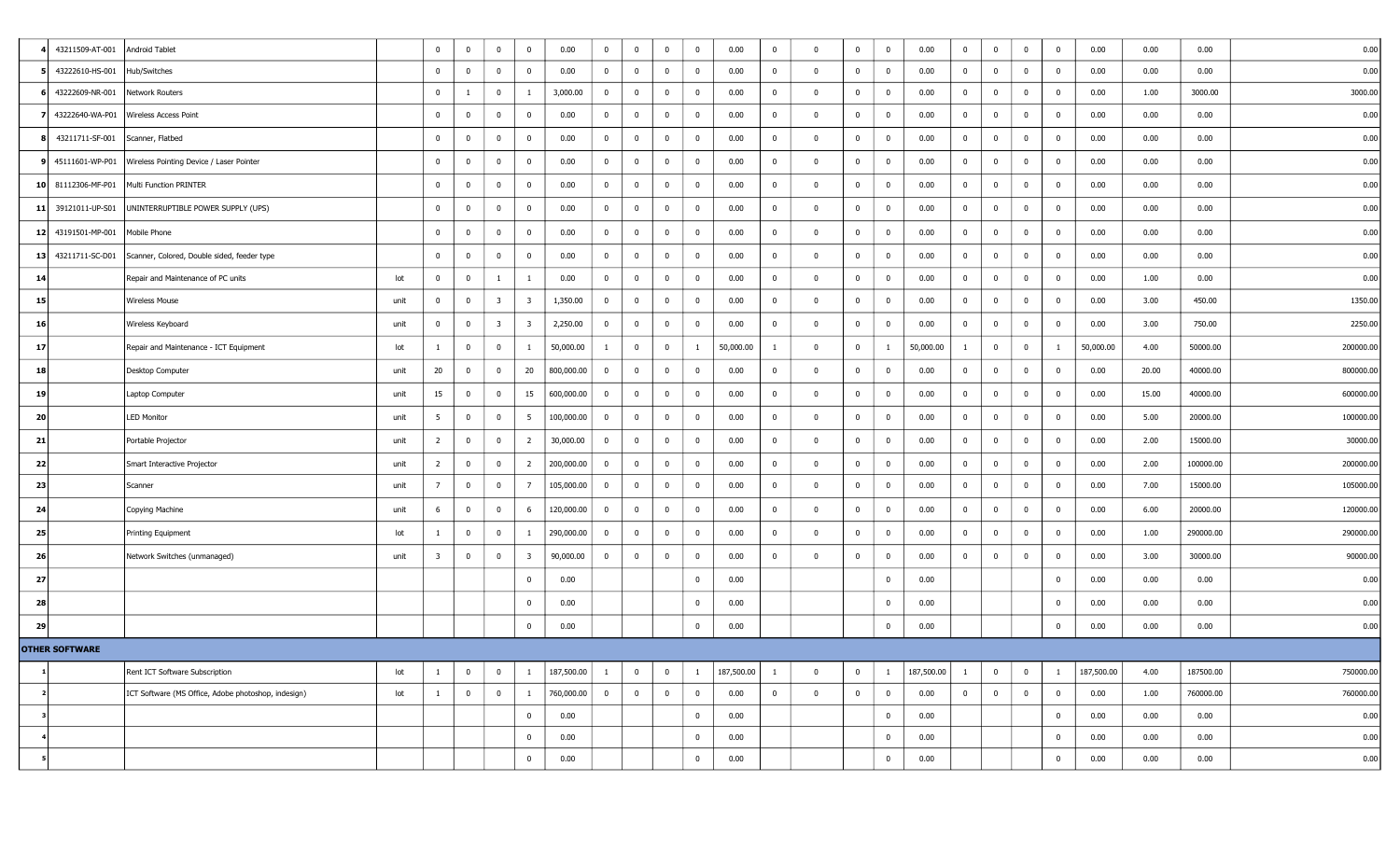| | | | | | | | | | | | | | | | | | | | | | | | | | | |
|---|---|---|---|---|---|---|---|---|---|---|---|---|---|---|---|---|---|---|---|---|---|---|---|---|---|---|
| 4 | 43211509-AT-001 | Android Tablet | | 0 | 0 | 0 | 0 | 0.00 | 0 | 0 | 0 | 0 | 0.00 | 0 | 0 | 0 | 0 | 0.00 | 0 | 0 | 0 | 0 | 0.00 | 0.00 | 0.00 | 0.00 |
| 5 | 43222610-HS-001 | Hub/Switches | | 0 | 0 | 0 | 0 | 0.00 | 0 | 0 | 0 | 0 | 0.00 | 0 | 0 | 0 | 0 | 0.00 | 0 | 0 | 0 | 0 | 0.00 | 0.00 | 0.00 | 0.00 |
| 6 | 43222609-NR-001 | Network Routers | | 0 | 1 | 0 | 1 | 3,000.00 | 0 | 0 | 0 | 0 | 0.00 | 0 | 0 | 0 | 0 | 0.00 | 0 | 0 | 0 | 0 | 0.00 | 1.00 | 3000.00 | 3000.00 |
| 7 | 43222640-WA-P01 | Wireless Access Point | | 0 | 0 | 0 | 0 | 0.00 | 0 | 0 | 0 | 0 | 0.00 | 0 | 0 | 0 | 0 | 0.00 | 0 | 0 | 0 | 0 | 0.00 | 0.00 | 0.00 | 0.00 |
| 8 | 43211711-SF-001 | Scanner, Flatbed | | 0 | 0 | 0 | 0 | 0.00 | 0 | 0 | 0 | 0 | 0.00 | 0 | 0 | 0 | 0 | 0.00 | 0 | 0 | 0 | 0 | 0.00 | 0.00 | 0.00 | 0.00 |
| 9 | 45111601-WP-P01 | Wireless Pointing Device / Laser Pointer | | 0 | 0 | 0 | 0 | 0.00 | 0 | 0 | 0 | 0 | 0.00 | 0 | 0 | 0 | 0 | 0.00 | 0 | 0 | 0 | 0 | 0.00 | 0.00 | 0.00 | 0.00 |
| 10 | 81112306-MF-P01 | Multi Function PRINTER | | 0 | 0 | 0 | 0 | 0.00 | 0 | 0 | 0 | 0 | 0.00 | 0 | 0 | 0 | 0 | 0.00 | 0 | 0 | 0 | 0 | 0.00 | 0.00 | 0.00 | 0.00 |
| 11 | 39121011-UP-S01 | UNINTERRUPTIBLE POWER SUPPLY (UPS) | | 0 | 0 | 0 | 0 | 0.00 | 0 | 0 | 0 | 0 | 0.00 | 0 | 0 | 0 | 0 | 0.00 | 0 | 0 | 0 | 0 | 0.00 | 0.00 | 0.00 | 0.00 |
| 12 | 43191501-MP-001 | Mobile Phone | | 0 | 0 | 0 | 0 | 0.00 | 0 | 0 | 0 | 0 | 0.00 | 0 | 0 | 0 | 0 | 0.00 | 0 | 0 | 0 | 0 | 0.00 | 0.00 | 0.00 | 0.00 |
| 13 | 43211711-SC-D01 | Scanner, Colored, Double sided, feeder type | | 0 | 0 | 0 | 0 | 0.00 | 0 | 0 | 0 | 0 | 0.00 | 0 | 0 | 0 | 0 | 0.00 | 0 | 0 | 0 | 0 | 0.00 | 0.00 | 0.00 | 0.00 |
| 14 | | Repair and Maintenance of PC units | lot | 0 | 0 | 1 | 1 | 0.00 | 0 | 0 | 0 | 0 | 0.00 | 0 | 0 | 0 | 0 | 0.00 | 0 | 0 | 0 | 0 | 0.00 | 1.00 | 0.00 | 0.00 |
| 15 | | Wireless Mouse | unit | 0 | 0 | 3 | 3 | 1,350.00 | 0 | 0 | 0 | 0 | 0.00 | 0 | 0 | 0 | 0 | 0.00 | 0 | 0 | 0 | 0 | 0.00 | 3.00 | 450.00 | 1350.00 |
| 16 | | Wireless Keyboard | unit | 0 | 0 | 3 | 3 | 2,250.00 | 0 | 0 | 0 | 0 | 0.00 | 0 | 0 | 0 | 0 | 0.00 | 0 | 0 | 0 | 0 | 0.00 | 3.00 | 750.00 | 2250.00 |
| 17 | | Repair and Maintenance - ICT Equipment | lot | 1 | 0 | 0 | 1 | 50,000.00 | 1 | 0 | 0 | 1 | 50,000.00 | 1 | 0 | 0 | 1 | 50,000.00 | 1 | 0 | 0 | 1 | 50,000.00 | 4.00 | 50000.00 | 200000.00 |
| 18 | | Desktop Computer | unit | 20 | 0 | 0 | 20 | 800,000.00 | 0 | 0 | 0 | 0 | 0.00 | 0 | 0 | 0 | 0 | 0.00 | 0 | 0 | 0 | 0 | 0.00 | 20.00 | 40000.00 | 800000.00 |
| 19 | | Laptop Computer | unit | 15 | 0 | 0 | 15 | 600,000.00 | 0 | 0 | 0 | 0 | 0.00 | 0 | 0 | 0 | 0 | 0.00 | 0 | 0 | 0 | 0 | 0.00 | 15.00 | 40000.00 | 600000.00 |
| 20 | | LED Monitor | unit | 5 | 0 | 0 | 5 | 100,000.00 | 0 | 0 | 0 | 0 | 0.00 | 0 | 0 | 0 | 0 | 0.00 | 0 | 0 | 0 | 0 | 0.00 | 5.00 | 20000.00 | 100000.00 |
| 21 | | Portable Projector | unit | 2 | 0 | 0 | 2 | 30,000.00 | 0 | 0 | 0 | 0 | 0.00 | 0 | 0 | 0 | 0 | 0.00 | 0 | 0 | 0 | 0 | 0.00 | 2.00 | 15000.00 | 30000.00 |
| 22 | | Smart Interactive Projector | unit | 2 | 0 | 0 | 2 | 200,000.00 | 0 | 0 | 0 | 0 | 0.00 | 0 | 0 | 0 | 0 | 0.00 | 0 | 0 | 0 | 0 | 0.00 | 2.00 | 100000.00 | 200000.00 |
| 23 | | Scanner | unit | 7 | 0 | 0 | 7 | 105,000.00 | 0 | 0 | 0 | 0 | 0.00 | 0 | 0 | 0 | 0 | 0.00 | 0 | 0 | 0 | 0 | 0.00 | 7.00 | 15000.00 | 105000.00 |
| 24 | | Copying Machine | unit | 6 | 0 | 0 | 6 | 120,000.00 | 0 | 0 | 0 | 0 | 0.00 | 0 | 0 | 0 | 0 | 0.00 | 0 | 0 | 0 | 0 | 0.00 | 6.00 | 20000.00 | 120000.00 |
| 25 | | Printing Equipment | lot | 1 | 0 | 0 | 1 | 290,000.00 | 0 | 0 | 0 | 0 | 0.00 | 0 | 0 | 0 | 0 | 0.00 | 0 | 0 | 0 | 0 | 0.00 | 1.00 | 290000.00 | 290000.00 |
| 26 | | Network Switches (unmanaged) | unit | 3 | 0 | 0 | 3 | 90,000.00 | 0 | 0 | 0 | 0 | 0.00 | 0 | 0 | 0 | 0 | 0.00 | 0 | 0 | 0 | 0 | 0.00 | 3.00 | 30000.00 | 90000.00 |
| 27 | | | | | | | 0 | 0.00 | | | | 0 | 0.00 | | | | 0 | 0.00 | | | | 0 | 0.00 | 0.00 | 0.00 | 0.00 |
| 28 | | | | | | | 0 | 0.00 | | | | 0 | 0.00 | | | | 0 | 0.00 | | | | 0 | 0.00 | 0.00 | 0.00 | 0.00 |
| 29 | | | | | | | 0 | 0.00 | | | | 0 | 0.00 | | | | 0 | 0.00 | | | | 0 | 0.00 | 0.00 | 0.00 | 0.00 |
| **OTHER SOFTWARE** | | | | | | | | | | | | | | | | | | | | | | | | | | |
| 1 | | Rent ICT Software Subscription | lot | 1 | 0 | 0 | 1 | 187,500.00 | 1 | 0 | 0 | 1 | 187,500.00 | 1 | 0 | 0 | 1 | 187,500.00 | 1 | 0 | 0 | 1 | 187,500.00 | 4.00 | 187500.00 | 750000.00 |
| 2 | | ICT Software (MS Office, Adobe photoshop, indesign) | lot | 1 | 0 | 0 | 1 | 760,000.00 | 0 | 0 | 0 | 0 | 0.00 | 0 | 0 | 0 | 0 | 0.00 | 0 | 0 | 0 | 0 | 0.00 | 1.00 | 760000.00 | 760000.00 |
| 3 | | | | | | | 0 | 0.00 | | | | 0 | 0.00 | | | | 0 | 0.00 | | | | 0 | 0.00 | 0.00 | 0.00 | 0.00 |
| 4 | | | | | | | 0 | 0.00 | | | | 0 | 0.00 | | | | 0 | 0.00 | | | | 0 | 0.00 | 0.00 | 0.00 | 0.00 |
| 5 | | | | | | | 0 | 0.00 | | | | 0 | 0.00 | | | | 0 | 0.00 | | | | 0 | 0.00 | 0.00 | 0.00 | 0.00 |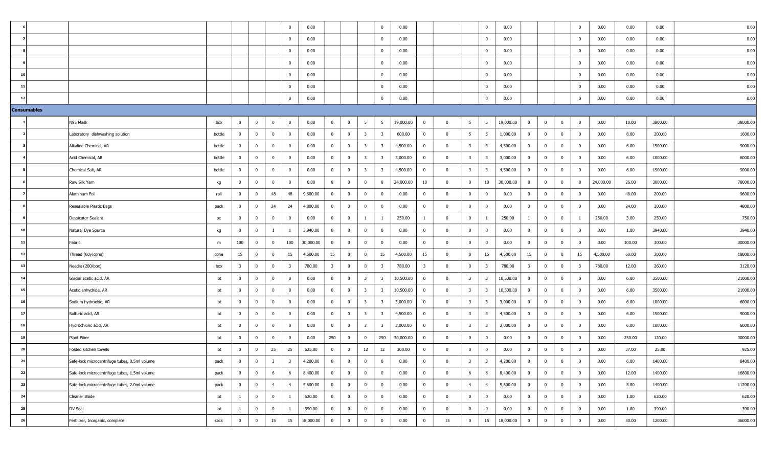| | | | | | | | | | | | | | | | | | | | | | | | | | | |
|---|---|---|---|---|---|---|---|---|---|---|---|---|---|---|---|---|---|---|---|---|---|---|---|---|---|---|
| 6 | | | | | | | 0 | 0.00 | | | | 0 | 0.00 | | | | 0 | 0.00 | | | | 0 | 0.00 | 0.00 | 0.00 | 0.00 |
| 7 | | | | | | | 0 | 0.00 | | | | 0 | 0.00 | | | | 0 | 0.00 | | | | 0 | 0.00 | 0.00 | 0.00 | 0.00 |
| 8 | | | | | | | 0 | 0.00 | | | | 0 | 0.00 | | | | 0 | 0.00 | | | | 0 | 0.00 | 0.00 | 0.00 | 0.00 |
| 9 | | | | | | | 0 | 0.00 | | | | 0 | 0.00 | | | | 0 | 0.00 | | | | 0 | 0.00 | 0.00 | 0.00 | 0.00 |
| 10 | | | | | | | 0 | 0.00 | | | | 0 | 0.00 | | | | 0 | 0.00 | | | | 0 | 0.00 | 0.00 | 0.00 | 0.00 |
| 11 | | | | | | | 0 | 0.00 | | | | 0 | 0.00 | | | | 0 | 0.00 | | | | 0 | 0.00 | 0.00 | 0.00 | 0.00 |
| 12 | | | | | | | 0 | 0.00 | | | | 0 | 0.00 | | | | 0 | 0.00 | | | | 0 | 0.00 | 0.00 | 0.00 | 0.00 |
| **Consumables** | | | | | | | | | | | | | | | | | | | | | | | | | | |
| 1 | | N95 Mask | box | 0 | 0 | 0 | 0 | 0.00 | 0 | 0 | 5 | 5 | 19,000.00 | 0 | 0 | 5 | 5 | 19,000.00 | 0 | 0 | 0 | 0 | 0.00 | 10.00 | 3800.00 | 38000.00 |
| 2 | | Laboratory dishwashing solution | bottle | 0 | 0 | 0 | 0 | 0.00 | 0 | 0 | 3 | 3 | 600.00 | 0 | 0 | 5 | 5 | 1,000.00 | 0 | 0 | 0 | 0 | 0.00 | 8.00 | 200.00 | 1600.00 |
| 3 | | Alkaline Chemical, AR | bottle | 0 | 0 | 0 | 0 | 0.00 | 0 | 0 | 3 | 3 | 4,500.00 | 0 | 0 | 3 | 3 | 4,500.00 | 0 | 0 | 0 | 0 | 0.00 | 6.00 | 1500.00 | 9000.00 |
| 4 | | Acid Chemical, AR | bottle | 0 | 0 | 0 | 0 | 0.00 | 0 | 0 | 3 | 3 | 3,000.00 | 0 | 0 | 3 | 3 | 3,000.00 | 0 | 0 | 0 | 0 | 0.00 | 6.00 | 1000.00 | 6000.00 |
| 5 | | Chemical Salt, AR | bottle | 0 | 0 | 0 | 0 | 0.00 | 0 | 0 | 3 | 3 | 4,500.00 | 0 | 0 | 3 | 3 | 4,500.00 | 0 | 0 | 0 | 0 | 0.00 | 6.00 | 1500.00 | 9000.00 |
| 6 | | Raw Silk Yarn | kg | 0 | 0 | 0 | 0 | 0.00 | 8 | 0 | 0 | 8 | 24,000.00 | 10 | 0 | 0 | 10 | 30,000.00 | 8 | 0 | 0 | 8 | 24,000.00 | 26.00 | 3000.00 | 78000.00 |
| 7 | | Aluminum Foil | roll | 0 | 0 | 48 | 48 | 9,600.00 | 0 | 0 | 0 | 0 | 0.00 | 0 | 0 | 0 | 0 | 0.00 | 0 | 0 | 0 | 0 | 0.00 | 48.00 | 200.00 | 9600.00 |
| 8 | | Resealable Plastic Bags | pack | 0 | 0 | 24 | 24 | 4,800.00 | 0 | 0 | 0 | 0 | 0.00 | 0 | 0 | 0 | 0 | 0.00 | 0 | 0 | 0 | 0 | 0.00 | 24.00 | 200.00 | 4800.00 |
| 9 | | Dessicator Sealant | pc | 0 | 0 | 0 | 0 | 0.00 | 0 | 0 | 1 | 1 | 250.00 | 1 | 0 | 0 | 1 | 250.00 | 1 | 0 | 0 | 1 | 250.00 | 3.00 | 250.00 | 750.00 |
| 10 | | Natural Dye Source | kg | 0 | 0 | 1 | 1 | 3,940.00 | 0 | 0 | 0 | 0 | 0.00 | 0 | 0 | 0 | 0 | 0.00 | 0 | 0 | 0 | 0 | 0.00 | 1.00 | 3940.00 | 3940.00 |
| 11 | | Fabric | m | 100 | 0 | 0 | 100 | 30,000.00 | 0 | 0 | 0 | 0 | 0.00 | 0 | 0 | 0 | 0 | 0.00 | 0 | 0 | 0 | 0 | 0.00 | 100.00 | 300.00 | 30000.00 |
| 12 | | Thread (60y/cone) | cone | 15 | 0 | 0 | 15 | 4,500.00 | 15 | 0 | 0 | 15 | 4,500.00 | 15 | 0 | 0 | 15 | 4,500.00 | 15 | 0 | 0 | 15 | 4,500.00 | 60.00 | 300.00 | 18000.00 |
| 13 | | Needle (200/box) | box | 3 | 0 | 0 | 3 | 780.00 | 3 | 0 | 0 | 3 | 780.00 | 3 | 0 | 0 | 3 | 780.00 | 3 | 0 | 0 | 3 | 780.00 | 12.00 | 260.00 | 3120.00 |
| 14 | | Glacial acetic acid, AR | lot | 0 | 0 | 0 | 0 | 0.00 | 0 | 0 | 3 | 3 | 10,500.00 | 0 | 0 | 3 | 3 | 10,500.00 | 0 | 0 | 0 | 0 | 0.00 | 6.00 | 3500.00 | 21000.00 |
| 15 | | Acetic anhydride, AR | lot | 0 | 0 | 0 | 0 | 0.00 | 0 | 0 | 3 | 3 | 10,500.00 | 0 | 0 | 3 | 3 | 10,500.00 | 0 | 0 | 0 | 0 | 0.00 | 6.00 | 3500.00 | 21000.00 |
| 16 | | Sodium hydroxide, AR | lot | 0 | 0 | 0 | 0 | 0.00 | 0 | 0 | 3 | 3 | 3,000.00 | 0 | 0 | 3 | 3 | 3,000.00 | 0 | 0 | 0 | 0 | 0.00 | 6.00 | 1000.00 | 6000.00 |
| 17 | | Sulfuric acid, AR | lot | 0 | 0 | 0 | 0 | 0.00 | 0 | 0 | 3 | 3 | 4,500.00 | 0 | 0 | 3 | 3 | 4,500.00 | 0 | 0 | 0 | 0 | 0.00 | 6.00 | 1500.00 | 9000.00 |
| 18 | | Hydrochloric acid, AR | lot | 0 | 0 | 0 | 0 | 0.00 | 0 | 0 | 3 | 3 | 3,000.00 | 0 | 0 | 3 | 3 | 3,000.00 | 0 | 0 | 0 | 0 | 0.00 | 6.00 | 1000.00 | 6000.00 |
| 19 | | Plant Fiber | lot | 0 | 0 | 0 | 0 | 0.00 | 250 | 0 | 0 | 250 | 30,000.00 | 0 | 0 | 0 | 0 | 0.00 | 0 | 0 | 0 | 0 | 0.00 | 250.00 | 120.00 | 30000.00 |
| 20 | | Folded kitchen towels | lot | 0 | 0 | 25 | 25 | 625.00 | 0 | 0 | 12 | 12 | 300.00 | 0 | 0 | 0 | 0 | 0.00 | 0 | 0 | 0 | 0 | 0.00 | 37.00 | 25.00 | 925.00 |
| 21 | | Safe-lock microcentrifuge tubes, 0.5ml volume | pack | 0 | 0 | 3 | 3 | 4,200.00 | 0 | 0 | 0 | 0 | 0.00 | 0 | 0 | 3 | 3 | 4,200.00 | 0 | 0 | 0 | 0 | 0.00 | 6.00 | 1400.00 | 8400.00 |
| 22 | | Safe-lock microcentrifuge tubes, 1.5ml volume | pack | 0 | 0 | 6 | 6 | 8,400.00 | 0 | 0 | 0 | 0 | 0.00 | 0 | 0 | 6 | 6 | 8,400.00 | 0 | 0 | 0 | 0 | 0.00 | 12.00 | 1400.00 | 16800.00 |
| 23 | | Safe-lock microcentrifuge tubes, 2.0ml volume | pack | 0 | 0 | 4 | 4 | 5,600.00 | 0 | 0 | 0 | 0 | 0.00 | 0 | 0 | 4 | 4 | 5,600.00 | 0 | 0 | 0 | 0 | 0.00 | 8.00 | 1400.00 | 11200.00 |
| 24 | | Cleaner Blade | lot | 1 | 0 | 0 | 1 | 620.00 | 0 | 0 | 0 | 0 | 0.00 | 0 | 0 | 0 | 0 | 0.00 | 0 | 0 | 0 | 0 | 0.00 | 1.00 | 620.00 | 620.00 |
| 25 | | DV Seal | lot | 1 | 0 | 0 | 1 | 390.00 | 0 | 0 | 0 | 0 | 0.00 | 0 | 0 | 0 | 0 | 0.00 | 0 | 0 | 0 | 0 | 0.00 | 1.00 | 390.00 | 390.00 |
| 26 | | Fertilizer, Inorganic, complete | sack | 0 | 0 | 15 | 15 | 18,000.00 | 0 | 0 | 0 | 0 | 0.00 | 0 | 15 | 0 | 15 | 18,000.00 | 0 | 0 | 0 | 0 | 0.00 | 30.00 | 1200.00 | 36000.00 |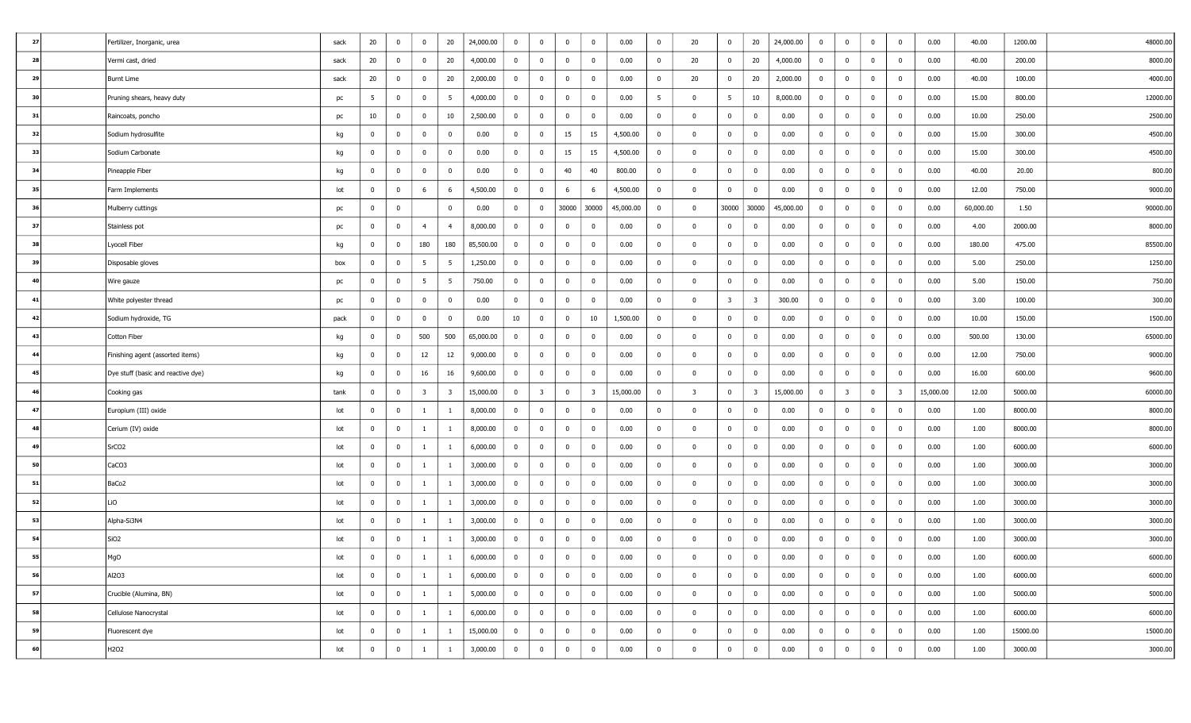| | | | | | | | | | | | | | | | | | | | | | | | | | | |
|---|---|---|---|---|---|---|---|---|---|---|---|---|---|---|---|---|---|---|---|---|---|---|---|---|---|---|
| 27 | | Fertilizer, Inorganic, urea | sack | 20 | 0 | 0 | 20 | 24,000.00 | 0 | 0 | 0 | 0 | 0.00 | 0 | 20 | 0 | 20 | 24,000.00 | 0 | 0 | 0 | 0 | 0.00 | 40.00 | 1200.00 | 48000.00 |
| 28 | | Vermi cast, dried | sack | 20 | 0 | 0 | 20 | 4,000.00 | 0 | 0 | 0 | 0 | 0.00 | 0 | 20 | 0 | 20 | 4,000.00 | 0 | 0 | 0 | 0 | 0.00 | 40.00 | 200.00 | 8000.00 |
| 29 | | Burnt Lime | sack | 20 | 0 | 0 | 20 | 2,000.00 | 0 | 0 | 0 | 0 | 0.00 | 0 | 20 | 0 | 20 | 2,000.00 | 0 | 0 | 0 | 0 | 0.00 | 40.00 | 100.00 | 4000.00 |
| 30 | | Pruning shears, heavy duty | pc | 5 | 0 | 0 | 5 | 4,000.00 | 0 | 0 | 0 | 0 | 0.00 | 5 | 0 | 5 | 10 | 8,000.00 | 0 | 0 | 0 | 0 | 0.00 | 15.00 | 800.00 | 12000.00 |
| 31 | | Raincoats, poncho | pc | 10 | 0 | 0 | 10 | 2,500.00 | 0 | 0 | 0 | 0 | 0.00 | 0 | 0 | 0 | 0 | 0.00 | 0 | 0 | 0 | 0 | 0.00 | 10.00 | 250.00 | 2500.00 |
| 32 | | Sodium hydrosulfite | kg | 0 | 0 | 0 | 0 | 0.00 | 0 | 0 | 15 | 15 | 4,500.00 | 0 | 0 | 0 | 0 | 0.00 | 0 | 0 | 0 | 0 | 0.00 | 15.00 | 300.00 | 4500.00 |
| 33 | | Sodium Carbonate | kg | 0 | 0 | 0 | 0 | 0.00 | 0 | 0 | 15 | 15 | 4,500.00 | 0 | 0 | 0 | 0 | 0.00 | 0 | 0 | 0 | 0 | 0.00 | 15.00 | 300.00 | 4500.00 |
| 34 | | Pineapple Fiber | kg | 0 | 0 | 0 | 0 | 0.00 | 0 | 0 | 40 | 40 | 800.00 | 0 | 0 | 0 | 0 | 0.00 | 0 | 0 | 0 | 0 | 0.00 | 40.00 | 20.00 | 800.00 |
| 35 | | Farm Implements | lot | 0 | 0 | 6 | 6 | 4,500.00 | 0 | 0 | 6 | 6 | 4,500.00 | 0 | 0 | 0 | 0 | 0.00 | 0 | 0 | 0 | 0 | 0.00 | 12.00 | 750.00 | 9000.00 |
| 36 | | Mulberry cuttings | pc | 0 | 0 | | 0 | 0.00 | 0 | 0 | 30000 | 30000 | 45,000.00 | 0 | 0 | 30000 | 30000 | 45,000.00 | 0 | 0 | 0 | 0 | 0.00 | 60,000.00 | 1.50 | 90000.00 |
| 37 | | Stainless pot | pc | 0 | 0 | 4 | 4 | 8,000.00 | 0 | 0 | 0 | 0 | 0.00 | 0 | 0 | 0 | 0 | 0.00 | 0 | 0 | 0 | 0 | 0.00 | 4.00 | 2000.00 | 8000.00 |
| 38 | | Lyocell Fiber | kg | 0 | 0 | 180 | 180 | 85,500.00 | 0 | 0 | 0 | 0 | 0.00 | 0 | 0 | 0 | 0 | 0.00 | 0 | 0 | 0 | 0 | 0.00 | 180.00 | 475.00 | 85500.00 |
| 39 | | Disposable gloves | box | 0 | 0 | 5 | 5 | 1,250.00 | 0 | 0 | 0 | 0 | 0.00 | 0 | 0 | 0 | 0 | 0.00 | 0 | 0 | 0 | 0 | 0.00 | 5.00 | 250.00 | 1250.00 |
| 40 | | Wire gauze | pc | 0 | 0 | 5 | 5 | 750.00 | 0 | 0 | 0 | 0 | 0.00 | 0 | 0 | 0 | 0 | 0.00 | 0 | 0 | 0 | 0 | 0.00 | 5.00 | 150.00 | 750.00 |
| 41 | | White polyester thread | pc | 0 | 0 | 0 | 0 | 0.00 | 0 | 0 | 0 | 0 | 0.00 | 0 | 0 | 3 | 3 | 300.00 | 0 | 0 | 0 | 0 | 0.00 | 3.00 | 100.00 | 300.00 |
| 42 | | Sodium hydroxide, TG | pack | 0 | 0 | 0 | 0 | 0.00 | 10 | 0 | 0 | 10 | 1,500.00 | 0 | 0 | 0 | 0 | 0.00 | 0 | 0 | 0 | 0 | 0.00 | 10.00 | 150.00 | 1500.00 |
| 43 | | Cotton Fiber | kg | 0 | 0 | 500 | 500 | 65,000.00 | 0 | 0 | 0 | 0 | 0.00 | 0 | 0 | 0 | 0 | 0.00 | 0 | 0 | 0 | 0 | 0.00 | 500.00 | 130.00 | 65000.00 |
| 44 | | Finishing agent (assorted items) | kg | 0 | 0 | 12 | 12 | 9,000.00 | 0 | 0 | 0 | 0 | 0.00 | 0 | 0 | 0 | 0 | 0.00 | 0 | 0 | 0 | 0 | 0.00 | 12.00 | 750.00 | 9000.00 |
| 45 | | Dye stuff (basic and reactive dye) | kg | 0 | 0 | 16 | 16 | 9,600.00 | 0 | 0 | 0 | 0 | 0.00 | 0 | 0 | 0 | 0 | 0.00 | 0 | 0 | 0 | 0 | 0.00 | 16.00 | 600.00 | 9600.00 |
| 46 | | Cooking gas | tank | 0 | 0 | 3 | 3 | 15,000.00 | 0 | 3 | 0 | 3 | 15,000.00 | 3 | 0 | 0 | 3 | 15,000.00 | 0 | 3 | 0 | 3 | 15,000.00 | 12.00 | 5000.00 | 60000.00 |
| 47 | | Europium (III) oxide | lot | 0 | 0 | 1 | 1 | 8,000.00 | 0 | 0 | 0 | 0 | 0.00 | 0 | 0 | 0 | 0 | 0.00 | 0 | 0 | 0 | 0 | 0.00 | 1.00 | 8000.00 | 8000.00 |
| 48 | | Cerium (IV) oxide | lot | 0 | 0 | 1 | 1 | 8,000.00 | 0 | 0 | 0 | 0 | 0.00 | 0 | 0 | 0 | 0 | 0.00 | 0 | 0 | 0 | 0 | 0.00 | 1.00 | 8000.00 | 8000.00 |
| 49 | | SrCO2 | lot | 0 | 0 | 1 | 1 | 6,000.00 | 0 | 0 | 0 | 0 | 0.00 | 0 | 0 | 0 | 0 | 0.00 | 0 | 0 | 0 | 0 | 0.00 | 1.00 | 6000.00 | 6000.00 |
| 50 | | CaCO3 | lot | 0 | 0 | 1 | 1 | 3,000.00 | 0 | 0 | 0 | 0 | 0.00 | 0 | 0 | 0 | 0 | 0.00 | 0 | 0 | 0 | 0 | 0.00 | 1.00 | 3000.00 | 3000.00 |
| 51 | | BaCo2 | lot | 0 | 0 | 1 | 1 | 3,000.00 | 0 | 0 | 0 | 0 | 0.00 | 0 | 0 | 0 | 0 | 0.00 | 0 | 0 | 0 | 0 | 0.00 | 1.00 | 3000.00 | 3000.00 |
| 52 | | LiO | lot | 0 | 0 | 1 | 1 | 3,000.00 | 0 | 0 | 0 | 0 | 0.00 | 0 | 0 | 0 | 0 | 0.00 | 0 | 0 | 0 | 0 | 0.00 | 1.00 | 3000.00 | 3000.00 |
| 53 | | Alpha-Si3N4 | lot | 0 | 0 | 1 | 1 | 3,000.00 | 0 | 0 | 0 | 0 | 0.00 | 0 | 0 | 0 | 0 | 0.00 | 0 | 0 | 0 | 0 | 0.00 | 1.00 | 3000.00 | 3000.00 |
| 54 | | SiO2 | lot | 0 | 0 | 1 | 1 | 3,000.00 | 0 | 0 | 0 | 0 | 0.00 | 0 | 0 | 0 | 0 | 0.00 | 0 | 0 | 0 | 0 | 0.00 | 1.00 | 3000.00 | 3000.00 |
| 55 | | MgO | lot | 0 | 0 | 1 | 1 | 6,000.00 | 0 | 0 | 0 | 0 | 0.00 | 0 | 0 | 0 | 0 | 0.00 | 0 | 0 | 0 | 0 | 0.00 | 1.00 | 6000.00 | 6000.00 |
| 56 | | Al2O3 | lot | 0 | 0 | 1 | 1 | 6,000.00 | 0 | 0 | 0 | 0 | 0.00 | 0 | 0 | 0 | 0 | 0.00 | 0 | 0 | 0 | 0 | 0.00 | 1.00 | 6000.00 | 6000.00 |
| 57 | | Crucible (Alumina, BN) | lot | 0 | 0 | 1 | 1 | 5,000.00 | 0 | 0 | 0 | 0 | 0.00 | 0 | 0 | 0 | 0 | 0.00 | 0 | 0 | 0 | 0 | 0.00 | 1.00 | 5000.00 | 5000.00 |
| 58 | | Cellulose Nanocrystal | lot | 0 | 0 | 1 | 1 | 6,000.00 | 0 | 0 | 0 | 0 | 0.00 | 0 | 0 | 0 | 0 | 0.00 | 0 | 0 | 0 | 0 | 0.00 | 1.00 | 6000.00 | 6000.00 |
| 59 | | Fluorescent dye | lot | 0 | 0 | 1 | 1 | 15,000.00 | 0 | 0 | 0 | 0 | 0.00 | 0 | 0 | 0 | 0 | 0.00 | 0 | 0 | 0 | 0 | 0.00 | 1.00 | 15000.00 | 15000.00 |
| 60 | | H2O2 | lot | 0 | 0 | 1 | 1 | 3,000.00 | 0 | 0 | 0 | 0 | 0.00 | 0 | 0 | 0 | 0 | 0.00 | 0 | 0 | 0 | 0 | 0.00 | 1.00 | 3000.00 | 3000.00 |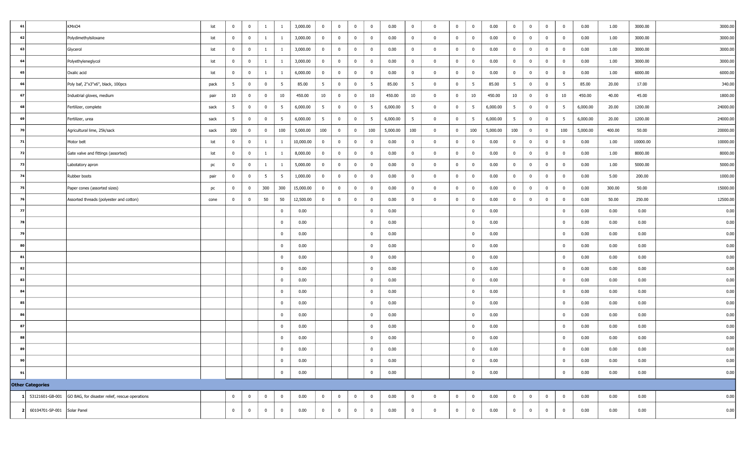| | | | | | | | | | | | | | | | | | | | | | | | | | | |
|---|---|---|---|---|---|---|---|---|---|---|---|---|---|---|---|---|---|---|---|---|---|---|---|---|---|---|
| 61 | | KMnO4 | lot | 0 | 0 | 1 | 1 | 3,000.00 | 0 | 0 | 0 | 0 | 0.00 | 0 | 0 | 0 | 0 | 0.00 | 0 | 0 | 0 | 0 | 0.00 | 1.00 | 3000.00 | 3000.00 |
| 62 | | Polydimethylsiloxane | lot | 0 | 0 | 1 | 1 | 3,000.00 | 0 | 0 | 0 | 0 | 0.00 | 0 | 0 | 0 | 0 | 0.00 | 0 | 0 | 0 | 0 | 0.00 | 1.00 | 3000.00 | 3000.00 |
| 63 | | Glycerol | lot | 0 | 0 | 1 | 1 | 3,000.00 | 0 | 0 | 0 | 0 | 0.00 | 0 | 0 | 0 | 0 | 0.00 | 0 | 0 | 0 | 0 | 0.00 | 1.00 | 3000.00 | 3000.00 |
| 64 | | Polyethyleneglycol | lot | 0 | 0 | 1 | 1 | 3,000.00 | 0 | 0 | 0 | 0 | 0.00 | 0 | 0 | 0 | 0 | 0.00 | 0 | 0 | 0 | 0 | 0.00 | 1.00 | 3000.00 | 3000.00 |
| 65 | | Oxalic acid | lot | 0 | 0 | 1 | 1 | 6,000.00 | 0 | 0 | 0 | 0 | 0.00 | 0 | 0 | 0 | 0 | 0.00 | 0 | 0 | 0 | 0 | 0.00 | 1.00 | 6000.00 | 6000.00 |
| 66 | | Poly baf, 2"x3"x6", black, 100pcs | pack | 5 | 0 | 0 | 5 | 85.00 | 5 | 0 | 0 | 5 | 85.00 | 5 | 0 | 0 | 5 | 85.00 | 5 | 0 | 0 | 5 | 85.00 | 20.00 | 17.00 | 340.00 |
| 67 | | Industrial gloves, medium | pair | 10 | 0 | 0 | 10 | 450.00 | 10 | 0 | 0 | 10 | 450.00 | 10 | 0 | 0 | 10 | 450.00 | 10 | 0 | 0 | 10 | 450.00 | 40.00 | 45.00 | 1800.00 |
| 68 | | Fertilizer, complete | sack | 5 | 0 | 0 | 5 | 6,000.00 | 5 | 0 | 0 | 5 | 6,000.00 | 5 | 0 | 0 | 5 | 6,000.00 | 5 | 0 | 0 | 5 | 6,000.00 | 20.00 | 1200.00 | 24000.00 |
| 69 | | Fertilizer, urea | sack | 5 | 0 | 0 | 5 | 6,000.00 | 5 | 0 | 0 | 5 | 6,000.00 | 5 | 0 | 0 | 5 | 6,000.00 | 5 | 0 | 0 | 5 | 6,000.00 | 20.00 | 1200.00 | 24000.00 |
| 70 | | Agricultural lime, 25k/sack | sack | 100 | 0 | 0 | 100 | 5,000.00 | 100 | 0 | 0 | 100 | 5,000.00 | 100 | 0 | 0 | 100 | 5,000.00 | 100 | 0 | 0 | 100 | 5,000.00 | 400.00 | 50.00 | 20000.00 |
| 71 | | Motor belt | lot | 0 | 0 | 1 | 1 | 10,000.00 | 0 | 0 | 0 | 0 | 0.00 | 0 | 0 | 0 | 0 | 0.00 | 0 | 0 | 0 | 0 | 0.00 | 1.00 | 10000.00 | 10000.00 |
| 72 | | Gate valve and fittings (assorted) | lot | 0 | 0 | 1 | 1 | 8,000.00 | 0 | 0 | 0 | 0 | 0.00 | 0 | 0 | 0 | 0 | 0.00 | 0 | 0 | 0 | 0 | 0.00 | 1.00 | 8000.00 | 8000.00 |
| 73 | | Labtotatory apron | pc | 0 | 0 | 1 | 1 | 5,000.00 | 0 | 0 | 0 | 0 | 0.00 | 0 | 0 | 0 | 0 | 0.00 | 0 | 0 | 0 | 0 | 0.00 | 1.00 | 5000.00 | 5000.00 |
| 74 | | Rubber boots | pair | 0 | 0 | 5 | 5 | 1,000.00 | 0 | 0 | 0 | 0 | 0.00 | 0 | 0 | 0 | 0 | 0.00 | 0 | 0 | 0 | 0 | 0.00 | 5.00 | 200.00 | 1000.00 |
| 75 | | Paper cones (assorted sizes) | pc | 0 | 0 | 300 | 300 | 15,000.00 | 0 | 0 | 0 | 0 | 0.00 | 0 | 0 | 0 | 0 | 0.00 | 0 | 0 | 0 | 0 | 0.00 | 300.00 | 50.00 | 15000.00 |
| 76 | | Assorted threads (polyester and cotton) | cone | 0 | 0 | 50 | 50 | 12,500.00 | 0 | 0 | 0 | 0 | 0.00 | 0 | 0 | 0 | 0 | 0.00 | 0 | 0 | 0 | 0 | 0.00 | 50.00 | 250.00 | 12500.00 |
| 77 | | | | | | | 0 | 0.00 | | | | 0 | 0.00 | | | | 0 | 0.00 | | | | 0 | 0.00 | 0.00 | 0.00 | 0.00 |
| 78 | | | | | | | 0 | 0.00 | | | | 0 | 0.00 | | | | 0 | 0.00 | | | | 0 | 0.00 | 0.00 | 0.00 | 0.00 |
| 79 | | | | | | | 0 | 0.00 | | | | 0 | 0.00 | | | | 0 | 0.00 | | | | 0 | 0.00 | 0.00 | 0.00 | 0.00 |
| 80 | | | | | | | 0 | 0.00 | | | | 0 | 0.00 | | | | 0 | 0.00 | | | | 0 | 0.00 | 0.00 | 0.00 | 0.00 |
| 81 | | | | | | | 0 | 0.00 | | | | 0 | 0.00 | | | | 0 | 0.00 | | | | 0 | 0.00 | 0.00 | 0.00 | 0.00 |
| 82 | | | | | | | 0 | 0.00 | | | | 0 | 0.00 | | | | 0 | 0.00 | | | | 0 | 0.00 | 0.00 | 0.00 | 0.00 |
| 83 | | | | | | | 0 | 0.00 | | | | 0 | 0.00 | | | | 0 | 0.00 | | | | 0 | 0.00 | 0.00 | 0.00 | 0.00 |
| 84 | | | | | | | 0 | 0.00 | | | | 0 | 0.00 | | | | 0 | 0.00 | | | | 0 | 0.00 | 0.00 | 0.00 | 0.00 |
| 85 | | | | | | | 0 | 0.00 | | | | 0 | 0.00 | | | | 0 | 0.00 | | | | 0 | 0.00 | 0.00 | 0.00 | 0.00 |
| 86 | | | | | | | 0 | 0.00 | | | | 0 | 0.00 | | | | 0 | 0.00 | | | | 0 | 0.00 | 0.00 | 0.00 | 0.00 |
| 87 | | | | | | | 0 | 0.00 | | | | 0 | 0.00 | | | | 0 | 0.00 | | | | 0 | 0.00 | 0.00 | 0.00 | 0.00 |
| 88 | | | | | | | 0 | 0.00 | | | | 0 | 0.00 | | | | 0 | 0.00 | | | | 0 | 0.00 | 0.00 | 0.00 | 0.00 |
| 89 | | | | | | | 0 | 0.00 | | | | 0 | 0.00 | | | | 0 | 0.00 | | | | 0 | 0.00 | 0.00 | 0.00 | 0.00 |
| 90 | | | | | | | 0 | 0.00 | | | | 0 | 0.00 | | | | 0 | 0.00 | | | | 0 | 0.00 | 0.00 | 0.00 | 0.00 |
| 91 | | | | | | | 0 | 0.00 | | | | 0 | 0.00 | | | | 0 | 0.00 | | | | 0 | 0.00 | 0.00 | 0.00 | 0.00 |
| **Other Categories** | | | | | | | | | | | | | | | | | | | | | | | | | | |
| 1 | 53121601-GB-001 | GO BAG, for disaster relief, rescue operations | | 0 | 0 | 0 | 0 | 0.00 | 0 | 0 | 0 | 0 | 0.00 | 0 | 0 | 0 | 0 | 0.00 | 0 | 0 | 0 | 0 | 0.00 | 0.00 | 0.00 | 0.00 |
| 2 | 60104701-SP-001 | Solar Panel | | 0 | 0 | 0 | 0 | 0.00 | 0 | 0 | 0 | 0 | 0.00 | 0 | 0 | 0 | 0 | 0.00 | 0 | 0 | 0 | 0 | 0.00 | 0.00 | 0.00 | 0.00 |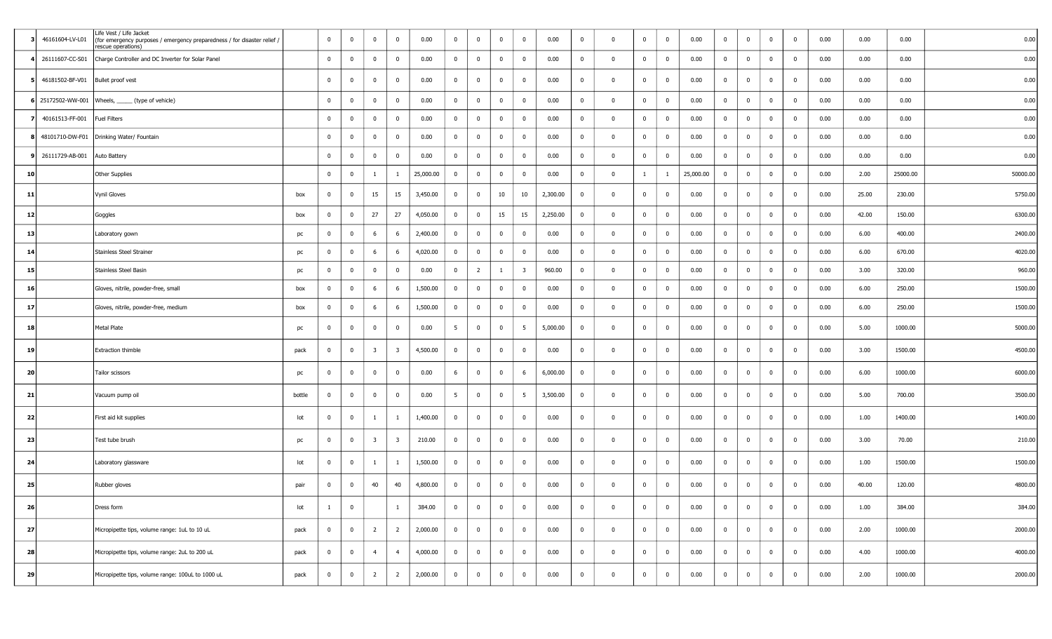| | | | | | | | | | | | | | | | | | | | | | | | | | | |
|---|---|---|---|---|---|---|---|---|---|---|---|---|---|---|---|---|---|---|---|---|---|---|---|---|---|---|
| 3 | 46161604-LV-L01 | Life Vest / Life Jacket (for emergency purposes / emergency preparedness / for disaster relief / rescue operations) | | 0 | 0 | 0 | 0 | 0.00 | 0 | 0 | 0 | 0 | 0.00 | 0 | 0 | 0 | 0 | 0.00 | 0 | 0 | 0 | 0 | 0.00 | 0.00 | 0.00 | 0.00 |
| 4 | 26111607-CC-S01 | Charge Controller and DC Inverter for Solar Panel | | 0 | 0 | 0 | 0 | 0.00 | 0 | 0 | 0 | 0 | 0.00 | 0 | 0 | 0 | 0 | 0.00 | 0 | 0 | 0 | 0 | 0.00 | 0.00 | 0.00 | 0.00 |
| 5 | 46181502-BF-V01 | Bullet proof vest | | 0 | 0 | 0 | 0 | 0.00 | 0 | 0 | 0 | 0 | 0.00 | 0 | 0 | 0 | 0 | 0.00 | 0 | 0 | 0 | 0 | 0.00 | 0.00 | 0.00 | 0.00 |
| 6 | 25172502-WW-001 | Wheels, _____ (type of vehicle) | | 0 | 0 | 0 | 0 | 0.00 | 0 | 0 | 0 | 0 | 0.00 | 0 | 0 | 0 | 0 | 0.00 | 0 | 0 | 0 | 0 | 0.00 | 0.00 | 0.00 | 0.00 |
| 7 | 40161513-FF-001 | Fuel Filters | | 0 | 0 | 0 | 0 | 0.00 | 0 | 0 | 0 | 0 | 0.00 | 0 | 0 | 0 | 0 | 0.00 | 0 | 0 | 0 | 0 | 0.00 | 0.00 | 0.00 | 0.00 |
| 8 | 48101710-DW-F01 | Drinking Water/ Fountain | | 0 | 0 | 0 | 0 | 0.00 | 0 | 0 | 0 | 0 | 0.00 | 0 | 0 | 0 | 0 | 0.00 | 0 | 0 | 0 | 0 | 0.00 | 0.00 | 0.00 | 0.00 |
| 9 | 26111729-AB-001 | Auto Battery | | 0 | 0 | 0 | 0 | 0.00 | 0 | 0 | 0 | 0 | 0.00 | 0 | 0 | 0 | 0 | 0.00 | 0 | 0 | 0 | 0 | 0.00 | 0.00 | 0.00 | 0.00 |
| 10 | | Other Supplies | | 0 | 0 | 1 | 1 | 25,000.00 | 0 | 0 | 0 | 0 | 0.00 | 0 | 0 | 1 | 1 | 25,000.00 | 0 | 0 | 0 | 0 | 0.00 | 2.00 | 25000.00 | 50000.00 |
| 11 | | Vynil Gloves | box | 0 | 0 | 15 | 15 | 3,450.00 | 0 | 0 | 10 | 10 | 2,300.00 | 0 | 0 | 0 | 0 | 0.00 | 0 | 0 | 0 | 0 | 0.00 | 25.00 | 230.00 | 5750.00 |
| 12 | | Goggles | box | 0 | 0 | 27 | 27 | 4,050.00 | 0 | 0 | 15 | 15 | 2,250.00 | 0 | 0 | 0 | 0 | 0.00 | 0 | 0 | 0 | 0 | 0.00 | 42.00 | 150.00 | 6300.00 |
| 13 | | Laboratory gown | pc | 0 | 0 | 6 | 6 | 2,400.00 | 0 | 0 | 0 | 0 | 0.00 | 0 | 0 | 0 | 0 | 0.00 | 0 | 0 | 0 | 0 | 0.00 | 6.00 | 400.00 | 2400.00 |
| 14 | | Stainless Steel Strainer | pc | 0 | 0 | 6 | 6 | 4,020.00 | 0 | 0 | 0 | 0 | 0.00 | 0 | 0 | 0 | 0 | 0.00 | 0 | 0 | 0 | 0 | 0.00 | 6.00 | 670.00 | 4020.00 |
| 15 | | Stainless Steel Basin | pc | 0 | 0 | 0 | 0 | 0.00 | 0 | 2 | 1 | 3 | 960.00 | 0 | 0 | 0 | 0 | 0.00 | 0 | 0 | 0 | 0 | 0.00 | 3.00 | 320.00 | 960.00 |
| 16 | | Gloves, nitrile, powder-free, small | box | 0 | 0 | 6 | 6 | 1,500.00 | 0 | 0 | 0 | 0 | 0.00 | 0 | 0 | 0 | 0 | 0.00 | 0 | 0 | 0 | 0 | 0.00 | 6.00 | 250.00 | 1500.00 |
| 17 | | Gloves, nitrile, powder-free, medium | box | 0 | 0 | 6 | 6 | 1,500.00 | 0 | 0 | 0 | 0 | 0.00 | 0 | 0 | 0 | 0 | 0.00 | 0 | 0 | 0 | 0 | 0.00 | 6.00 | 250.00 | 1500.00 |
| 18 | | Metal Plate | pc | 0 | 0 | 0 | 0 | 0.00 | 5 | 0 | 0 | 5 | 5,000.00 | 0 | 0 | 0 | 0 | 0.00 | 0 | 0 | 0 | 0 | 0.00 | 5.00 | 1000.00 | 5000.00 |
| 19 | | Extraction thimble | pack | 0 | 0 | 3 | 3 | 4,500.00 | 0 | 0 | 0 | 0 | 0.00 | 0 | 0 | 0 | 0 | 0.00 | 0 | 0 | 0 | 0 | 0.00 | 3.00 | 1500.00 | 4500.00 |
| 20 | | Tailor scissors | pc | 0 | 0 | 0 | 0 | 0.00 | 6 | 0 | 0 | 6 | 6,000.00 | 0 | 0 | 0 | 0 | 0.00 | 0 | 0 | 0 | 0 | 0.00 | 6.00 | 1000.00 | 6000.00 |
| 21 | | Vacuum pump oil | bottle | 0 | 0 | 0 | 0 | 0.00 | 5 | 0 | 0 | 5 | 3,500.00 | 0 | 0 | 0 | 0 | 0.00 | 0 | 0 | 0 | 0 | 0.00 | 5.00 | 700.00 | 3500.00 |
| 22 | | First aid kit supplies | lot | 0 | 0 | 1 | 1 | 1,400.00 | 0 | 0 | 0 | 0 | 0.00 | 0 | 0 | 0 | 0 | 0.00 | 0 | 0 | 0 | 0 | 0.00 | 1.00 | 1400.00 | 1400.00 |
| 23 | | Test tube brush | pc | 0 | 0 | 3 | 3 | 210.00 | 0 | 0 | 0 | 0 | 0.00 | 0 | 0 | 0 | 0 | 0.00 | 0 | 0 | 0 | 0 | 0.00 | 3.00 | 70.00 | 210.00 |
| 24 | | Laboratory glassware | lot | 0 | 0 | 1 | 1 | 1,500.00 | 0 | 0 | 0 | 0 | 0.00 | 0 | 0 | 0 | 0 | 0.00 | 0 | 0 | 0 | 0 | 0.00 | 1.00 | 1500.00 | 1500.00 |
| 25 | | Rubber gloves | pair | 0 | 0 | 40 | 40 | 4,800.00 | 0 | 0 | 0 | 0 | 0.00 | 0 | 0 | 0 | 0 | 0.00 | 0 | 0 | 0 | 0 | 0.00 | 40.00 | 120.00 | 4800.00 |
| 26 | | Dress form | lot | 1 | 0 | | 1 | 384.00 | 0 | 0 | 0 | 0 | 0.00 | 0 | 0 | 0 | 0 | 0.00 | 0 | 0 | 0 | 0 | 0.00 | 1.00 | 384.00 | 384.00 |
| 27 | | Micropipette tips, volume range: 1uL to 10 uL | pack | 0 | 0 | 2 | 2 | 2,000.00 | 0 | 0 | 0 | 0 | 0.00 | 0 | 0 | 0 | 0 | 0.00 | 0 | 0 | 0 | 0 | 0.00 | 2.00 | 1000.00 | 2000.00 |
| 28 | | Micropipette tips, volume range: 2uL to 200 uL | pack | 0 | 0 | 4 | 4 | 4,000.00 | 0 | 0 | 0 | 0 | 0.00 | 0 | 0 | 0 | 0 | 0.00 | 0 | 0 | 0 | 0 | 0.00 | 4.00 | 1000.00 | 4000.00 |
| 29 | | Micropipette tips, volume range: 100uL to 1000 uL | pack | 0 | 0 | 2 | 2 | 2,000.00 | 0 | 0 | 0 | 0 | 0.00 | 0 | 0 | 0 | 0 | 0.00 | 0 | 0 | 0 | 0 | 0.00 | 2.00 | 1000.00 | 2000.00 |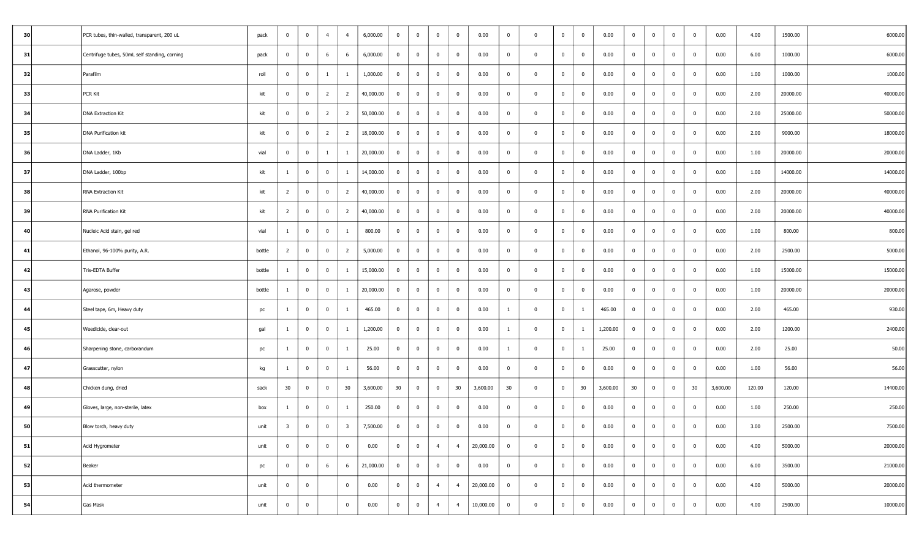| | | | | | | | | | | | | | | | | | | | | | | | | | | |
|---|---|---|---|---|---|---|---|---|---|---|---|---|---|---|---|---|---|---|---|---|---|---|---|---|---|---|
| 30 | | PCR tubes, thin-walled, transparent, 200 uL | pack | 0 | 0 | 4 | 4 | 6,000.00 | 0 | 0 | 0 | 0 | 0.00 | 0 | 0 | 0 | 0 | 0.00 | 0 | 0 | 0 | 0 | 0.00 | 4.00 | 1500.00 | 6000.00 |
| 31 | | Centrifuge tubes, 50mL self standing, corning | pack | 0 | 0 | 6 | 6 | 6,000.00 | 0 | 0 | 0 | 0 | 0.00 | 0 | 0 | 0 | 0 | 0.00 | 0 | 0 | 0 | 0 | 0.00 | 6.00 | 1000.00 | 6000.00 |
| 32 | | Parafilm | roll | 0 | 0 | 1 | 1 | 1,000.00 | 0 | 0 | 0 | 0 | 0.00 | 0 | 0 | 0 | 0 | 0.00 | 0 | 0 | 0 | 0 | 0.00 | 1.00 | 1000.00 | 1000.00 |
| 33 | | PCR Kit | kit | 0 | 0 | 2 | 2 | 40,000.00 | 0 | 0 | 0 | 0 | 0.00 | 0 | 0 | 0 | 0 | 0.00 | 0 | 0 | 0 | 0 | 0.00 | 2.00 | 20000.00 | 40000.00 |
| 34 | | DNA Extraction Kit | kit | 0 | 0 | 2 | 2 | 50,000.00 | 0 | 0 | 0 | 0 | 0.00 | 0 | 0 | 0 | 0 | 0.00 | 0 | 0 | 0 | 0 | 0.00 | 2.00 | 25000.00 | 50000.00 |
| 35 | | DNA Purification kit | kit | 0 | 0 | 2 | 2 | 18,000.00 | 0 | 0 | 0 | 0 | 0.00 | 0 | 0 | 0 | 0 | 0.00 | 0 | 0 | 0 | 0 | 0.00 | 2.00 | 9000.00 | 18000.00 |
| 36 | | DNA Ladder, 1Kb | vial | 0 | 0 | 1 | 1 | 20,000.00 | 0 | 0 | 0 | 0 | 0.00 | 0 | 0 | 0 | 0 | 0.00 | 0 | 0 | 0 | 0 | 0.00 | 1.00 | 20000.00 | 20000.00 |
| 37 | | DNA Ladder, 100bp | kit | 1 | 0 | 0 | 1 | 14,000.00 | 0 | 0 | 0 | 0 | 0.00 | 0 | 0 | 0 | 0 | 0.00 | 0 | 0 | 0 | 0 | 0.00 | 1.00 | 14000.00 | 14000.00 |
| 38 | | RNA Extraction Kit | kit | 2 | 0 | 0 | 2 | 40,000.00 | 0 | 0 | 0 | 0 | 0.00 | 0 | 0 | 0 | 0 | 0.00 | 0 | 0 | 0 | 0 | 0.00 | 2.00 | 20000.00 | 40000.00 |
| 39 | | RNA Purification Kit | kit | 2 | 0 | 0 | 2 | 40,000.00 | 0 | 0 | 0 | 0 | 0.00 | 0 | 0 | 0 | 0 | 0.00 | 0 | 0 | 0 | 0 | 0.00 | 2.00 | 20000.00 | 40000.00 |
| 40 | | Nucleic Acid stain, gel red | vial | 1 | 0 | 0 | 1 | 800.00 | 0 | 0 | 0 | 0 | 0.00 | 0 | 0 | 0 | 0 | 0.00 | 0 | 0 | 0 | 0 | 0.00 | 1.00 | 800.00 | 800.00 |
| 41 | | Ethanol, 96-100% purity, A.R. | bottle | 2 | 0 | 0 | 2 | 5,000.00 | 0 | 0 | 0 | 0 | 0.00 | 0 | 0 | 0 | 0 | 0.00 | 0 | 0 | 0 | 0 | 0.00 | 2.00 | 2500.00 | 5000.00 |
| 42 | | Tris-EDTA Buffer | bottle | 1 | 0 | 0 | 1 | 15,000.00 | 0 | 0 | 0 | 0 | 0.00 | 0 | 0 | 0 | 0 | 0.00 | 0 | 0 | 0 | 0 | 0.00 | 1.00 | 15000.00 | 15000.00 |
| 43 | | Agarose, powder | bottle | 1 | 0 | 0 | 1 | 20,000.00 | 0 | 0 | 0 | 0 | 0.00 | 0 | 0 | 0 | 0 | 0.00 | 0 | 0 | 0 | 0 | 0.00 | 1.00 | 20000.00 | 20000.00 |
| 44 | | Steel tape, 6m, Heavy duty | pc | 1 | 0 | 0 | 1 | 465.00 | 0 | 0 | 0 | 0 | 0.00 | 1 | 0 | 0 | 1 | 465.00 | 0 | 0 | 0 | 0 | 0.00 | 2.00 | 465.00 | 930.00 |
| 45 | | Weedicide, clear-out | gal | 1 | 0 | 0 | 1 | 1,200.00 | 0 | 0 | 0 | 0 | 0.00 | 1 | 0 | 0 | 1 | 1,200.00 | 0 | 0 | 0 | 0 | 0.00 | 2.00 | 1200.00 | 2400.00 |
| 46 | | Sharpening stone, carborandum | pc | 1 | 0 | 0 | 1 | 25.00 | 0 | 0 | 0 | 0 | 0.00 | 1 | 0 | 0 | 1 | 25.00 | 0 | 0 | 0 | 0 | 0.00 | 2.00 | 25.00 | 50.00 |
| 47 | | Grasscutter, nylon | kg | 1 | 0 | 0 | 1 | 56.00 | 0 | 0 | 0 | 0 | 0.00 | 0 | 0 | 0 | 0 | 0.00 | 0 | 0 | 0 | 0 | 0.00 | 1.00 | 56.00 | 56.00 |
| 48 | | Chicken dung, dried | sack | 30 | 0 | 0 | 30 | 3,600.00 | 30 | 0 | 0 | 30 | 3,600.00 | 30 | 0 | 0 | 30 | 3,600.00 | 30 | 0 | 0 | 30 | 3,600.00 | 120.00 | 120.00 | 14400.00 |
| 49 | | Gloves, large, non-sterile, latex | box | 1 | 0 | 0 | 1 | 250.00 | 0 | 0 | 0 | 0 | 0.00 | 0 | 0 | 0 | 0 | 0.00 | 0 | 0 | 0 | 0 | 0.00 | 1.00 | 250.00 | 250.00 |
| 50 | | Blow torch, heavy duty | unit | 3 | 0 | 0 | 3 | 7,500.00 | 0 | 0 | 0 | 0 | 0.00 | 0 | 0 | 0 | 0 | 0.00 | 0 | 0 | 0 | 0 | 0.00 | 3.00 | 2500.00 | 7500.00 |
| 51 | | Acid Hygrometer | unit | 0 | 0 | 0 | 0 | 0.00 | 0 | 0 | 4 | 4 | 20,000.00 | 0 | 0 | 0 | 0 | 0.00 | 0 | 0 | 0 | 0 | 0.00 | 4.00 | 5000.00 | 20000.00 |
| 52 | | Beaker | pc | 0 | 0 | 6 | 6 | 21,000.00 | 0 | 0 | 0 | 0 | 0.00 | 0 | 0 | 0 | 0 | 0.00 | 0 | 0 | 0 | 0 | 0.00 | 6.00 | 3500.00 | 21000.00 |
| 53 | | Acid thermometer | unit | 0 | 0 | | 0 | 0.00 | 0 | 0 | 4 | 4 | 20,000.00 | 0 | 0 | 0 | 0 | 0.00 | 0 | 0 | 0 | 0 | 0.00 | 4.00 | 5000.00 | 20000.00 |
| 54 | | Gas Mask | unit | 0 | 0 | | 0 | 0.00 | 0 | 0 | 4 | 4 | 10,000.00 | 0 | 0 | 0 | 0 | 0.00 | 0 | 0 | 0 | 0 | 0.00 | 4.00 | 2500.00 | 10000.00 |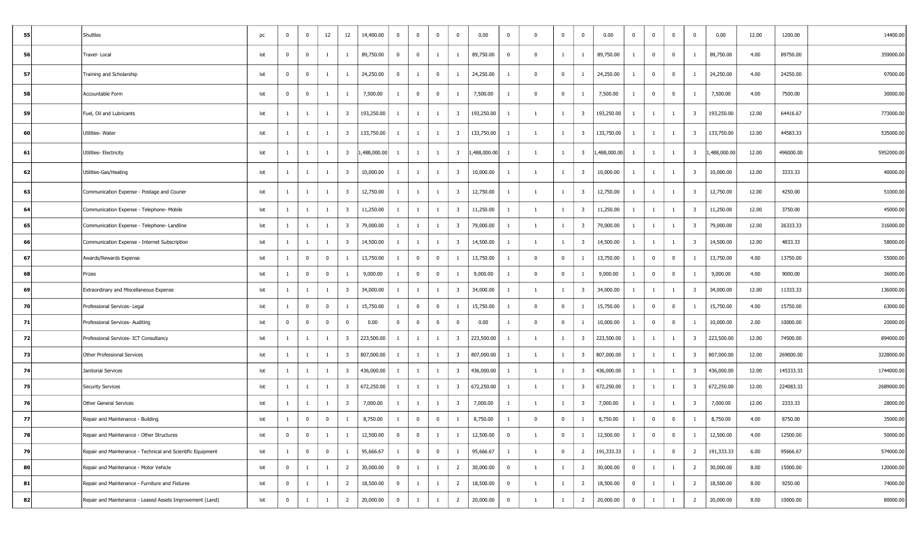| 55 | | Shuttles | pc | 0 | 0 | 12 | 12 | 14,400.00 | 0 | 0 | 0 | 0 | 0.00 | 0 | 0 | 0 | 0 | 0.00 | 0 | 0 | 0 | 0 | 0.00 | 12.00 | 1200.00 | 14400.00 |
|---|---|---|---|---|---|---|---|---|---|---|---|---|---|---|---|---|---|---|---|---|---|---|---|---|---|---|
| 56 | | Travel- Local | lot | 0 | 0 | 1 | 1 | 89,750.00 | 0 | 0 | 1 | 1 | 89,750.00 | 0 | 0 | 1 | 1 | 89,750.00 | 1 | 0 | 0 | 1 | 89,750.00 | 4.00 | 89750.00 | 359000.00 |
| 57 | | Training and Scholarship | lot | 0 | 0 | 1 | 1 | 24,250.00 | 0 | 1 | 0 | 1 | 24,250.00 | 1 | 0 | 0 | 1 | 24,250.00 | 1 | 0 | 0 | 1 | 24,250.00 | 4.00 | 24250.00 | 97000.00 |
| 58 | | Accountable Form | lot | 0 | 0 | 1 | 1 | 7,500.00 | 1 | 0 | 0 | 1 | 7,500.00 | 1 | 0 | 0 | 1 | 7,500.00 | 1 | 0 | 0 | 1 | 7,500.00 | 4.00 | 7500.00 | 30000.00 |
| 59 | | Fuel, Oil and Lubricants | lot | 1 | 1 | 1 | 3 | 193,250.00 | 1 | 1 | 1 | 3 | 193,250.00 | 1 | 1 | 1 | 3 | 193,250.00 | 1 | 1 | 1 | 3 | 193,250.00 | 12.00 | 64416.67 | 773000.00 |
| 60 | | Utilities- Water | lot | 1 | 1 | 1 | 3 | 133,750.00 | 1 | 1 | 1 | 3 | 133,750.00 | 1 | 1 | 1 | 3 | 133,750.00 | 1 | 1 | 1 | 3 | 133,750.00 | 12.00 | 44583.33 | 535000.00 |
| 61 | | Utilities- Electricity | lot | 1 | 1 | 1 | 3 | 1,488,000.00 | 1 | 1 | 1 | 3 | 1,488,000.00 | 1 | 1 | 1 | 3 | 1,488,000.00 | 1 | 1 | 1 | 3 | 1,488,000.00 | 12.00 | 496000.00 | 5952000.00 |
| 62 | | Utilities-Gas/Heating | lot | 1 | 1 | 1 | 3 | 10,000.00 | 1 | 1 | 1 | 3 | 10,000.00 | 1 | 1 | 1 | 3 | 10,000.00 | 1 | 1 | 1 | 3 | 10,000.00 | 12.00 | 3333.33 | 40000.00 |
| 63 | | Communication Expense - Postage and Courier | lot | 1 | 1 | 1 | 3 | 12,750.00 | 1 | 1 | 1 | 3 | 12,750.00 | 1 | 1 | 1 | 3 | 12,750.00 | 1 | 1 | 1 | 3 | 12,750.00 | 12.00 | 4250.00 | 51000.00 |
| 64 | | Communication Expense - Telephone- Mobile | lot | 1 | 1 | 1 | 3 | 11,250.00 | 1 | 1 | 1 | 3 | 11,250.00 | 1 | 1 | 1 | 3 | 11,250.00 | 1 | 1 | 1 | 3 | 11,250.00 | 12.00 | 3750.00 | 45000.00 |
| 65 | | Communication Expense - Telephone- Landline | lot | 1 | 1 | 1 | 3 | 79,000.00 | 1 | 1 | 1 | 3 | 79,000.00 | 1 | 1 | 1 | 3 | 79,000.00 | 1 | 1 | 1 | 3 | 79,000.00 | 12.00 | 26333.33 | 316000.00 |
| 66 | | Communication Expense - Internet Subscription | lot | 1 | 1 | 1 | 3 | 14,500.00 | 1 | 1 | 1 | 3 | 14,500.00 | 1 | 1 | 1 | 3 | 14,500.00 | 1 | 1 | 1 | 3 | 14,500.00 | 12.00 | 4833.33 | 58000.00 |
| 67 | | Awards/Rewards Expense | lot | 1 | 0 | 0 | 1 | 13,750.00 | 1 | 0 | 0 | 1 | 13,750.00 | 1 | 0 | 0 | 1 | 13,750.00 | 1 | 0 | 0 | 1 | 13,750.00 | 4.00 | 13750.00 | 55000.00 |
| 68 | | Prizes | lot | 1 | 0 | 0 | 1 | 9,000.00 | 1 | 0 | 0 | 1 | 9,000.00 | 1 | 0 | 0 | 1 | 9,000.00 | 1 | 0 | 0 | 1 | 9,000.00 | 4.00 | 9000.00 | 36000.00 |
| 69 | | Extraordinary and Miscellaneous Expense | lot | 1 | 1 | 1 | 3 | 34,000.00 | 1 | 1 | 1 | 3 | 34,000.00 | 1 | 1 | 1 | 3 | 34,000.00 | 1 | 1 | 1 | 3 | 34,000.00 | 12.00 | 11333.33 | 136000.00 |
| 70 | | Professional Services- Legal | lot | 1 | 0 | 0 | 1 | 15,750.00 | 1 | 0 | 0 | 1 | 15,750.00 | 1 | 0 | 0 | 1 | 15,750.00 | 1 | 0 | 0 | 1 | 15,750.00 | 4.00 | 15750.00 | 63000.00 |
| 71 | | Professional Services- Auditing | lot | 0 | 0 | 0 | 0 | 0.00 | 0 | 0 | 0 | 0 | 0.00 | 1 | 0 | 0 | 1 | 10,000.00 | 1 | 0 | 0 | 1 | 10,000.00 | 2.00 | 10000.00 | 20000.00 |
| 72 | | Professional Services- ICT Consultancy | lot | 1 | 1 | 1 | 3 | 223,500.00 | 1 | 1 | 1 | 3 | 223,500.00 | 1 | 1 | 1 | 3 | 223,500.00 | 1 | 1 | 1 | 3 | 223,500.00 | 12.00 | 74500.00 | 894000.00 |
| 73 | | Other Professional Services | lot | 1 | 1 | 1 | 3 | 807,000.00 | 1 | 1 | 1 | 3 | 807,000.00 | 1 | 1 | 1 | 3 | 807,000.00 | 1 | 1 | 1 | 3 | 807,000.00 | 12.00 | 269000.00 | 3228000.00 |
| 74 | | Janitorial Services | lot | 1 | 1 | 1 | 3 | 436,000.00 | 1 | 1 | 1 | 3 | 436,000.00 | 1 | 1 | 1 | 3 | 436,000.00 | 1 | 1 | 1 | 3 | 436,000.00 | 12.00 | 145333.33 | 1744000.00 |
| 75 | | Security Services | lot | 1 | 1 | 1 | 3 | 672,250.00 | 1 | 1 | 1 | 3 | 672,250.00 | 1 | 1 | 1 | 3 | 672,250.00 | 1 | 1 | 1 | 3 | 672,250.00 | 12.00 | 224083.33 | 2689000.00 |
| 76 | | Other General Services | lot | 1 | 1 | 1 | 3 | 7,000.00 | 1 | 1 | 1 | 3 | 7,000.00 | 1 | 1 | 1 | 3 | 7,000.00 | 1 | 1 | 1 | 3 | 7,000.00 | 12.00 | 2333.33 | 28000.00 |
| 77 | | Repair and Maintenance - Building | lot | 1 | 0 | 0 | 1 | 8,750.00 | 1 | 0 | 0 | 1 | 8,750.00 | 1 | 0 | 0 | 1 | 8,750.00 | 1 | 0 | 0 | 1 | 8,750.00 | 4.00 | 8750.00 | 35000.00 |
| 78 | | Repair and Maintenance - Other Structures | lot | 0 | 0 | 1 | 1 | 12,500.00 | 0 | 0 | 1 | 1 | 12,500.00 | 0 | 1 | 0 | 1 | 12,500.00 | 1 | 0 | 0 | 1 | 12,500.00 | 4.00 | 12500.00 | 50000.00 |
| 79 | | Repair and Maintenance - Technical and Scientific Equipment | lot | 1 | 0 | 0 | 1 | 95,666.67 | 1 | 0 | 0 | 1 | 95,666.67 | 1 | 1 | 0 | 2 | 191,333.33 | 1 | 1 | 0 | 2 | 191,333.33 | 6.00 | 95666.67 | 574000.00 |
| 80 | | Repair and Maintenance - Motor Vehicle | lot | 0 | 1 | 1 | 2 | 30,000.00 | 0 | 1 | 1 | 2 | 30,000.00 | 0 | 1 | 1 | 2 | 30,000.00 | 0 | 1 | 1 | 2 | 30,000.00 | 8.00 | 15000.00 | 120000.00 |
| 81 | | Repair and Maintenance - Furniture and Fixtures | lot | 0 | 1 | 1 | 2 | 18,500.00 | 0 | 1 | 1 | 2 | 18,500.00 | 0 | 1 | 1 | 2 | 18,500.00 | 0 | 1 | 1 | 2 | 18,500.00 | 8.00 | 9250.00 | 74000.00 |
| 82 | | Repair and Maintenance - Leased Assets Improvement (Land) | lot | 0 | 1 | 1 | 2 | 20,000.00 | 0 | 1 | 1 | 2 | 20,000.00 | 0 | 1 | 1 | 2 | 20,000.00 | 0 | 1 | 1 | 2 | 20,000.00 | 8.00 | 10000.00 | 80000.00 |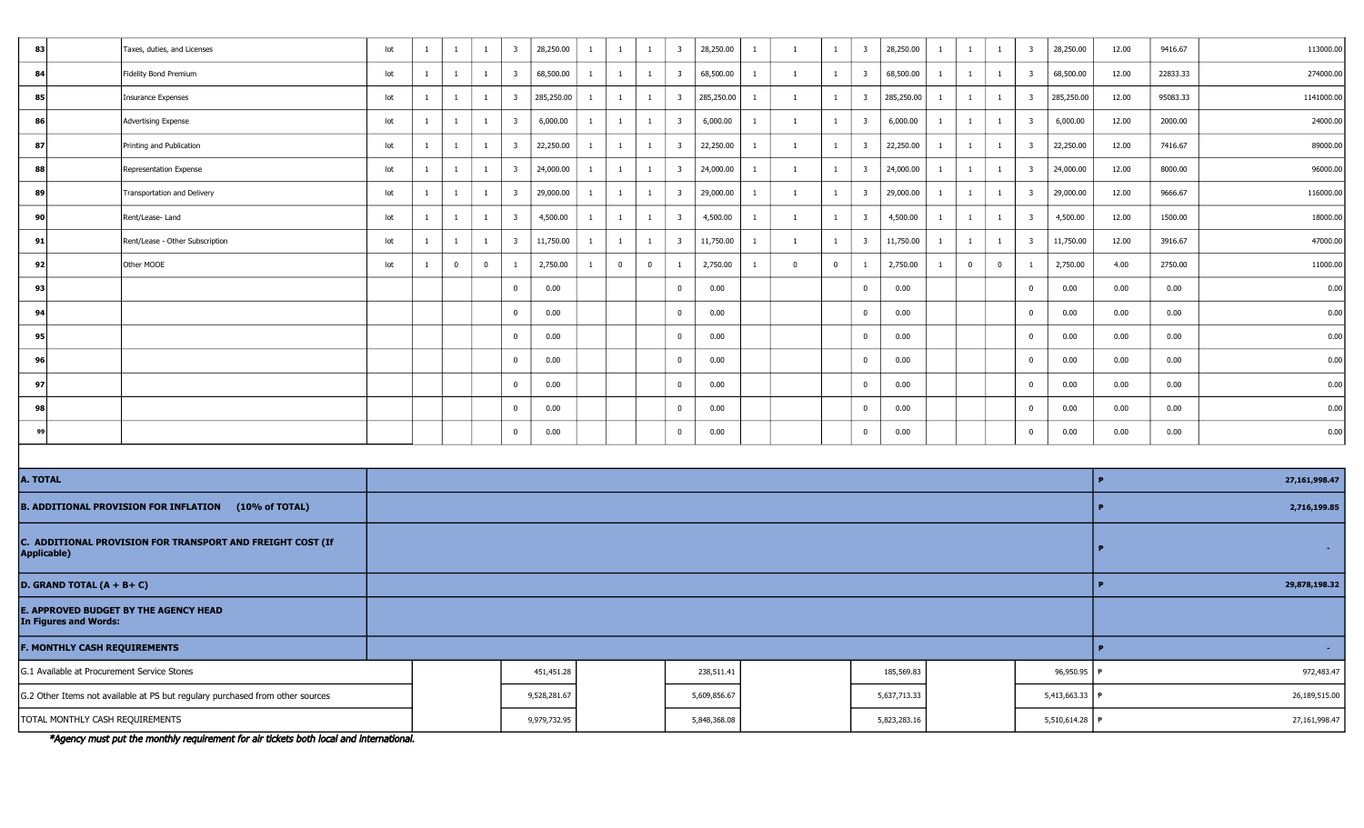| 83 | | Taxes, duties, and Licenses | lot | 1 | 1 | 1 | 3 | 28,250.00 | 1 | 1 | 1 | 3 | 28,250.00 | 1 | 1 | 1 | 3 | 28,250.00 | 1 | 1 | 1 | 3 | 28,250.00 | 12.00 | 9416.67 | 113000.00 |
|---|---|---|---|---|---|---|---|---|---|---|---|---|---|---|---|---|---|---|---|---|---|---|---|---|---|---|
| 84 | | Fidelity Bond Premium | lot | 1 | 1 | 1 | 3 | 68,500.00 | 1 | 1 | 1 | 3 | 68,500.00 | 1 | 1 | 1 | 3 | 68,500.00 | 1 | 1 | 1 | 3 | 68,500.00 | 12.00 | 22833.33 | 274000.00 |
| 85 | | Insurance Expenses | lot | 1 | 1 | 1 | 3 | 285,250.00 | 1 | 1 | 1 | 3 | 285,250.00 | 1 | 1 | 1 | 3 | 285,250.00 | 1 | 1 | 1 | 3 | 285,250.00 | 12.00 | 95083.33 | 1141000.00 |
| 86 | | Advertising Expense | lot | 1 | 1 | 1 | 3 | 6,000.00 | 1 | 1 | 1 | 3 | 6,000.00 | 1 | 1 | 1 | 3 | 6,000.00 | 1 | 1 | 1 | 3 | 6,000.00 | 12.00 | 2000.00 | 24000.00 |
| 87 | | Printing and Publication | lot | 1 | 1 | 1 | 3 | 22,250.00 | 1 | 1 | 1 | 3 | 22,250.00 | 1 | 1 | 1 | 3 | 22,250.00 | 1 | 1 | 1 | 3 | 22,250.00 | 12.00 | 7416.67 | 89000.00 |
| 88 | | Representation Expense | lot | 1 | 1 | 1 | 3 | 24,000.00 | 1 | 1 | 1 | 3 | 24,000.00 | 1 | 1 | 1 | 3 | 24,000.00 | 1 | 1 | 1 | 3 | 24,000.00 | 12.00 | 8000.00 | 96000.00 |
| 89 | | Transportation and Delivery | lot | 1 | 1 | 1 | 3 | 29,000.00 | 1 | 1 | 1 | 3 | 29,000.00 | 1 | 1 | 1 | 3 | 29,000.00 | 1 | 1 | 1 | 3 | 29,000.00 | 12.00 | 9666.67 | 116000.00 |
| 90 | | Rent/Lease- Land | lot | 1 | 1 | 1 | 3 | 4,500.00 | 1 | 1 | 1 | 3 | 4,500.00 | 1 | 1 | 1 | 3 | 4,500.00 | 1 | 1 | 1 | 3 | 4,500.00 | 12.00 | 1500.00 | 18000.00 |
| 91 | | Rent/Lease - Other Subscription | lot | 1 | 1 | 1 | 3 | 11,750.00 | 1 | 1 | 1 | 3 | 11,750.00 | 1 | 1 | 1 | 3 | 11,750.00 | 1 | 1 | 1 | 3 | 11,750.00 | 12.00 | 3916.67 | 47000.00 |
| 92 | | Other MOOE | lot | 1 | 0 | 0 | 1 | 2,750.00 | 1 | 0 | 0 | 1 | 2,750.00 | 1 | 0 | 0 | 1 | 2,750.00 | 1 | 0 | 0 | 1 | 2,750.00 | 4.00 | 2750.00 | 11000.00 |
| 93 | | | | | | | 0 | 0.00 | | | | 0 | 0.00 | | | | 0 | 0.00 | | | | 0 | 0.00 | 0.00 | 0.00 | 0.00 |
| 94 | | | | | | | 0 | 0.00 | | | | 0 | 0.00 | | | | 0 | 0.00 | | | | 0 | 0.00 | 0.00 | 0.00 | 0.00 |
| 95 | | | | | | | 0 | 0.00 | | | | 0 | 0.00 | | | | 0 | 0.00 | | | | 0 | 0.00 | 0.00 | 0.00 | 0.00 |
| 96 | | | | | | | 0 | 0.00 | | | | 0 | 0.00 | | | | 0 | 0.00 | | | | 0 | 0.00 | 0.00 | 0.00 | 0.00 |
| 97 | | | | | | | 0 | 0.00 | | | | 0 | 0.00 | | | | 0 | 0.00 | | | | 0 | 0.00 | 0.00 | 0.00 | 0.00 |
| 98 | | | | | | | 0 | 0.00 | | | | 0 | 0.00 | | | | 0 | 0.00 | | | | 0 | 0.00 | 0.00 | 0.00 | 0.00 |
| 99 | | | | | | | 0 | 0.00 | | | | 0 | 0.00 | | | | 0 | 0.00 | | | | 0 | 0.00 | 0.00 | 0.00 | 0.00 |

| | | |
|---|---|---|
| **A. TOTAL** | **P** | **27,161,998.47** |
| **B. ADDITIONAL PROVISION FOR INFLATION (10% of TOTAL)** | **P** | **2,716,199.85** |
| **C. ADDITIONAL PROVISION FOR TRANSPORT AND FREIGHT COST (If Applicable)** | **P** | **-** |
| **D. GRAND TOTAL (A + B+ C)** | **P** | **29,878,198.32** |
| **E. APPROVED BUDGET BY THE AGENCY HEAD In Figures and Words:** | | |
| **F. MONTHLY CASH REQUIREMENTS** | **P** | **-** |

| | | | | | | |
|---|---|---|---|---|---|---|
| G.1 Available at Procurement Service Stores | 451,451.28 | 238,511.41 | 185,569.83 | 96,950.95 | P | 972,483.47 |
| G.2 Other Items not available at PS but regulary purchased from other sources | 9,528,281.67 | 5,609,856.67 | 5,637,713.33 | 5,413,663.33 | P | 26,189,515.00 |
| TOTAL MONTHLY CASH REQUIREMENTS | 9,979,732.95 | 5,848,368.08 | 5,823,283.16 | 5,510,614.28 | P | 27,161,998.47 |

*Agency must put the monthly requirement for air tickets both local and international.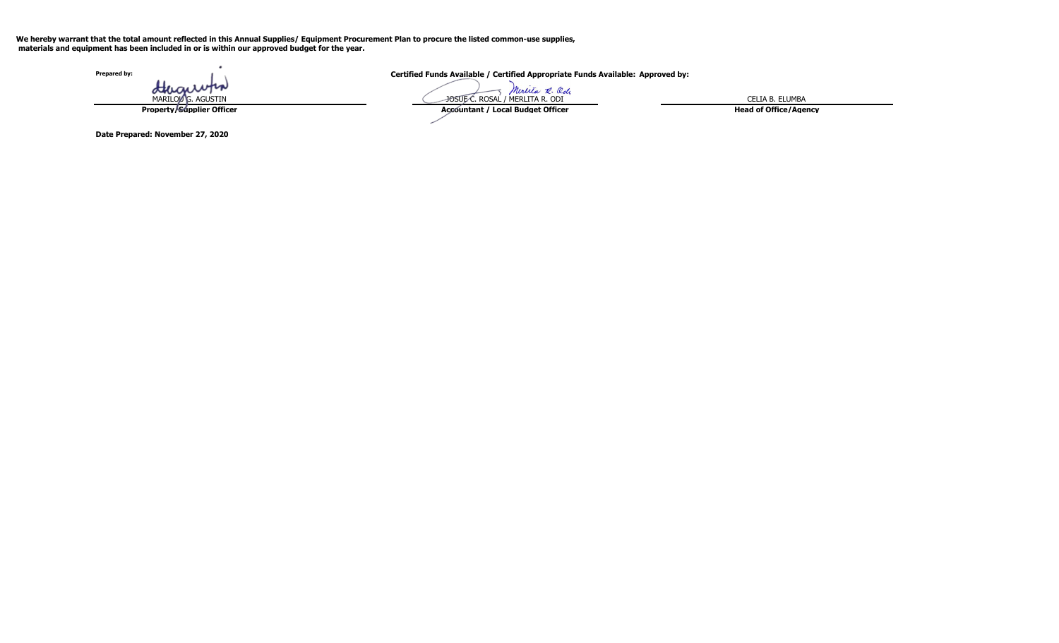**We hereby warrant that the total amount reflected in this Annual Supplies/ Equipment Procurement Plan to procure the listed common-use supplies, materials and equipment has been included in or is within our approved budget for the year.**

| Prepared by: | Certified Funds Available / Certified Appropriate Funds Available: | Approved by: |
|---|---|---|
| MARILOU G. AGUSTIN | JOSUE C. ROSAL / MERLITA R. ODI | CELIA B. ELUMBA |
| **Property/Supplier Officer** | **Accountant / Local Budget Officer** | **Head of Office/Agency** |

**Date Prepared: November 27, 2020**